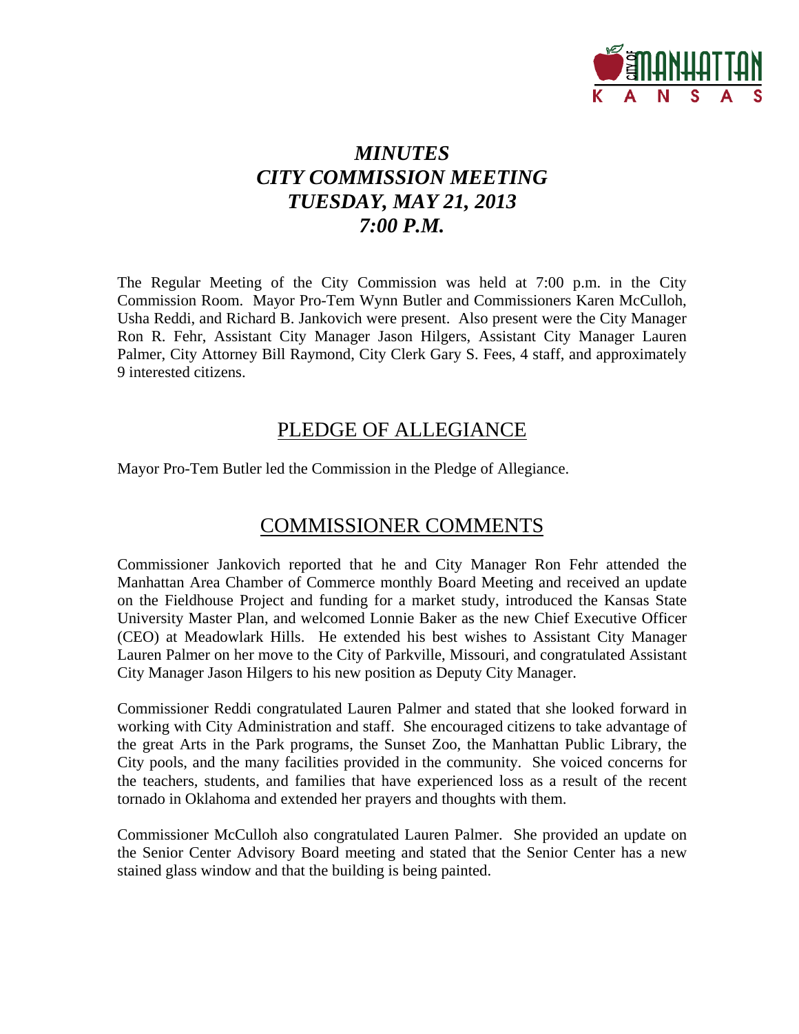# *MINUTES*
# *CITY COMMISSION MEETING*
# *TUESDAY, MAY 21, 2013*
# *7:00 P.M.*

The Regular Meeting of the City Commission was held at 7:00 p.m. in the City Commission Room. Mayor Pro-Tem Wynn Butler and Commissioners Karen McCulloh, Usha Reddi, and Richard B. Jankovich were present. Also present were the City Manager Ron R. Fehr, Assistant City Manager Jason Hilgers, Assistant City Manager Lauren Palmer, City Attorney Bill Raymond, City Clerk Gary S. Fees, 4 staff, and approximately 9 interested citizens.

## PLEDGE OF ALLEGIANCE

Mayor Pro-Tem Butler led the Commission in the Pledge of Allegiance.

## COMMISSIONER COMMENTS

Commissioner Jankovich reported that he and City Manager Ron Fehr attended the Manhattan Area Chamber of Commerce monthly Board Meeting and received an update on the Fieldhouse Project and funding for a market study, introduced the Kansas State University Master Plan, and welcomed Lonnie Baker as the new Chief Executive Officer (CEO) at Meadowlark Hills. He extended his best wishes to Assistant City Manager Lauren Palmer on her move to the City of Parkville, Missouri, and congratulated Assistant City Manager Jason Hilgers to his new position as Deputy City Manager.

Commissioner Reddi congratulated Lauren Palmer and stated that she looked forward in working with City Administration and staff. She encouraged citizens to take advantage of the great Arts in the Park programs, the Sunset Zoo, the Manhattan Public Library, the City pools, and the many facilities provided in the community. She voiced concerns for the teachers, students, and families that have experienced loss as a result of the recent tornado in Oklahoma and extended her prayers and thoughts with them.

Commissioner McCulloh also congratulated Lauren Palmer. She provided an update on the Senior Center Advisory Board meeting and stated that the Senior Center has a new stained glass window and that the building is being painted.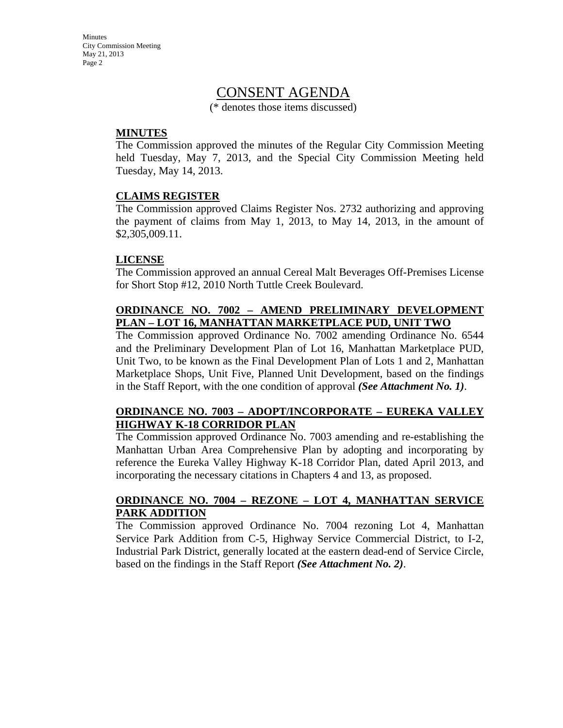# CONSENT AGENDA

(* denotes those items discussed)

**MINUTES**

The Commission approved the minutes of the Regular City Commission Meeting held Tuesday, May 7, 2013, and the Special City Commission Meeting held Tuesday, May 14, 2013.

**CLAIMS REGISTER**

The Commission approved Claims Register Nos. 2732 authorizing and approving the payment of claims from May 1, 2013, to May 14, 2013, in the amount of $2,305,009.11.

**LICENSE**

The Commission approved an annual Cereal Malt Beverages Off-Premises License for Short Stop #12, 2010 North Tuttle Creek Boulevard.

**ORDINANCE NO. 7002 – AMEND PRELIMINARY DEVELOPMENT PLAN – LOT 16, MANHATTAN MARKETPLACE PUD, UNIT TWO**

The Commission approved Ordinance No. 7002 amending Ordinance No. 6544 and the Preliminary Development Plan of Lot 16, Manhattan Marketplace PUD, Unit Two, to be known as the Final Development Plan of Lots 1 and 2, Manhattan Marketplace Shops, Unit Five, Planned Unit Development, based on the findings in the Staff Report, with the one condition of approval ***(See Attachment No. 1)***.

**ORDINANCE NO. 7003 – ADOPT/INCORPORATE – EUREKA VALLEY HIGHWAY K-18 CORRIDOR PLAN**

The Commission approved Ordinance No. 7003 amending and re-establishing the Manhattan Urban Area Comprehensive Plan by adopting and incorporating by reference the Eureka Valley Highway K-18 Corridor Plan, dated April 2013, and incorporating the necessary citations in Chapters 4 and 13, as proposed.

**ORDINANCE NO. 7004 – REZONE – LOT 4, MANHATTAN SERVICE PARK ADDITION**

The Commission approved Ordinance No. 7004 rezoning Lot 4, Manhattan Service Park Addition from C-5, Highway Service Commercial District, to I-2, Industrial Park District, generally located at the eastern dead-end of Service Circle, based on the findings in the Staff Report ***(See Attachment No. 2)***.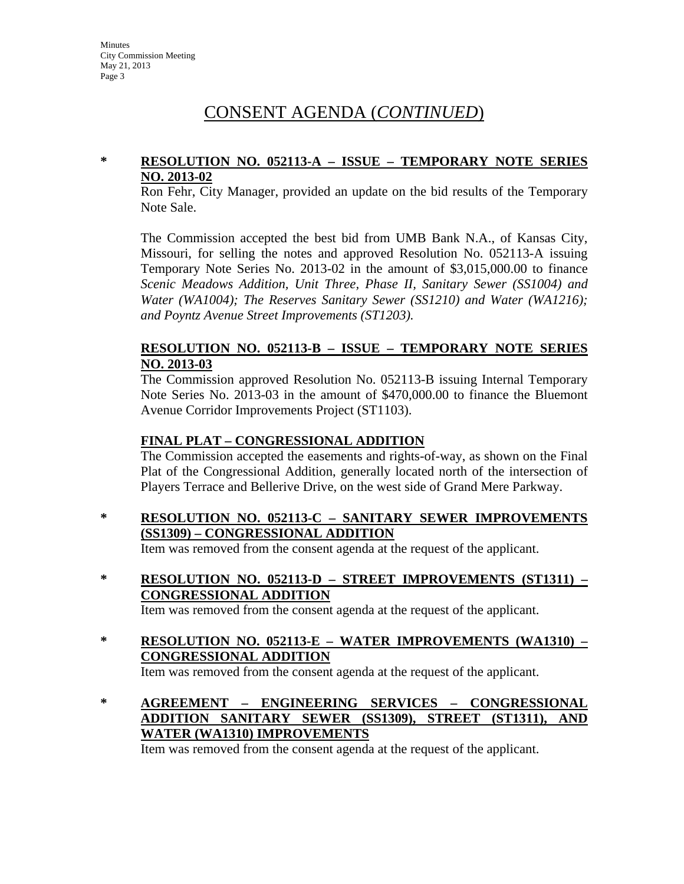# CONSENT AGENDA (*CONTINUED*)

\* **RESOLUTION NO. 052113-A – ISSUE – TEMPORARY NOTE SERIES NO. 2013-02**

Ron Fehr, City Manager, provided an update on the bid results of the Temporary Note Sale.

The Commission accepted the best bid from UMB Bank N.A., of Kansas City, Missouri, for selling the notes and approved Resolution No. 052113-A issuing Temporary Note Series No. 2013-02 in the amount of $3,015,000.00 to finance *Scenic Meadows Addition, Unit Three, Phase II, Sanitary Sewer (SS1004) and Water (WA1004); The Reserves Sanitary Sewer (SS1210) and Water (WA1216); and Poyntz Avenue Street Improvements (ST1203).*

**RESOLUTION NO. 052113-B – ISSUE – TEMPORARY NOTE SERIES NO. 2013-03**

The Commission approved Resolution No. 052113-B issuing Internal Temporary Note Series No. 2013-03 in the amount of $470,000.00 to finance the Bluemont Avenue Corridor Improvements Project (ST1103).

**FINAL PLAT – CONGRESSIONAL ADDITION**

The Commission accepted the easements and rights-of-way, as shown on the Final Plat of the Congressional Addition, generally located north of the intersection of Players Terrace and Bellerive Drive, on the west side of Grand Mere Parkway.

\* **RESOLUTION NO. 052113-C – SANITARY SEWER IMPROVEMENTS (SS1309) – CONGRESSIONAL ADDITION**

Item was removed from the consent agenda at the request of the applicant.

\* **RESOLUTION NO. 052113-D – STREET IMPROVEMENTS (ST1311) – CONGRESSIONAL ADDITION**

Item was removed from the consent agenda at the request of the applicant.

\* **RESOLUTION NO. 052113-E – WATER IMPROVEMENTS (WA1310) – CONGRESSIONAL ADDITION**

Item was removed from the consent agenda at the request of the applicant.

\* **AGREEMENT – ENGINEERING SERVICES – CONGRESSIONAL ADDITION SANITARY SEWER (SS1309), STREET (ST1311), AND WATER (WA1310) IMPROVEMENTS**

Item was removed from the consent agenda at the request of the applicant.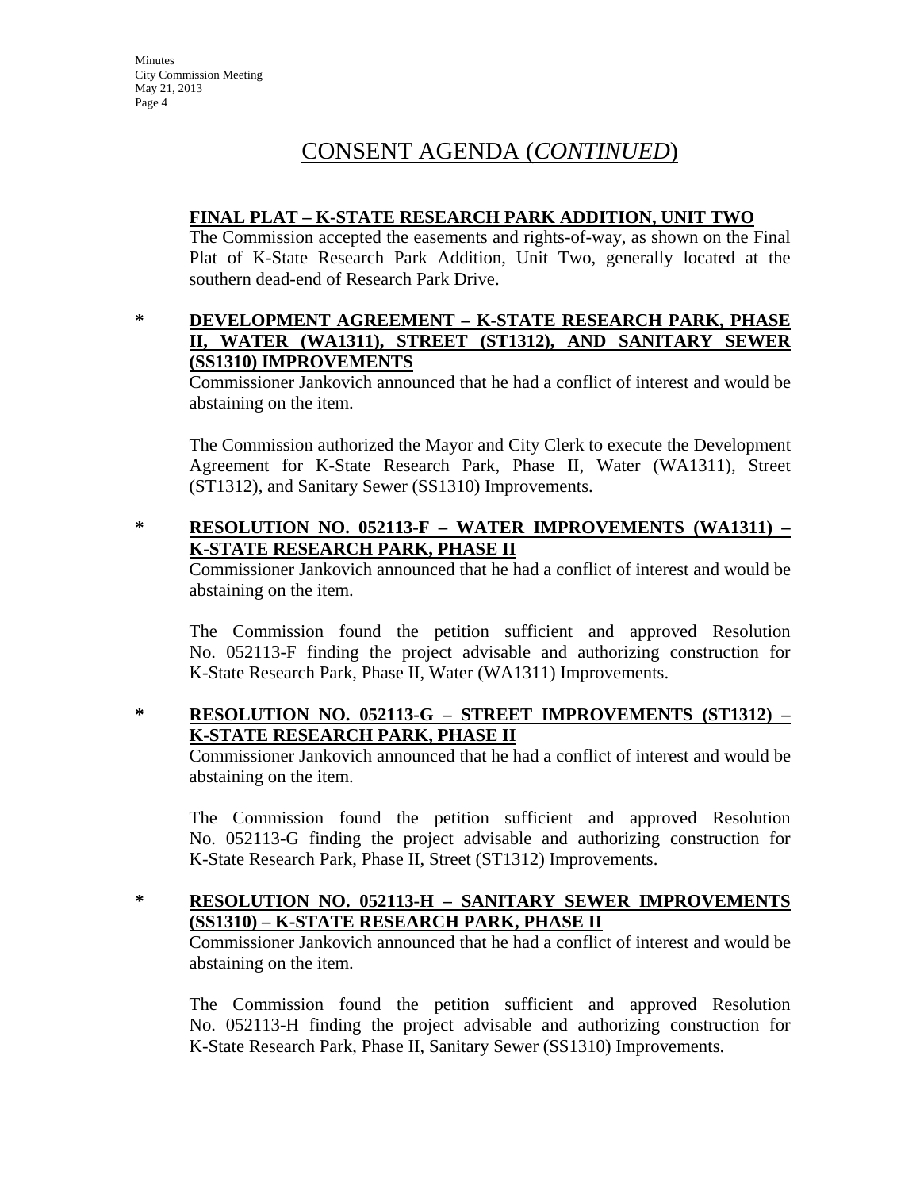# CONSENT AGENDA (*CONTINUED*)

**FINAL PLAT – K-STATE RESEARCH PARK ADDITION, UNIT TWO**

The Commission accepted the easements and rights-of-way, as shown on the Final Plat of K-State Research Park Addition, Unit Two, generally located at the southern dead-end of Research Park Drive.

\* **DEVELOPMENT AGREEMENT – K-STATE RESEARCH PARK, PHASE II, WATER (WA1311), STREET (ST1312), AND SANITARY SEWER (SS1310) IMPROVEMENTS**

Commissioner Jankovich announced that he had a conflict of interest and would be abstaining on the item.

The Commission authorized the Mayor and City Clerk to execute the Development Agreement for K-State Research Park, Phase II, Water (WA1311), Street (ST1312), and Sanitary Sewer (SS1310) Improvements.

\* **RESOLUTION NO. 052113-F – WATER IMPROVEMENTS (WA1311) – K-STATE RESEARCH PARK, PHASE II**

Commissioner Jankovich announced that he had a conflict of interest and would be abstaining on the item.

The Commission found the petition sufficient and approved Resolution No. 052113-F finding the project advisable and authorizing construction for K-State Research Park, Phase II, Water (WA1311) Improvements.

\* **RESOLUTION NO. 052113-G – STREET IMPROVEMENTS (ST1312) – K-STATE RESEARCH PARK, PHASE II**

Commissioner Jankovich announced that he had a conflict of interest and would be abstaining on the item.

The Commission found the petition sufficient and approved Resolution No. 052113-G finding the project advisable and authorizing construction for K-State Research Park, Phase II, Street (ST1312) Improvements.

\* **RESOLUTION NO. 052113-H – SANITARY SEWER IMPROVEMENTS (SS1310) – K-STATE RESEARCH PARK, PHASE II**

Commissioner Jankovich announced that he had a conflict of interest and would be abstaining on the item.

The Commission found the petition sufficient and approved Resolution No. 052113-H finding the project advisable and authorizing construction for K-State Research Park, Phase II, Sanitary Sewer (SS1310) Improvements.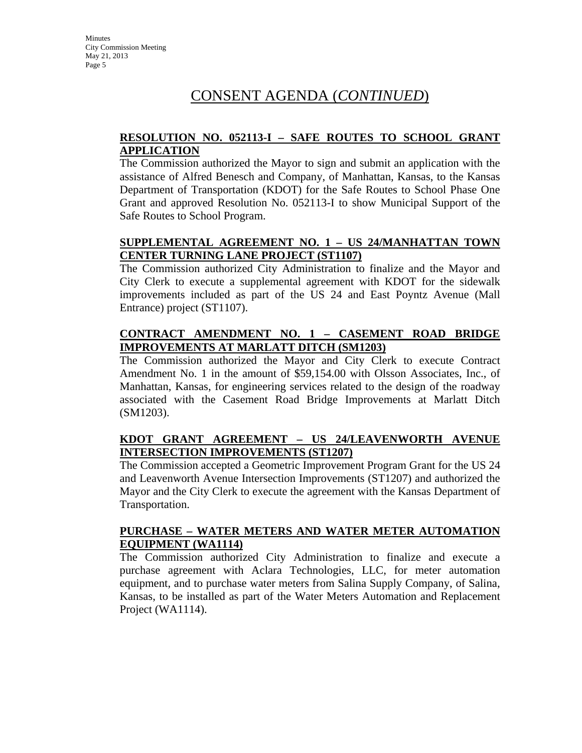# CONSENT AGENDA (*CONTINUED*)

**RESOLUTION NO. 052113-I – SAFE ROUTES TO SCHOOL GRANT APPLICATION**

The Commission authorized the Mayor to sign and submit an application with the assistance of Alfred Benesch and Company, of Manhattan, Kansas, to the Kansas Department of Transportation (KDOT) for the Safe Routes to School Phase One Grant and approved Resolution No. 052113-I to show Municipal Support of the Safe Routes to School Program.

**SUPPLEMENTAL AGREEMENT NO. 1 – US 24/MANHATTAN TOWN CENTER TURNING LANE PROJECT (ST1107)**

The Commission authorized City Administration to finalize and the Mayor and City Clerk to execute a supplemental agreement with KDOT for the sidewalk improvements included as part of the US 24 and East Poyntz Avenue (Mall Entrance) project (ST1107).

**CONTRACT AMENDMENT NO. 1 – CASEMENT ROAD BRIDGE IMPROVEMENTS AT MARLATT DITCH (SM1203)**

The Commission authorized the Mayor and City Clerk to execute Contract Amendment No. 1 in the amount of $59,154.00 with Olsson Associates, Inc., of Manhattan, Kansas, for engineering services related to the design of the roadway associated with the Casement Road Bridge Improvements at Marlatt Ditch (SM1203).

**KDOT GRANT AGREEMENT – US 24/LEAVENWORTH AVENUE INTERSECTION IMPROVEMENTS (ST1207)**

The Commission accepted a Geometric Improvement Program Grant for the US 24 and Leavenworth Avenue Intersection Improvements (ST1207) and authorized the Mayor and the City Clerk to execute the agreement with the Kansas Department of Transportation.

**PURCHASE – WATER METERS AND WATER METER AUTOMATION EQUIPMENT (WA1114)**

The Commission authorized City Administration to finalize and execute a purchase agreement with Aclara Technologies, LLC, for meter automation equipment, and to purchase water meters from Salina Supply Company, of Salina, Kansas, to be installed as part of the Water Meters Automation and Replacement Project (WA1114).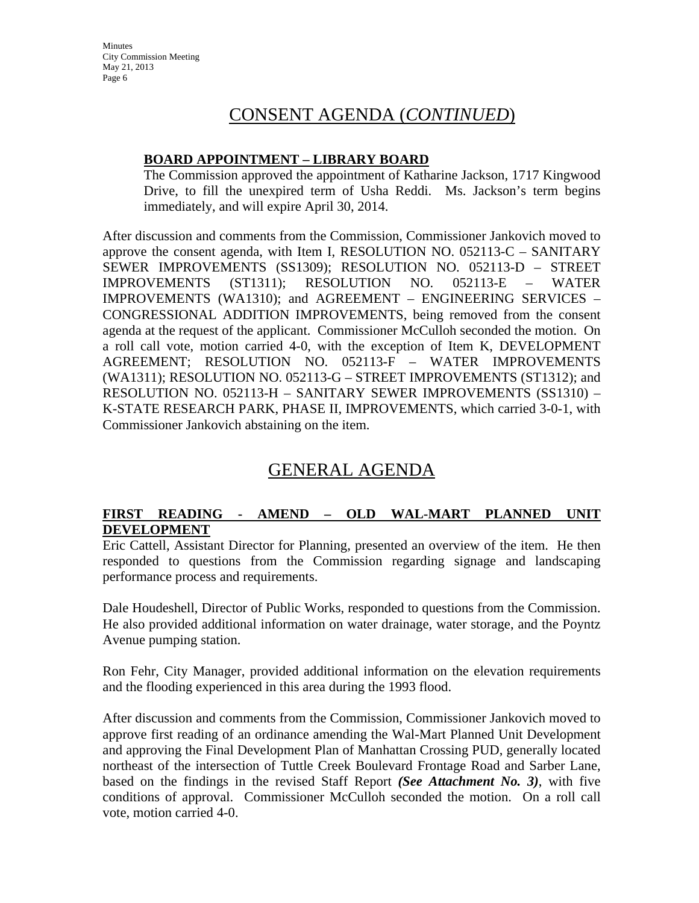## CONSENT AGENDA (*CONTINUED*)

**BOARD APPOINTMENT – LIBRARY BOARD**

The Commission approved the appointment of Katharine Jackson, 1717 Kingwood Drive, to fill the unexpired term of Usha Reddi. Ms. Jackson's term begins immediately, and will expire April 30, 2014.

After discussion and comments from the Commission, Commissioner Jankovich moved to approve the consent agenda, with Item I, RESOLUTION NO. 052113-C – SANITARY SEWER IMPROVEMENTS (SS1309); RESOLUTION NO. 052113-D – STREET IMPROVEMENTS (ST1311); RESOLUTION NO. 052113-E – WATER IMPROVEMENTS (WA1310); and AGREEMENT – ENGINEERING SERVICES – CONGRESSIONAL ADDITION IMPROVEMENTS, being removed from the consent agenda at the request of the applicant. Commissioner McCulloh seconded the motion. On a roll call vote, motion carried 4-0, with the exception of Item K, DEVELOPMENT AGREEMENT; RESOLUTION NO. 052113-F – WATER IMPROVEMENTS (WA1311); RESOLUTION NO. 052113-G – STREET IMPROVEMENTS (ST1312); and RESOLUTION NO. 052113-H – SANITARY SEWER IMPROVEMENTS (SS1310) – K-STATE RESEARCH PARK, PHASE II, IMPROVEMENTS, which carried 3-0-1, with Commissioner Jankovich abstaining on the item.

## GENERAL AGENDA

**FIRST READING - AMEND – OLD WAL-MART PLANNED UNIT DEVELOPMENT**

Eric Cattell, Assistant Director for Planning, presented an overview of the item. He then responded to questions from the Commission regarding signage and landscaping performance process and requirements.

Dale Houdeshell, Director of Public Works, responded to questions from the Commission. He also provided additional information on water drainage, water storage, and the Poyntz Avenue pumping station.

Ron Fehr, City Manager, provided additional information on the elevation requirements and the flooding experienced in this area during the 1993 flood.

After discussion and comments from the Commission, Commissioner Jankovich moved to approve first reading of an ordinance amending the Wal-Mart Planned Unit Development and approving the Final Development Plan of Manhattan Crossing PUD, generally located northeast of the intersection of Tuttle Creek Boulevard Frontage Road and Sarber Lane, based on the findings in the revised Staff Report ***(See Attachment No. 3)***, with five conditions of approval. Commissioner McCulloh seconded the motion. On a roll call vote, motion carried 4-0.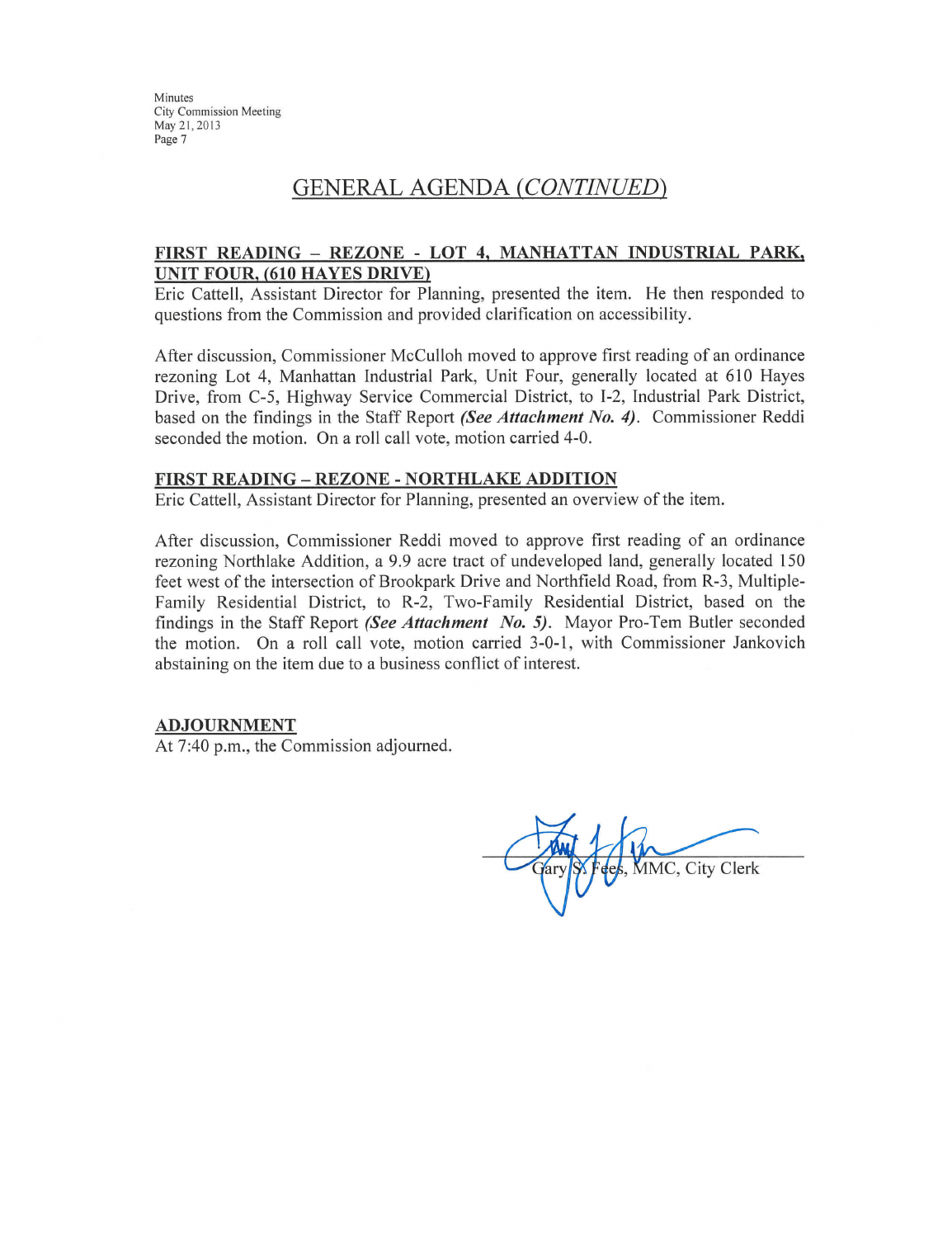## GENERAL AGENDA (*CONTINUED*)

**FIRST READING – REZONE - LOT 4, MANHATTAN INDUSTRIAL PARK, UNIT FOUR, (610 HAYES DRIVE)**

Eric Cattell, Assistant Director for Planning, presented the item. He then responded to questions from the Commission and provided clarification on accessibility.

After discussion, Commissioner McCulloh moved to approve first reading of an ordinance rezoning Lot 4, Manhattan Industrial Park, Unit Four, generally located at 610 Hayes Drive, from C-5, Highway Service Commercial District, to I-2, Industrial Park District, based on the findings in the Staff Report ***(See Attachment No. 4)***. Commissioner Reddi seconded the motion. On a roll call vote, motion carried 4-0.

**FIRST READING – REZONE - NORTHLAKE ADDITION**

Eric Cattell, Assistant Director for Planning, presented an overview of the item.

After discussion, Commissioner Reddi moved to approve first reading of an ordinance rezoning Northlake Addition, a 9.9 acre tract of undeveloped land, generally located 150 feet west of the intersection of Brookpark Drive and Northfield Road, from R-3, Multiple-Family Residential District, to R-2, Two-Family Residential District, based on the findings in the Staff Report ***(See Attachment No. 5)***. Mayor Pro-Tem Butler seconded the motion. On a roll call vote, motion carried 3-0-1, with Commissioner Jankovich abstaining on the item due to a business conflict of interest.

**ADJOURNMENT**

At 7:40 p.m., the Commission adjourned.

Gary S. Fees, MMC, City Clerk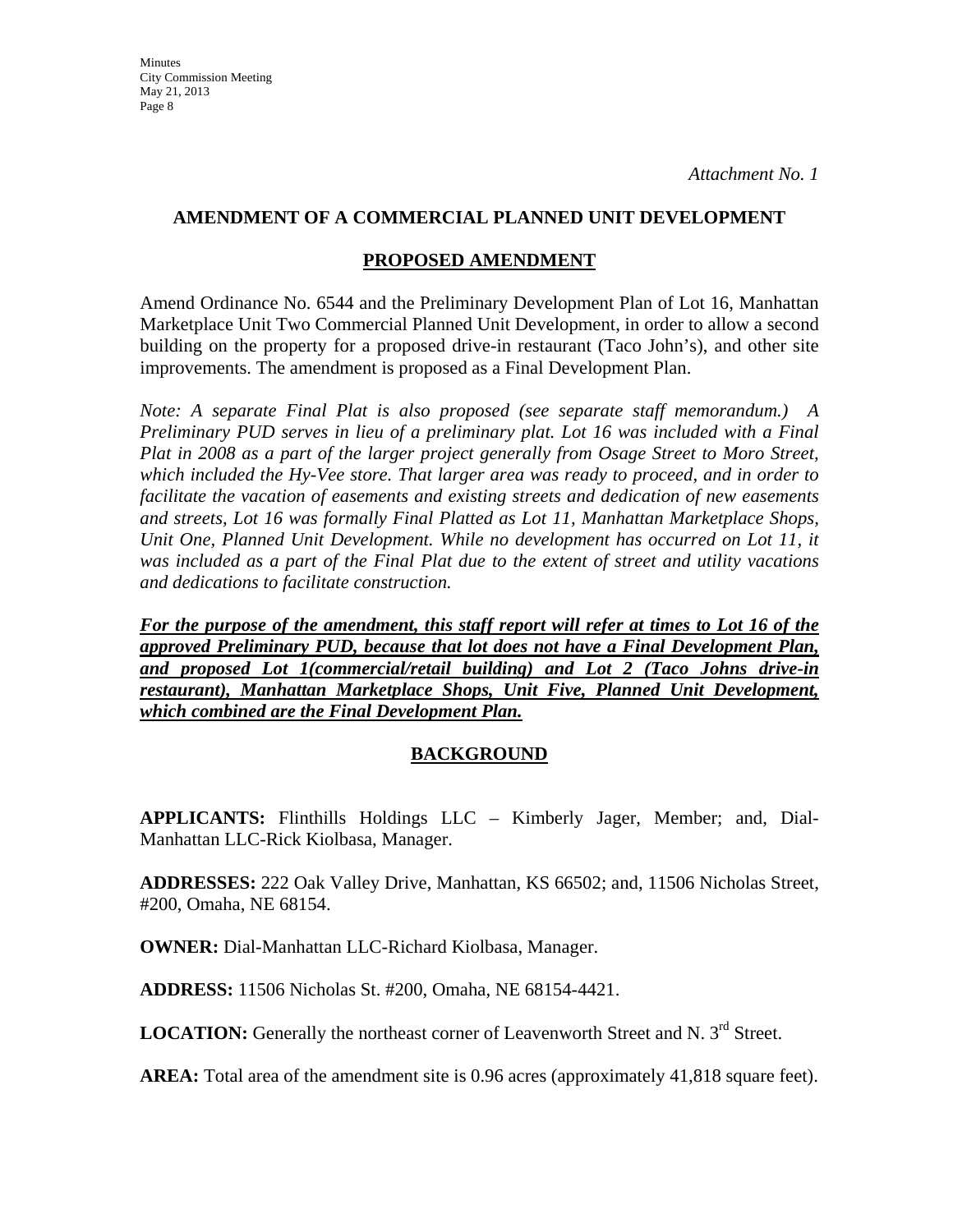*Attachment No. 1*

## AMENDMENT OF A COMMERCIAL PLANNED UNIT DEVELOPMENT

### PROPOSED AMENDMENT

Amend Ordinance No. 6544 and the Preliminary Development Plan of Lot 16, Manhattan Marketplace Unit Two Commercial Planned Unit Development, in order to allow a second building on the property for a proposed drive-in restaurant (Taco John's), and other site improvements. The amendment is proposed as a Final Development Plan.

*Note: A separate Final Plat is also proposed (see separate staff memorandum.) A Preliminary PUD serves in lieu of a preliminary plat. Lot 16 was included with a Final Plat in 2008 as a part of the larger project generally from Osage Street to Moro Street, which included the Hy-Vee store. That larger area was ready to proceed, and in order to facilitate the vacation of easements and existing streets and dedication of new easements and streets, Lot 16 was formally Final Platted as Lot 11, Manhattan Marketplace Shops, Unit One, Planned Unit Development. While no development has occurred on Lot 11, it was included as a part of the Final Plat due to the extent of street and utility vacations and dedications to facilitate construction.*

***For the purpose of the amendment, this staff report will refer at times to Lot 16 of the approved Preliminary PUD, because that lot does not have a Final Development Plan, and proposed Lot 1(commercial/retail building) and Lot 2 (Taco Johns drive-in restaurant), Manhattan Marketplace Shops, Unit Five, Planned Unit Development, which combined are the Final Development Plan.***

### BACKGROUND

**APPLICANTS:** Flinthills Holdings LLC – Kimberly Jager, Member; and, Dial-Manhattan LLC-Rick Kiolbasa, Manager.

**ADDRESSES:** 222 Oak Valley Drive, Manhattan, KS 66502; and, 11506 Nicholas Street, #200, Omaha, NE 68154.

**OWNER:** Dial-Manhattan LLC-Richard Kiolbasa, Manager.

**ADDRESS:** 11506 Nicholas St. #200, Omaha, NE 68154-4421.

**LOCATION:** Generally the northeast corner of Leavenworth Street and N. 3rd Street.

**AREA:** Total area of the amendment site is 0.96 acres (approximately 41,818 square feet).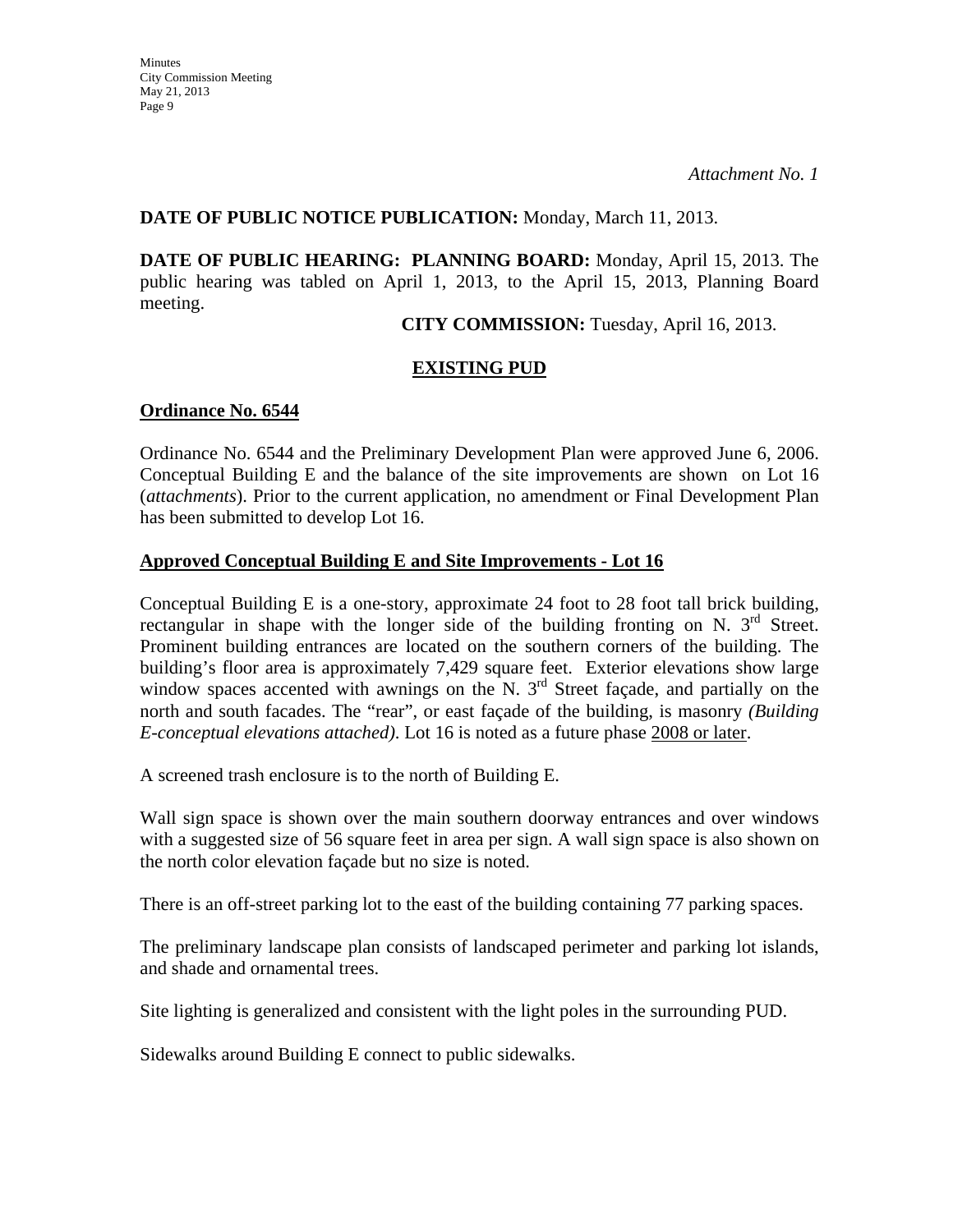*Attachment No. 1*

**DATE OF PUBLIC NOTICE PUBLICATION:** Monday, March 11, 2013.

**DATE OF PUBLIC HEARING: PLANNING BOARD:** Monday, April 15, 2013. The public hearing was tabled on April 1, 2013, to the April 15, 2013, Planning Board meeting.

**CITY COMMISSION:** Tuesday, April 16, 2013.

## <u>EXISTING PUD</u>

### <u>Ordinance No. 6544</u>

Ordinance No. 6544 and the Preliminary Development Plan were approved June 6, 2006. Conceptual Building E and the balance of the site improvements are shown on Lot 16 (*attachments*). Prior to the current application, no amendment or Final Development Plan has been submitted to develop Lot 16.

### <u>Approved Conceptual Building E and Site Improvements - Lot 16</u>

Conceptual Building E is a one-story, approximate 24 foot to 28 foot tall brick building, rectangular in shape with the longer side of the building fronting on N. 3rd Street. Prominent building entrances are located on the southern corners of the building. The building's floor area is approximately 7,429 square feet. Exterior elevations show large window spaces accented with awnings on the N. 3rd Street façade, and partially on the north and south facades. The "rear", or east façade of the building, is masonry *(Building E-conceptual elevations attached)*. Lot 16 is noted as a future phase <u>2008 or later</u>.

A screened trash enclosure is to the north of Building E.

Wall sign space is shown over the main southern doorway entrances and over windows with a suggested size of 56 square feet in area per sign. A wall sign space is also shown on the north color elevation façade but no size is noted.

There is an off-street parking lot to the east of the building containing 77 parking spaces.

The preliminary landscape plan consists of landscaped perimeter and parking lot islands, and shade and ornamental trees.

Site lighting is generalized and consistent with the light poles in the surrounding PUD.

Sidewalks around Building E connect to public sidewalks.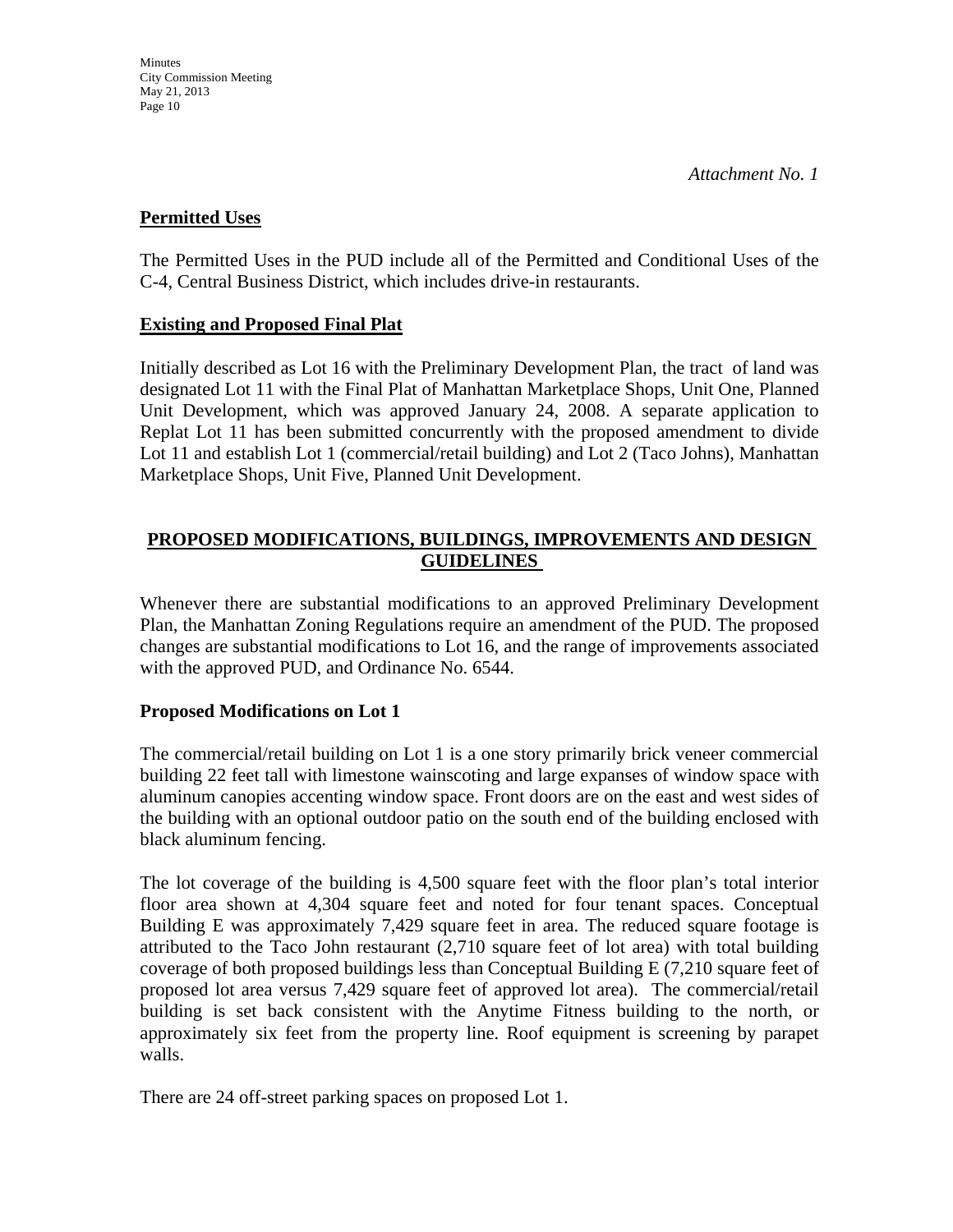*Attachment No. 1*

**Permitted Uses**

The Permitted Uses in the PUD include all of the Permitted and Conditional Uses of the C-4, Central Business District, which includes drive-in restaurants.

**Existing and Proposed Final Plat**

Initially described as Lot 16 with the Preliminary Development Plan, the tract of land was designated Lot 11 with the Final Plat of Manhattan Marketplace Shops, Unit One, Planned Unit Development, which was approved January 24, 2008. A separate application to Replat Lot 11 has been submitted concurrently with the proposed amendment to divide Lot 11 and establish Lot 1 (commercial/retail building) and Lot 2 (Taco Johns), Manhattan Marketplace Shops, Unit Five, Planned Unit Development.

**PROPOSED MODIFICATIONS, BUILDINGS, IMPROVEMENTS AND DESIGN GUIDELINES**

Whenever there are substantial modifications to an approved Preliminary Development Plan, the Manhattan Zoning Regulations require an amendment of the PUD. The proposed changes are substantial modifications to Lot 16, and the range of improvements associated with the approved PUD, and Ordinance No. 6544.

**Proposed Modifications on Lot 1**

The commercial/retail building on Lot 1 is a one story primarily brick veneer commercial building 22 feet tall with limestone wainscoting and large expanses of window space with aluminum canopies accenting window space. Front doors are on the east and west sides of the building with an optional outdoor patio on the south end of the building enclosed with black aluminum fencing.

The lot coverage of the building is 4,500 square feet with the floor plan's total interior floor area shown at 4,304 square feet and noted for four tenant spaces. Conceptual Building E was approximately 7,429 square feet in area. The reduced square footage is attributed to the Taco John restaurant (2,710 square feet of lot area) with total building coverage of both proposed buildings less than Conceptual Building E (7,210 square feet of proposed lot area versus 7,429 square feet of approved lot area). The commercial/retail building is set back consistent with the Anytime Fitness building to the north, or approximately six feet from the property line. Roof equipment is screening by parapet walls.

There are 24 off-street parking spaces on proposed Lot 1.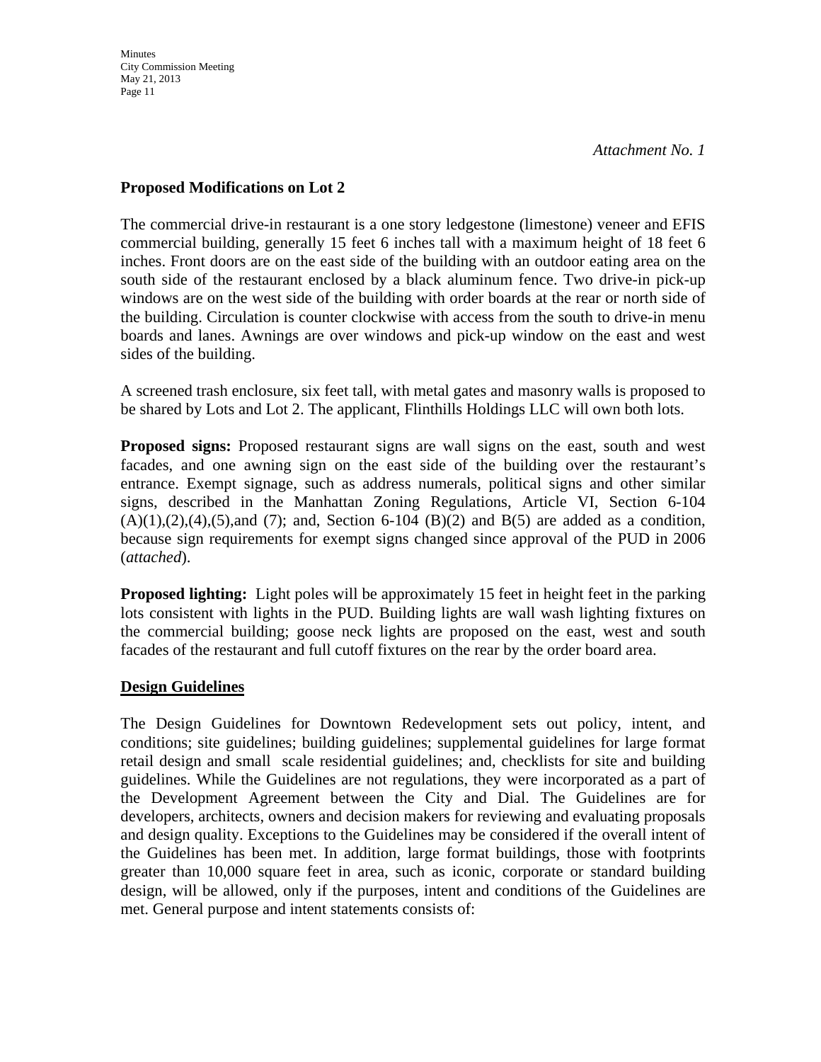*Attachment No. 1*

**Proposed Modifications on Lot 2**

The commercial drive-in restaurant is a one story ledgestone (limestone) veneer and EFIS commercial building, generally 15 feet 6 inches tall with a maximum height of 18 feet 6 inches. Front doors are on the east side of the building with an outdoor eating area on the south side of the restaurant enclosed by a black aluminum fence. Two drive-in pick-up windows are on the west side of the building with order boards at the rear or north side of the building. Circulation is counter clockwise with access from the south to drive-in menu boards and lanes. Awnings are over windows and pick-up window on the east and west sides of the building.

A screened trash enclosure, six feet tall, with metal gates and masonry walls is proposed to be shared by Lots and Lot 2. The applicant, Flinthills Holdings LLC will own both lots.

**Proposed signs:** Proposed restaurant signs are wall signs on the east, south and west facades, and one awning sign on the east side of the building over the restaurant's entrance. Exempt signage, such as address numerals, political signs and other similar signs, described in the Manhattan Zoning Regulations, Article VI, Section 6-104 (A)(1),(2),(4),(5),and (7); and, Section 6-104 (B)(2) and B(5) are added as a condition, because sign requirements for exempt signs changed since approval of the PUD in 2006 (*attached*).

**Proposed lighting:** Light poles will be approximately 15 feet in height feet in the parking lots consistent with lights in the PUD. Building lights are wall wash lighting fixtures on the commercial building; goose neck lights are proposed on the east, west and south facades of the restaurant and full cutoff fixtures on the rear by the order board area.

<u>**Design Guidelines**</u>

The Design Guidelines for Downtown Redevelopment sets out policy, intent, and conditions; site guidelines; building guidelines; supplemental guidelines for large format retail design and small scale residential guidelines; and, checklists for site and building guidelines. While the Guidelines are not regulations, they were incorporated as a part of the Development Agreement between the City and Dial. The Guidelines are for developers, architects, owners and decision makers for reviewing and evaluating proposals and design quality. Exceptions to the Guidelines may be considered if the overall intent of the Guidelines has been met. In addition, large format buildings, those with footprints greater than 10,000 square feet in area, such as iconic, corporate or standard building design, will be allowed, only if the purposes, intent and conditions of the Guidelines are met. General purpose and intent statements consists of: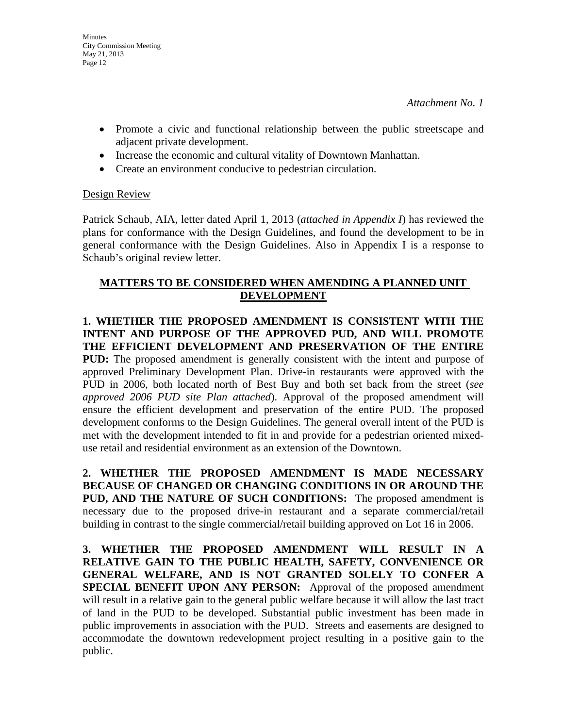*Attachment No. 1*

- Promote a civic and functional relationship between the public streetscape and adjacent private development.
- Increase the economic and cultural vitality of Downtown Manhattan.
- Create an environment conducive to pedestrian circulation.

Design Review

Patrick Schaub, AIA, letter dated April 1, 2013 (*attached in Appendix I*) has reviewed the plans for conformance with the Design Guidelines, and found the development to be in general conformance with the Design Guidelines. Also in Appendix I is a response to Schaub's original review letter.

## **MATTERS TO BE CONSIDERED WHEN AMENDING A PLANNED UNIT DEVELOPMENT**

**1. WHETHER THE PROPOSED AMENDMENT IS CONSISTENT WITH THE INTENT AND PURPOSE OF THE APPROVED PUD, AND WILL PROMOTE THE EFFICIENT DEVELOPMENT AND PRESERVATION OF THE ENTIRE PUD:** The proposed amendment is generally consistent with the intent and purpose of approved Preliminary Development Plan. Drive-in restaurants were approved with the PUD in 2006, both located north of Best Buy and both set back from the street (*see approved 2006 PUD site Plan attached*). Approval of the proposed amendment will ensure the efficient development and preservation of the entire PUD. The proposed development conforms to the Design Guidelines. The general overall intent of the PUD is met with the development intended to fit in and provide for a pedestrian oriented mixed-use retail and residential environment as an extension of the Downtown.

**2. WHETHER THE PROPOSED AMENDMENT IS MADE NECESSARY BECAUSE OF CHANGED OR CHANGING CONDITIONS IN OR AROUND THE PUD, AND THE NATURE OF SUCH CONDITIONS:** The proposed amendment is necessary due to the proposed drive-in restaurant and a separate commercial/retail building in contrast to the single commercial/retail building approved on Lot 16 in 2006.

**3. WHETHER THE PROPOSED AMENDMENT WILL RESULT IN A RELATIVE GAIN TO THE PUBLIC HEALTH, SAFETY, CONVENIENCE OR GENERAL WELFARE, AND IS NOT GRANTED SOLELY TO CONFER A SPECIAL BENEFIT UPON ANY PERSON:** Approval of the proposed amendment will result in a relative gain to the general public welfare because it will allow the last tract of land in the PUD to be developed. Substantial public investment has been made in public improvements in association with the PUD. Streets and easements are designed to accommodate the downtown redevelopment project resulting in a positive gain to the public.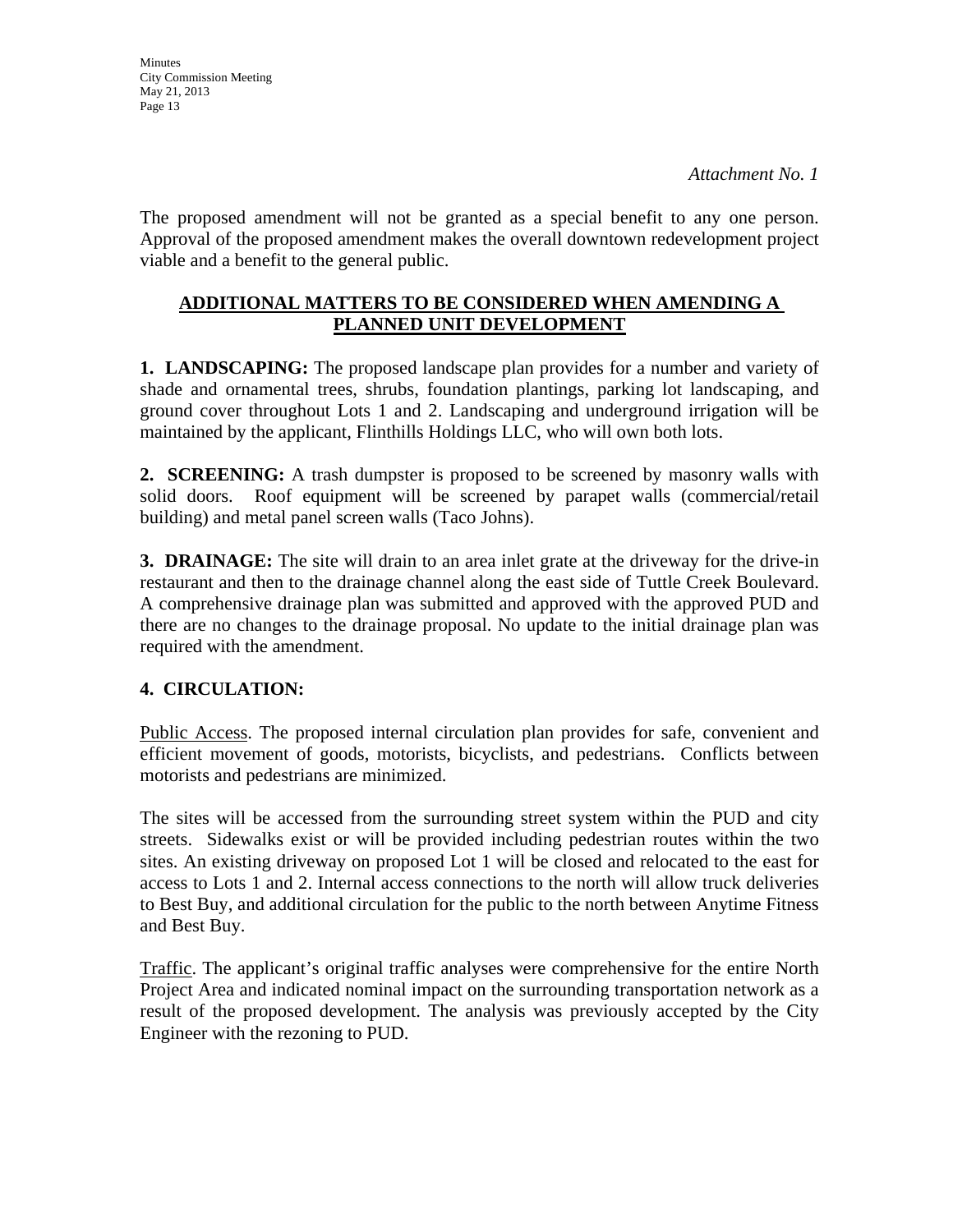*Attachment No. 1*

The proposed amendment will not be granted as a special benefit to any one person. Approval of the proposed amendment makes the overall downtown redevelopment project viable and a benefit to the general public.

## ADDITIONAL MATTERS TO BE CONSIDERED WHEN AMENDING A PLANNED UNIT DEVELOPMENT

**1. LANDSCAPING:** The proposed landscape plan provides for a number and variety of shade and ornamental trees, shrubs, foundation plantings, parking lot landscaping, and ground cover throughout Lots 1 and 2. Landscaping and underground irrigation will be maintained by the applicant, Flinthills Holdings LLC, who will own both lots.

**2. SCREENING:** A trash dumpster is proposed to be screened by masonry walls with solid doors. Roof equipment will be screened by parapet walls (commercial/retail building) and metal panel screen walls (Taco Johns).

**3. DRAINAGE:** The site will drain to an area inlet grate at the driveway for the drive-in restaurant and then to the drainage channel along the east side of Tuttle Creek Boulevard. A comprehensive drainage plan was submitted and approved with the approved PUD and there are no changes to the drainage proposal. No update to the initial drainage plan was required with the amendment.

**4. CIRCULATION:**

Public Access. The proposed internal circulation plan provides for safe, convenient and efficient movement of goods, motorists, bicyclists, and pedestrians. Conflicts between motorists and pedestrians are minimized.

The sites will be accessed from the surrounding street system within the PUD and city streets. Sidewalks exist or will be provided including pedestrian routes within the two sites. An existing driveway on proposed Lot 1 will be closed and relocated to the east for access to Lots 1 and 2. Internal access connections to the north will allow truck deliveries to Best Buy, and additional circulation for the public to the north between Anytime Fitness and Best Buy.

Traffic. The applicant's original traffic analyses were comprehensive for the entire North Project Area and indicated nominal impact on the surrounding transportation network as a result of the proposed development. The analysis was previously accepted by the City Engineer with the rezoning to PUD.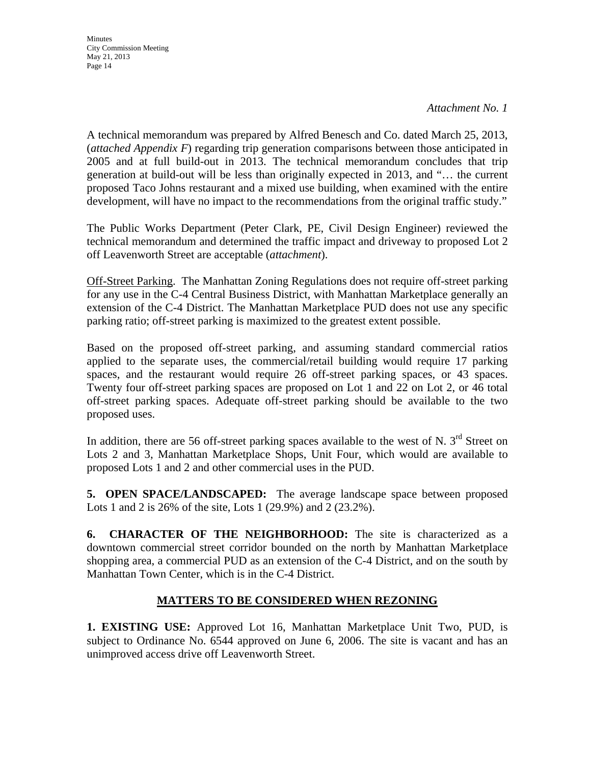*Attachment No. 1*

A technical memorandum was prepared by Alfred Benesch and Co. dated March 25, 2013, (*attached Appendix F*) regarding trip generation comparisons between those anticipated in 2005 and at full build-out in 2013. The technical memorandum concludes that trip generation at build-out will be less than originally expected in 2013, and "… the current proposed Taco Johns restaurant and a mixed use building, when examined with the entire development, will have no impact to the recommendations from the original traffic study."

The Public Works Department (Peter Clark, PE, Civil Design Engineer) reviewed the technical memorandum and determined the traffic impact and driveway to proposed Lot 2 off Leavenworth Street are acceptable (*attachment*).

Off-Street Parking. The Manhattan Zoning Regulations does not require off-street parking for any use in the C-4 Central Business District, with Manhattan Marketplace generally an extension of the C-4 District. The Manhattan Marketplace PUD does not use any specific parking ratio; off-street parking is maximized to the greatest extent possible.

Based on the proposed off-street parking, and assuming standard commercial ratios applied to the separate uses, the commercial/retail building would require 17 parking spaces, and the restaurant would require 26 off-street parking spaces, or 43 spaces. Twenty four off-street parking spaces are proposed on Lot 1 and 22 on Lot 2, or 46 total off-street parking spaces. Adequate off-street parking should be available to the two proposed uses.

In addition, there are 56 off-street parking spaces available to the west of N. 3rd Street on Lots 2 and 3, Manhattan Marketplace Shops, Unit Four, which would are available to proposed Lots 1 and 2 and other commercial uses in the PUD.

**5. OPEN SPACE/LANDSCAPED:** The average landscape space between proposed Lots 1 and 2 is 26% of the site, Lots 1 (29.9%) and 2 (23.2%).

**6. CHARACTER OF THE NEIGHBORHOOD:** The site is characterized as a downtown commercial street corridor bounded on the north by Manhattan Marketplace shopping area, a commercial PUD as an extension of the C-4 District, and on the south by Manhattan Town Center, which is in the C-4 District.

## MATTERS TO BE CONSIDERED WHEN REZONING

**1. EXISTING USE:** Approved Lot 16, Manhattan Marketplace Unit Two, PUD, is subject to Ordinance No. 6544 approved on June 6, 2006. The site is vacant and has an unimproved access drive off Leavenworth Street.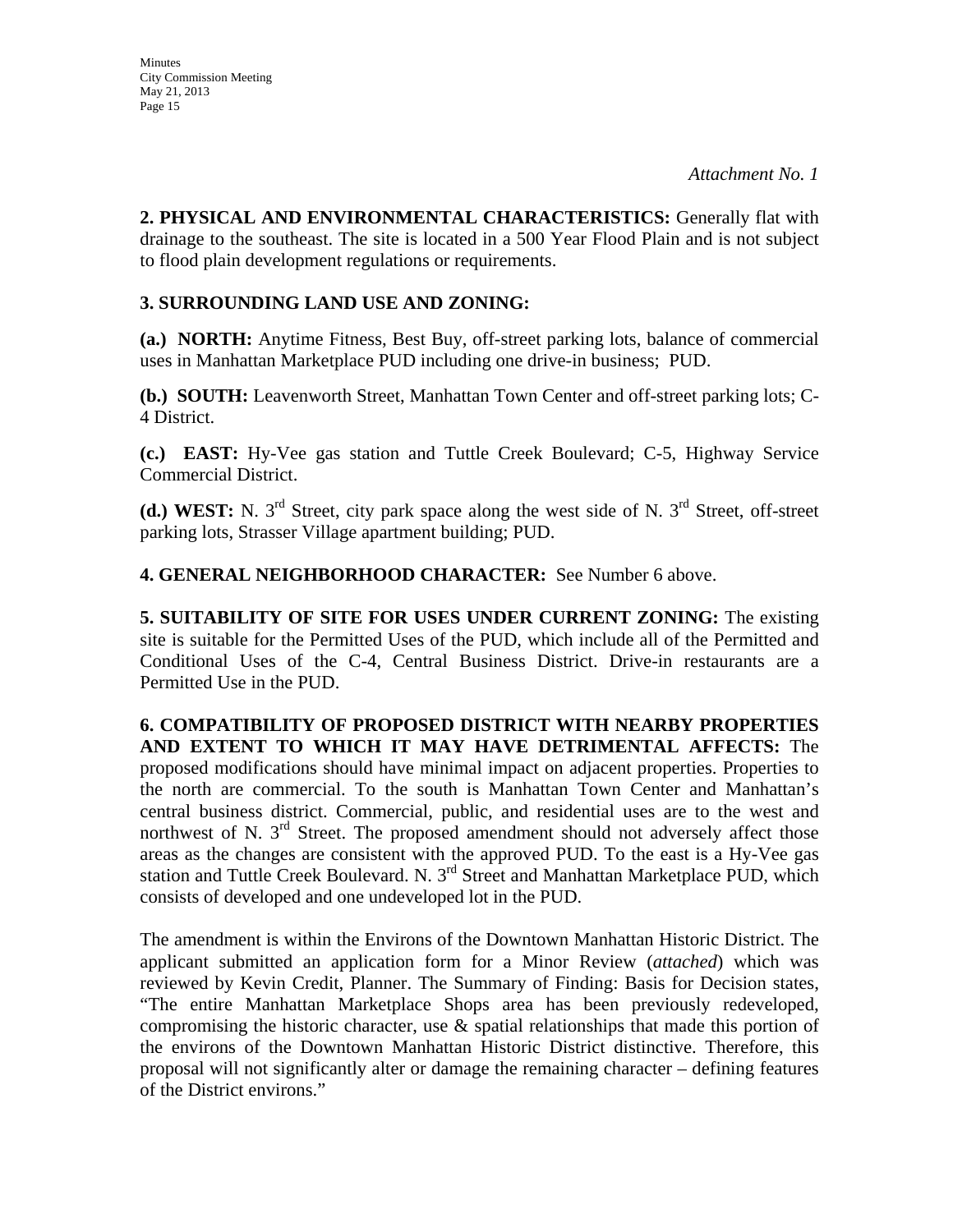*Attachment No. 1*

**2. PHYSICAL AND ENVIRONMENTAL CHARACTERISTICS:** Generally flat with drainage to the southeast. The site is located in a 500 Year Flood Plain and is not subject to flood plain development regulations or requirements.

**3. SURROUNDING LAND USE AND ZONING:**

**(a.) NORTH:** Anytime Fitness, Best Buy, off-street parking lots, balance of commercial uses in Manhattan Marketplace PUD including one drive-in business; PUD.

**(b.) SOUTH:** Leavenworth Street, Manhattan Town Center and off-street parking lots; C-4 District.

**(c.) EAST:** Hy-Vee gas station and Tuttle Creek Boulevard; C-5, Highway Service Commercial District.

**(d.) WEST:** N. 3rd Street, city park space along the west side of N. 3rd Street, off-street parking lots, Strasser Village apartment building; PUD.

**4. GENERAL NEIGHBORHOOD CHARACTER:** See Number 6 above.

**5. SUITABILITY OF SITE FOR USES UNDER CURRENT ZONING:** The existing site is suitable for the Permitted Uses of the PUD, which include all of the Permitted and Conditional Uses of the C-4, Central Business District. Drive-in restaurants are a Permitted Use in the PUD.

**6. COMPATIBILITY OF PROPOSED DISTRICT WITH NEARBY PROPERTIES AND EXTENT TO WHICH IT MAY HAVE DETRIMENTAL AFFECTS:** The proposed modifications should have minimal impact on adjacent properties. Properties to the north are commercial. To the south is Manhattan Town Center and Manhattan's central business district. Commercial, public, and residential uses are to the west and northwest of N. 3rd Street. The proposed amendment should not adversely affect those areas as the changes are consistent with the approved PUD. To the east is a Hy-Vee gas station and Tuttle Creek Boulevard. N. 3rd Street and Manhattan Marketplace PUD, which consists of developed and one undeveloped lot in the PUD.

The amendment is within the Environs of the Downtown Manhattan Historic District. The applicant submitted an application form for a Minor Review (*attached*) which was reviewed by Kevin Credit, Planner. The Summary of Finding: Basis for Decision states, "The entire Manhattan Marketplace Shops area has been previously redeveloped, compromising the historic character, use & spatial relationships that made this portion of the environs of the Downtown Manhattan Historic District distinctive. Therefore, this proposal will not significantly alter or damage the remaining character – defining features of the District environs."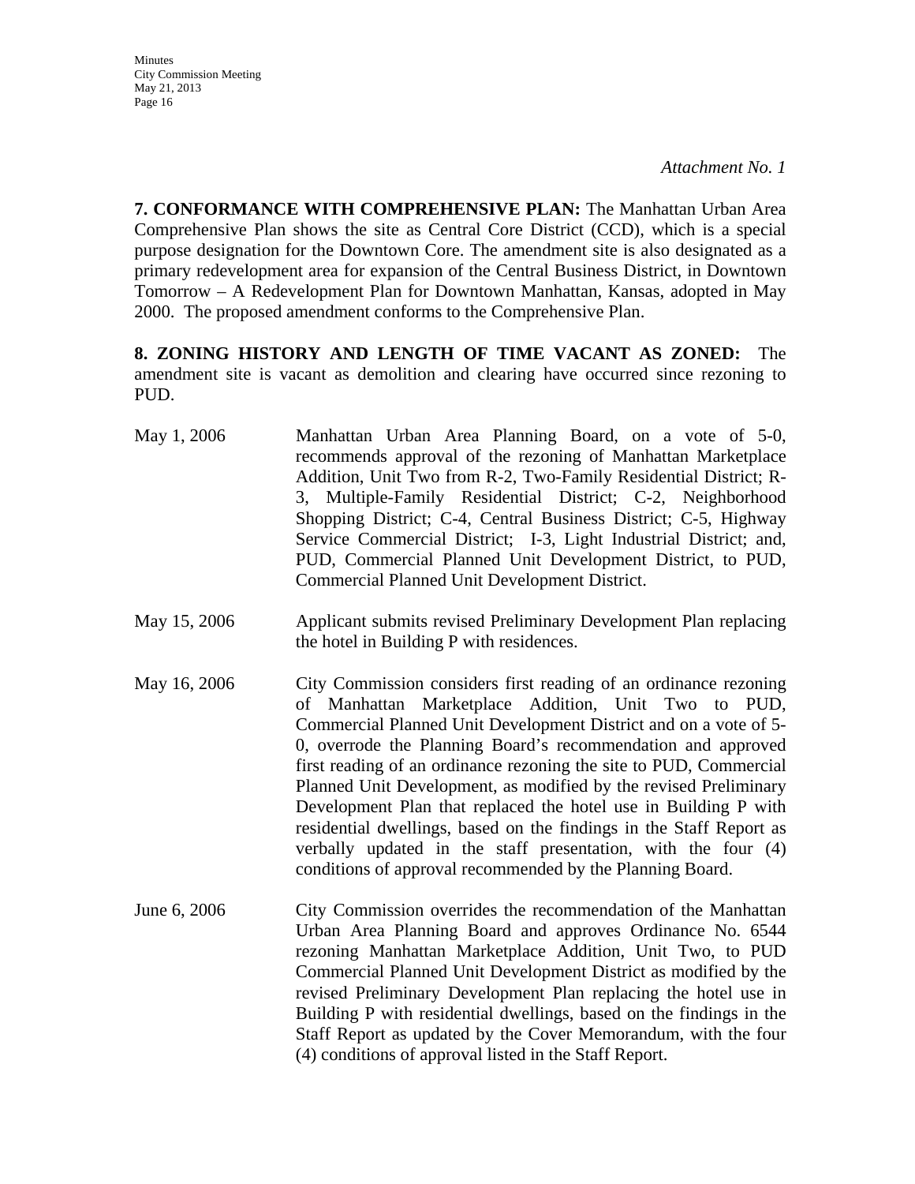*Attachment No. 1*

**7. CONFORMANCE WITH COMPREHENSIVE PLAN:** The Manhattan Urban Area Comprehensive Plan shows the site as Central Core District (CCD), which is a special purpose designation for the Downtown Core. The amendment site is also designated as a primary redevelopment area for expansion of the Central Business District, in Downtown Tomorrow – A Redevelopment Plan for Downtown Manhattan, Kansas, adopted in May 2000. The proposed amendment conforms to the Comprehensive Plan.

**8. ZONING HISTORY AND LENGTH OF TIME VACANT AS ZONED:** The amendment site is vacant as demolition and clearing have occurred since rezoning to PUD.

May 1, 2006 — Manhattan Urban Area Planning Board, on a vote of 5-0, recommends approval of the rezoning of Manhattan Marketplace Addition, Unit Two from R-2, Two-Family Residential District; R-3, Multiple-Family Residential District; C-2, Neighborhood Shopping District; C-4, Central Business District; C-5, Highway Service Commercial District; I-3, Light Industrial District; and, PUD, Commercial Planned Unit Development District, to PUD, Commercial Planned Unit Development District.

May 15, 2006 — Applicant submits revised Preliminary Development Plan replacing the hotel in Building P with residences.

May 16, 2006 — City Commission considers first reading of an ordinance rezoning of Manhattan Marketplace Addition, Unit Two to PUD, Commercial Planned Unit Development District and on a vote of 5-0, overrode the Planning Board's recommendation and approved first reading of an ordinance rezoning the site to PUD, Commercial Planned Unit Development, as modified by the revised Preliminary Development Plan that replaced the hotel use in Building P with residential dwellings, based on the findings in the Staff Report as verbally updated in the staff presentation, with the four (4) conditions of approval recommended by the Planning Board.

June 6, 2006 — City Commission overrides the recommendation of the Manhattan Urban Area Planning Board and approves Ordinance No. 6544 rezoning Manhattan Marketplace Addition, Unit Two, to PUD Commercial Planned Unit Development District as modified by the revised Preliminary Development Plan replacing the hotel use in Building P with residential dwellings, based on the findings in the Staff Report as updated by the Cover Memorandum, with the four (4) conditions of approval listed in the Staff Report.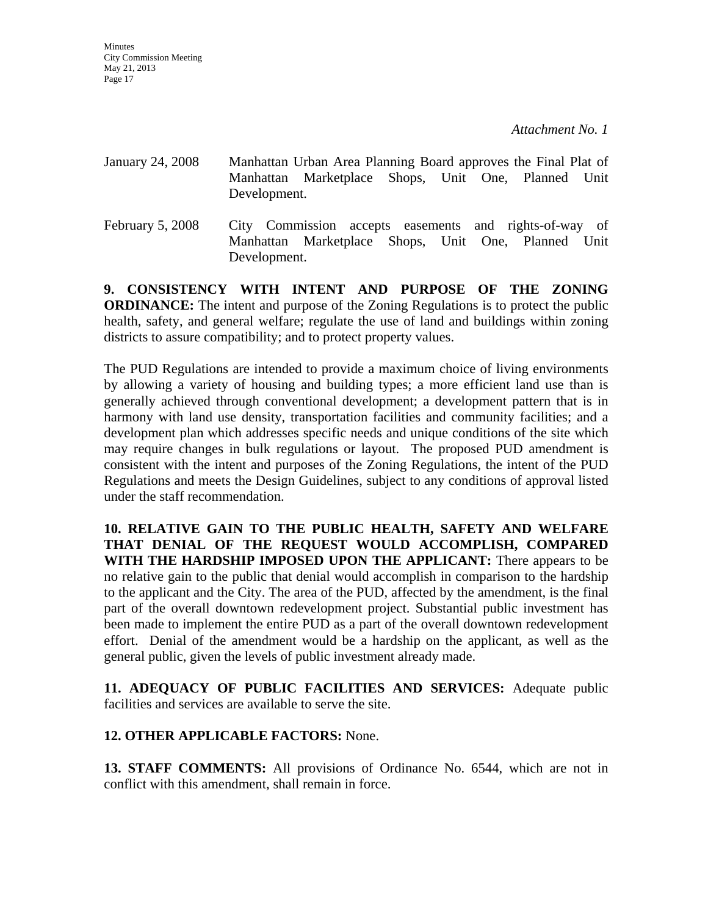*Attachment No. 1*

| | |
|---|---|
| January 24, 2008 | Manhattan Urban Area Planning Board approves the Final Plat of Manhattan Marketplace Shops, Unit One, Planned Unit Development. |
| February 5, 2008 | City Commission accepts easements and rights-of-way of Manhattan Marketplace Shops, Unit One, Planned Unit Development. |

**9. CONSISTENCY WITH INTENT AND PURPOSE OF THE ZONING ORDINANCE:** The intent and purpose of the Zoning Regulations is to protect the public health, safety, and general welfare; regulate the use of land and buildings within zoning districts to assure compatibility; and to protect property values.

The PUD Regulations are intended to provide a maximum choice of living environments by allowing a variety of housing and building types; a more efficient land use than is generally achieved through conventional development; a development pattern that is in harmony with land use density, transportation facilities and community facilities; and a development plan which addresses specific needs and unique conditions of the site which may require changes in bulk regulations or layout. The proposed PUD amendment is consistent with the intent and purposes of the Zoning Regulations, the intent of the PUD Regulations and meets the Design Guidelines, subject to any conditions of approval listed under the staff recommendation.

**10. RELATIVE GAIN TO THE PUBLIC HEALTH, SAFETY AND WELFARE THAT DENIAL OF THE REQUEST WOULD ACCOMPLISH, COMPARED WITH THE HARDSHIP IMPOSED UPON THE APPLICANT:** There appears to be no relative gain to the public that denial would accomplish in comparison to the hardship to the applicant and the City. The area of the PUD, affected by the amendment, is the final part of the overall downtown redevelopment project. Substantial public investment has been made to implement the entire PUD as a part of the overall downtown redevelopment effort. Denial of the amendment would be a hardship on the applicant, as well as the general public, given the levels of public investment already made.

**11. ADEQUACY OF PUBLIC FACILITIES AND SERVICES:** Adequate public facilities and services are available to serve the site.

**12. OTHER APPLICABLE FACTORS:** None.

**13. STAFF COMMENTS:** All provisions of Ordinance No. 6544, which are not in conflict with this amendment, shall remain in force.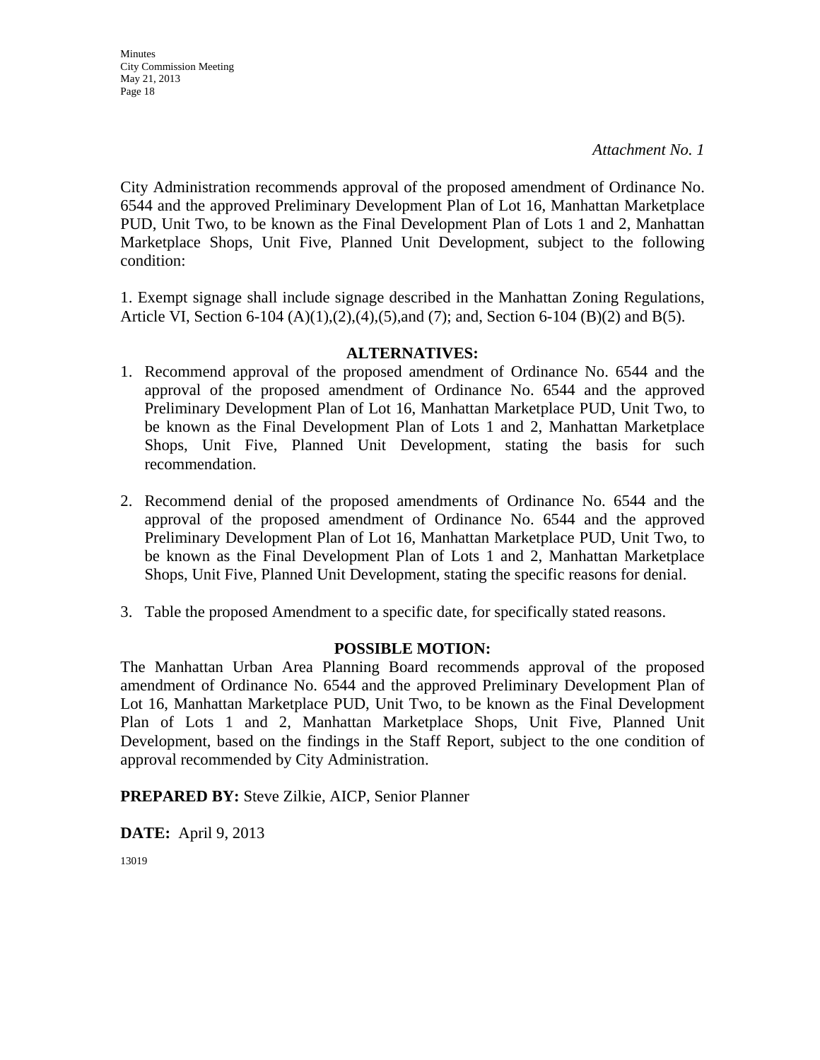*Attachment No. 1*

City Administration recommends approval of the proposed amendment of Ordinance No. 6544 and the approved Preliminary Development Plan of Lot 16, Manhattan Marketplace PUD, Unit Two, to be known as the Final Development Plan of Lots 1 and 2, Manhattan Marketplace Shops, Unit Five, Planned Unit Development, subject to the following condition:

1. Exempt signage shall include signage described in the Manhattan Zoning Regulations, Article VI, Section 6-104 (A)(1),(2),(4),(5),and (7); and, Section 6-104 (B)(2) and B(5).

**ALTERNATIVES:**

1. Recommend approval of the proposed amendment of Ordinance No. 6544 and the approval of the proposed amendment of Ordinance No. 6544 and the approved Preliminary Development Plan of Lot 16, Manhattan Marketplace PUD, Unit Two, to be known as the Final Development Plan of Lots 1 and 2, Manhattan Marketplace Shops, Unit Five, Planned Unit Development, stating the basis for such recommendation.

2. Recommend denial of the proposed amendments of Ordinance No. 6544 and the approval of the proposed amendment of Ordinance No. 6544 and the approved Preliminary Development Plan of Lot 16, Manhattan Marketplace PUD, Unit Two, to be known as the Final Development Plan of Lots 1 and 2, Manhattan Marketplace Shops, Unit Five, Planned Unit Development, stating the specific reasons for denial.

3. Table the proposed Amendment to a specific date, for specifically stated reasons.

**POSSIBLE MOTION:**

The Manhattan Urban Area Planning Board recommends approval of the proposed amendment of Ordinance No. 6544 and the approved Preliminary Development Plan of Lot 16, Manhattan Marketplace PUD, Unit Two, to be known as the Final Development Plan of Lots 1 and 2, Manhattan Marketplace Shops, Unit Five, Planned Unit Development, based on the findings in the Staff Report, subject to the one condition of approval recommended by City Administration.

**PREPARED BY:** Steve Zilkie, AICP, Senior Planner

**DATE:** April 9, 2013

13019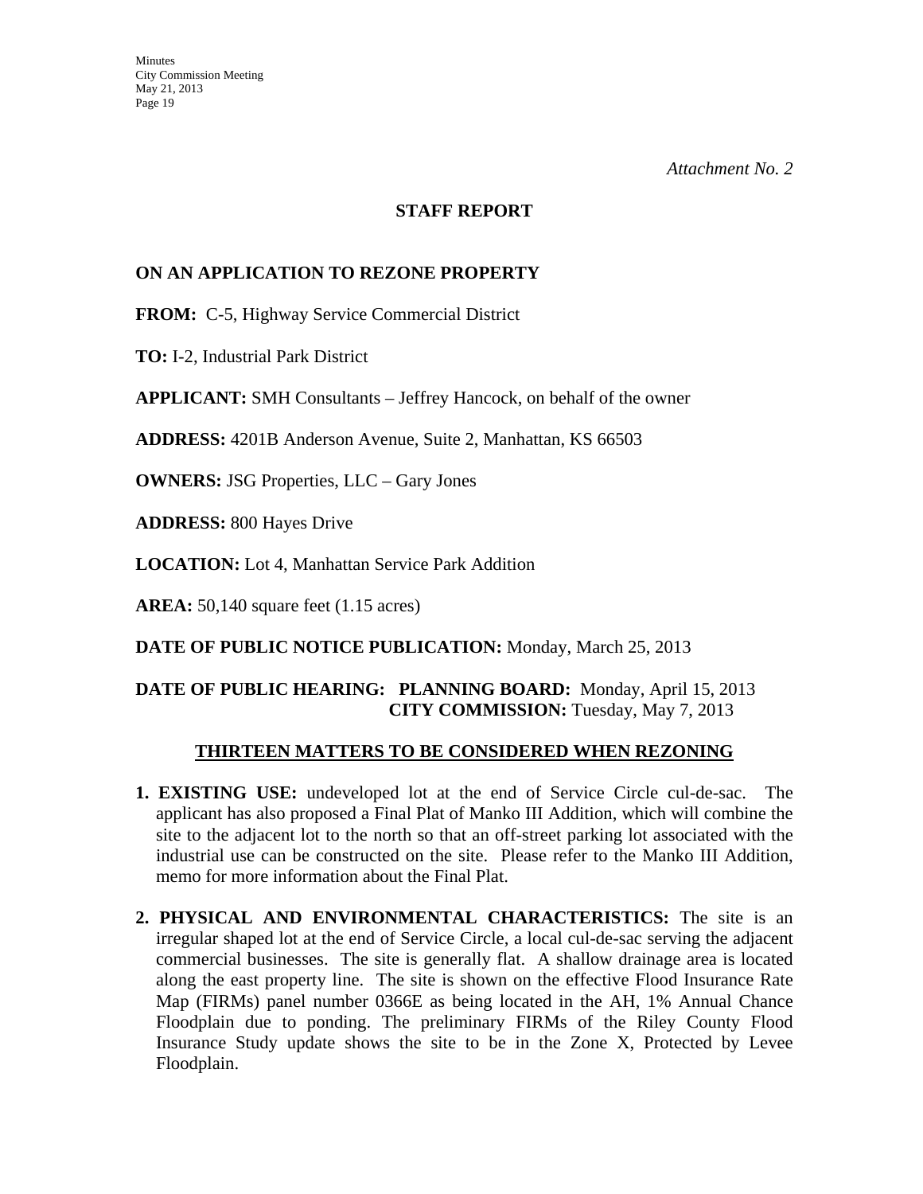*Attachment No. 2*

## STAFF REPORT

### ON AN APPLICATION TO REZONE PROPERTY

**FROM:** C-5, Highway Service Commercial District

**TO:** I-2, Industrial Park District

**APPLICANT:** SMH Consultants – Jeffrey Hancock, on behalf of the owner

**ADDRESS:** 4201B Anderson Avenue, Suite 2, Manhattan, KS 66503

**OWNERS:** JSG Properties, LLC – Gary Jones

**ADDRESS:** 800 Hayes Drive

**LOCATION:** Lot 4, Manhattan Service Park Addition

**AREA:** 50,140 square feet (1.15 acres)

**DATE OF PUBLIC NOTICE PUBLICATION:** Monday, March 25, 2013

**DATE OF PUBLIC HEARING:** **PLANNING BOARD:** Monday, April 15, 2013
**CITY COMMISSION:** Tuesday, May 7, 2013

### THIRTEEN MATTERS TO BE CONSIDERED WHEN REZONING

1. **EXISTING USE:** undeveloped lot at the end of Service Circle cul-de-sac. The applicant has also proposed a Final Plat of Manko III Addition, which will combine the site to the adjacent lot to the north so that an off-street parking lot associated with the industrial use can be constructed on the site. Please refer to the Manko III Addition, memo for more information about the Final Plat.

2. **PHYSICAL AND ENVIRONMENTAL CHARACTERISTICS:** The site is an irregular shaped lot at the end of Service Circle, a local cul-de-sac serving the adjacent commercial businesses. The site is generally flat. A shallow drainage area is located along the east property line. The site is shown on the effective Flood Insurance Rate Map (FIRMs) panel number 0366E as being located in the AH, 1% Annual Chance Floodplain due to ponding. The preliminary FIRMs of the Riley County Flood Insurance Study update shows the site to be in the Zone X, Protected by Levee Floodplain.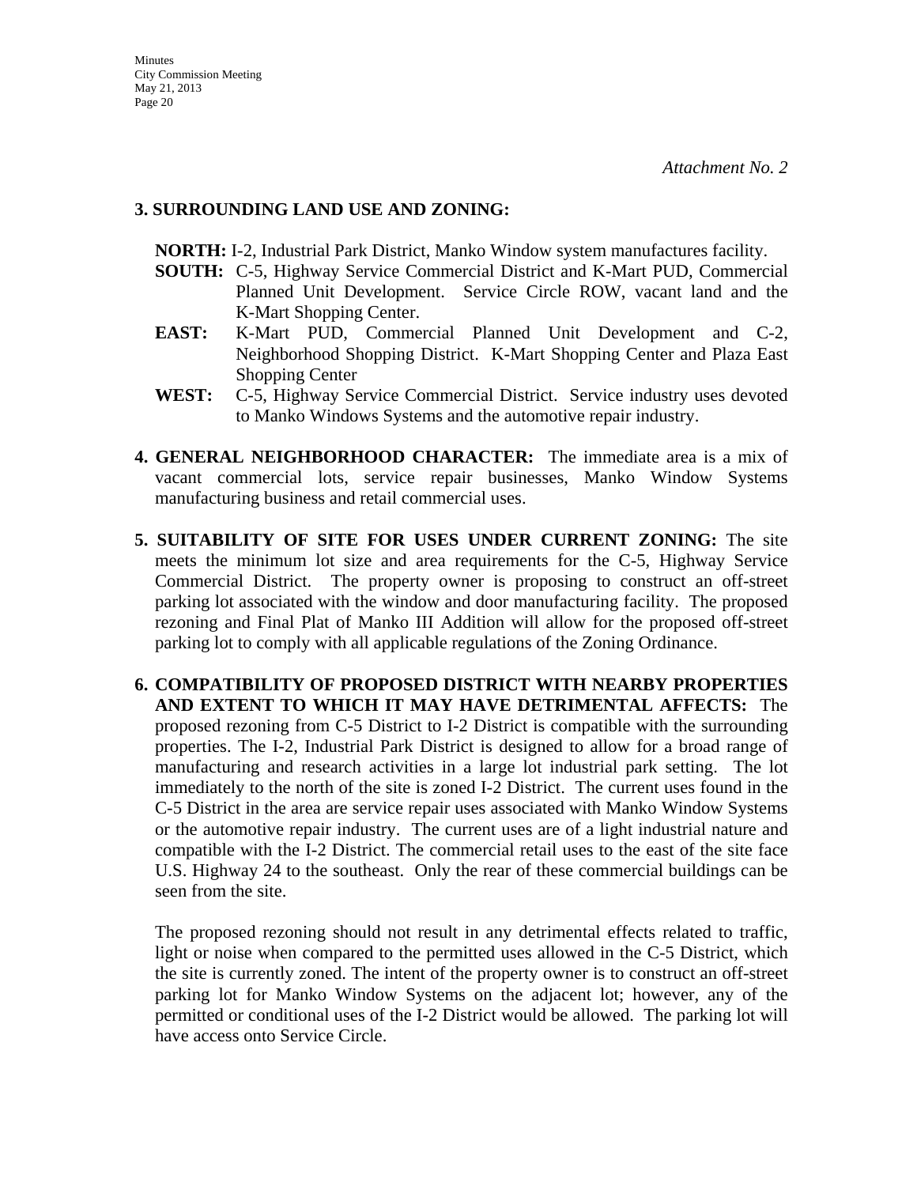*Attachment No. 2*

**3. SURROUNDING LAND USE AND ZONING:**

**NORTH:** I-2, Industrial Park District, Manko Window system manufactures facility.

**SOUTH:** C-5, Highway Service Commercial District and K-Mart PUD, Commercial Planned Unit Development. Service Circle ROW, vacant land and the K-Mart Shopping Center.

**EAST:** K-Mart PUD, Commercial Planned Unit Development and C-2, Neighborhood Shopping District. K-Mart Shopping Center and Plaza East Shopping Center

**WEST:** C-5, Highway Service Commercial District. Service industry uses devoted to Manko Windows Systems and the automotive repair industry.

**4. GENERAL NEIGHBORHOOD CHARACTER:** The immediate area is a mix of vacant commercial lots, service repair businesses, Manko Window Systems manufacturing business and retail commercial uses.

**5. SUITABILITY OF SITE FOR USES UNDER CURRENT ZONING:** The site meets the minimum lot size and area requirements for the C-5, Highway Service Commercial District. The property owner is proposing to construct an off-street parking lot associated with the window and door manufacturing facility. The proposed rezoning and Final Plat of Manko III Addition will allow for the proposed off-street parking lot to comply with all applicable regulations of the Zoning Ordinance.

**6. COMPATIBILITY OF PROPOSED DISTRICT WITH NEARBY PROPERTIES AND EXTENT TO WHICH IT MAY HAVE DETRIMENTAL AFFECTS:** The proposed rezoning from C-5 District to I-2 District is compatible with the surrounding properties. The I-2, Industrial Park District is designed to allow for a broad range of manufacturing and research activities in a large lot industrial park setting. The lot immediately to the north of the site is zoned I-2 District. The current uses found in the C-5 District in the area are service repair uses associated with Manko Window Systems or the automotive repair industry. The current uses are of a light industrial nature and compatible with the I-2 District. The commercial retail uses to the east of the site face U.S. Highway 24 to the southeast. Only the rear of these commercial buildings can be seen from the site.

The proposed rezoning should not result in any detrimental effects related to traffic, light or noise when compared to the permitted uses allowed in the C-5 District, which the site is currently zoned. The intent of the property owner is to construct an off-street parking lot for Manko Window Systems on the adjacent lot; however, any of the permitted or conditional uses of the I-2 District would be allowed. The parking lot will have access onto Service Circle.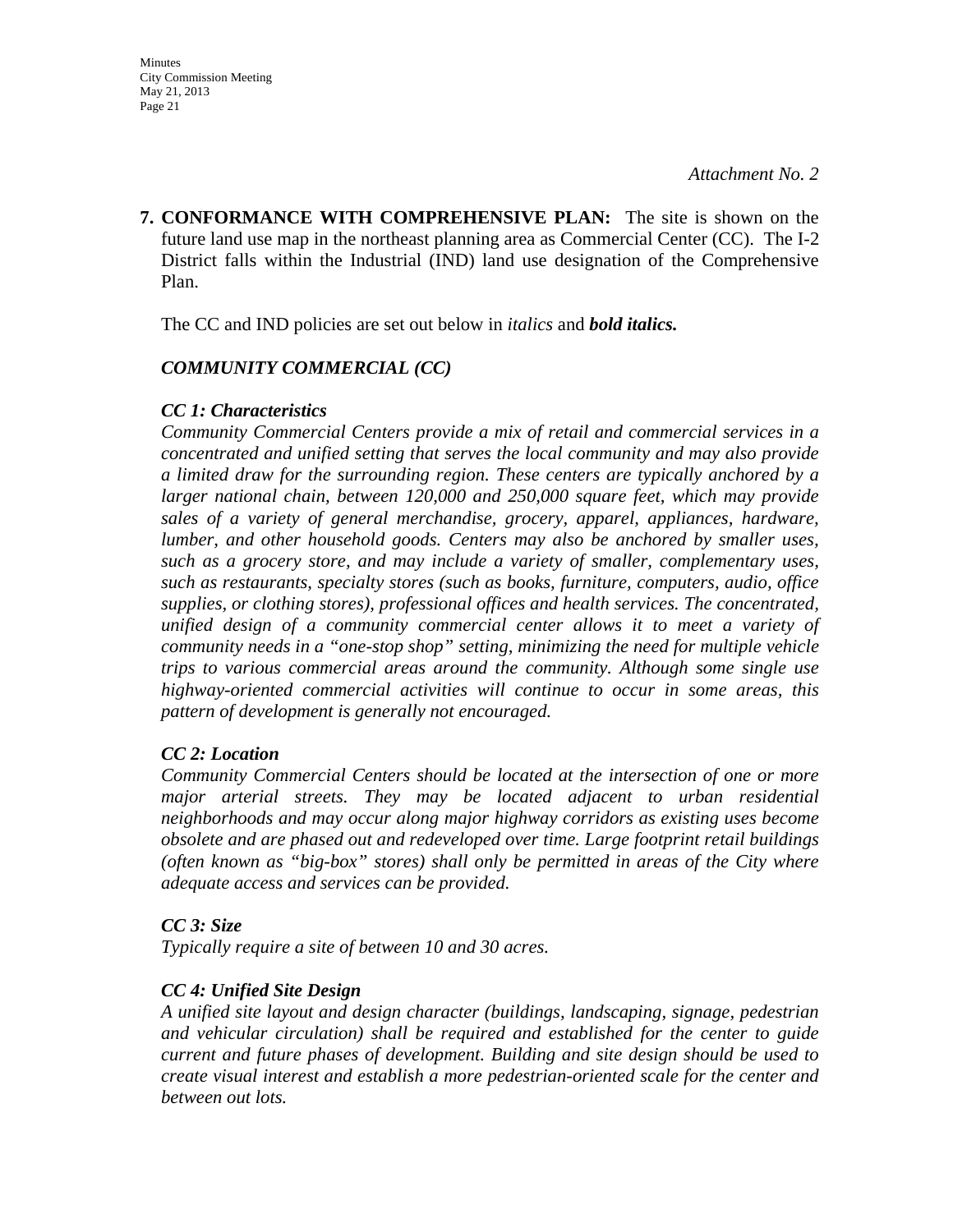*Attachment No. 2*

**7. CONFORMANCE WITH COMPREHENSIVE PLAN:** The site is shown on the future land use map in the northeast planning area as Commercial Center (CC). The I-2 District falls within the Industrial (IND) land use designation of the Comprehensive Plan.

The CC and IND policies are set out below in *italics* and ***bold italics.***

*COMMUNITY COMMERCIAL (CC)*

***CC 1: Characteristics***
*Community Commercial Centers provide a mix of retail and commercial services in a concentrated and unified setting that serves the local community and may also provide a limited draw for the surrounding region. These centers are typically anchored by a larger national chain, between 120,000 and 250,000 square feet, which may provide sales of a variety of general merchandise, grocery, apparel, appliances, hardware, lumber, and other household goods. Centers may also be anchored by smaller uses, such as a grocery store, and may include a variety of smaller, complementary uses, such as restaurants, specialty stores (such as books, furniture, computers, audio, office supplies, or clothing stores), professional offices and health services. The concentrated, unified design of a community commercial center allows it to meet a variety of community needs in a "one-stop shop" setting, minimizing the need for multiple vehicle trips to various commercial areas around the community. Although some single use highway-oriented commercial activities will continue to occur in some areas, this pattern of development is generally not encouraged.*

***CC 2: Location***
*Community Commercial Centers should be located at the intersection of one or more major arterial streets. They may be located adjacent to urban residential neighborhoods and may occur along major highway corridors as existing uses become obsolete and are phased out and redeveloped over time. Large footprint retail buildings (often known as "big-box" stores) shall only be permitted in areas of the City where adequate access and services can be provided.*

***CC 3: Size***
*Typically require a site of between 10 and 30 acres.*

***CC 4: Unified Site Design***
*A unified site layout and design character (buildings, landscaping, signage, pedestrian and vehicular circulation) shall be required and established for the center to guide current and future phases of development. Building and site design should be used to create visual interest and establish a more pedestrian-oriented scale for the center and between out lots.*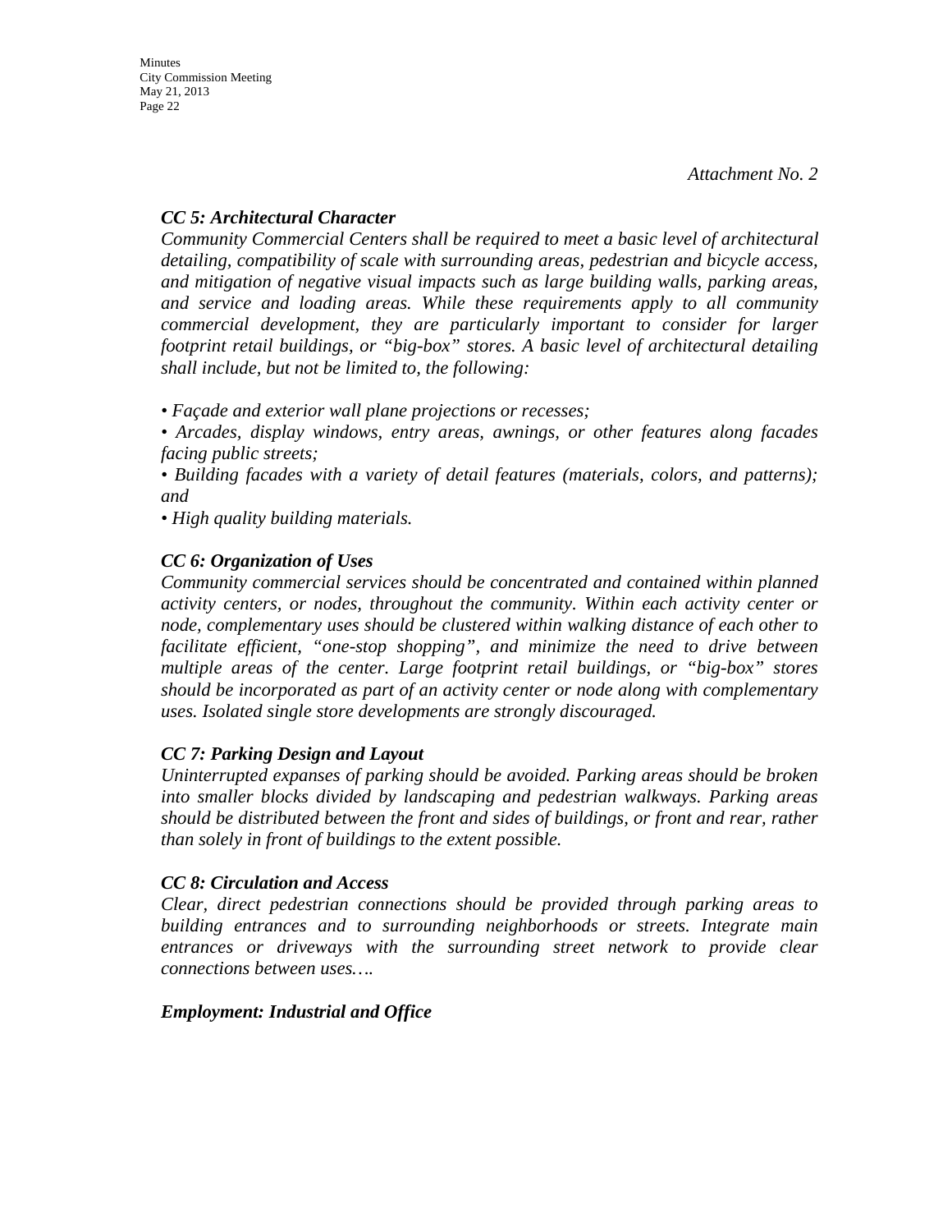*Attachment No. 2*

***CC 5: Architectural Character***

*Community Commercial Centers shall be required to meet a basic level of architectural detailing, compatibility of scale with surrounding areas, pedestrian and bicycle access, and mitigation of negative visual impacts such as large building walls, parking areas, and service and loading areas. While these requirements apply to all community commercial development, they are particularly important to consider for larger footprint retail buildings, or "big-box" stores. A basic level of architectural detailing shall include, but not be limited to, the following:*

- *Façade and exterior wall plane projections or recesses;*
- *Arcades, display windows, entry areas, awnings, or other features along facades facing public streets;*
- *Building facades with a variety of detail features (materials, colors, and patterns); and*
- *High quality building materials.*

***CC 6: Organization of Uses***

*Community commercial services should be concentrated and contained within planned activity centers, or nodes, throughout the community. Within each activity center or node, complementary uses should be clustered within walking distance of each other to facilitate efficient, "one-stop shopping", and minimize the need to drive between multiple areas of the center. Large footprint retail buildings, or "big-box" stores should be incorporated as part of an activity center or node along with complementary uses. Isolated single store developments are strongly discouraged.*

***CC 7: Parking Design and Layout***

*Uninterrupted expanses of parking should be avoided. Parking areas should be broken into smaller blocks divided by landscaping and pedestrian walkways. Parking areas should be distributed between the front and sides of buildings, or front and rear, rather than solely in front of buildings to the extent possible.*

***CC 8: Circulation and Access***

*Clear, direct pedestrian connections should be provided through parking areas to building entrances and to surrounding neighborhoods or streets. Integrate main entrances or driveways with the surrounding street network to provide clear connections between uses….*

***Employment: Industrial and Office***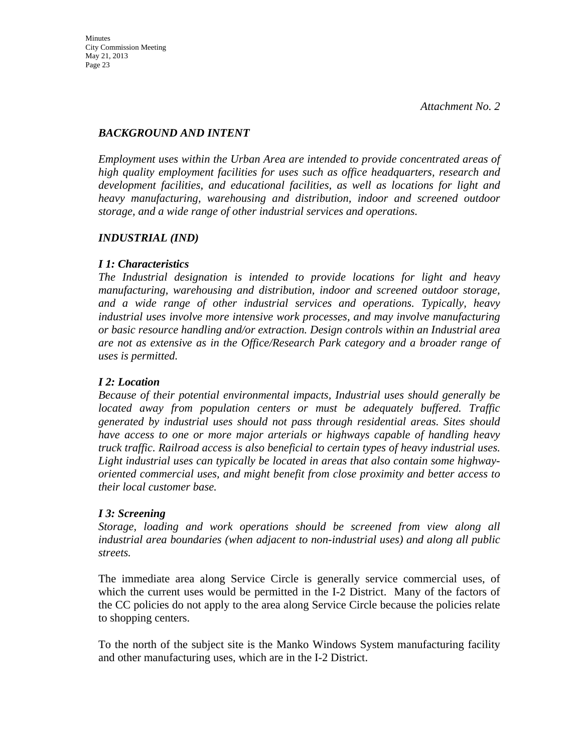*Attachment No. 2*

***BACKGROUND AND INTENT***

*Employment uses within the Urban Area are intended to provide concentrated areas of high quality employment facilities for uses such as office headquarters, research and development facilities, and educational facilities, as well as locations for light and heavy manufacturing, warehousing and distribution, indoor and screened outdoor storage, and a wide range of other industrial services and operations.*

***INDUSTRIAL (IND)***

***I 1: Characteristics***
*The Industrial designation is intended to provide locations for light and heavy manufacturing, warehousing and distribution, indoor and screened outdoor storage, and a wide range of other industrial services and operations. Typically, heavy industrial uses involve more intensive work processes, and may involve manufacturing or basic resource handling and/or extraction. Design controls within an Industrial area are not as extensive as in the Office/Research Park category and a broader range of uses is permitted.*

***I 2: Location***
*Because of their potential environmental impacts, Industrial uses should generally be located away from population centers or must be adequately buffered. Traffic generated by industrial uses should not pass through residential areas. Sites should have access to one or more major arterials or highways capable of handling heavy truck traffic. Railroad access is also beneficial to certain types of heavy industrial uses. Light industrial uses can typically be located in areas that also contain some highway-oriented commercial uses, and might benefit from close proximity and better access to their local customer base.*

***I 3: Screening***
*Storage, loading and work operations should be screened from view along all industrial area boundaries (when adjacent to non-industrial uses) and along all public streets.*

The immediate area along Service Circle is generally service commercial uses, of which the current uses would be permitted in the I-2 District. Many of the factors of the CC policies do not apply to the area along Service Circle because the policies relate to shopping centers.

To the north of the subject site is the Manko Windows System manufacturing facility and other manufacturing uses, which are in the I-2 District.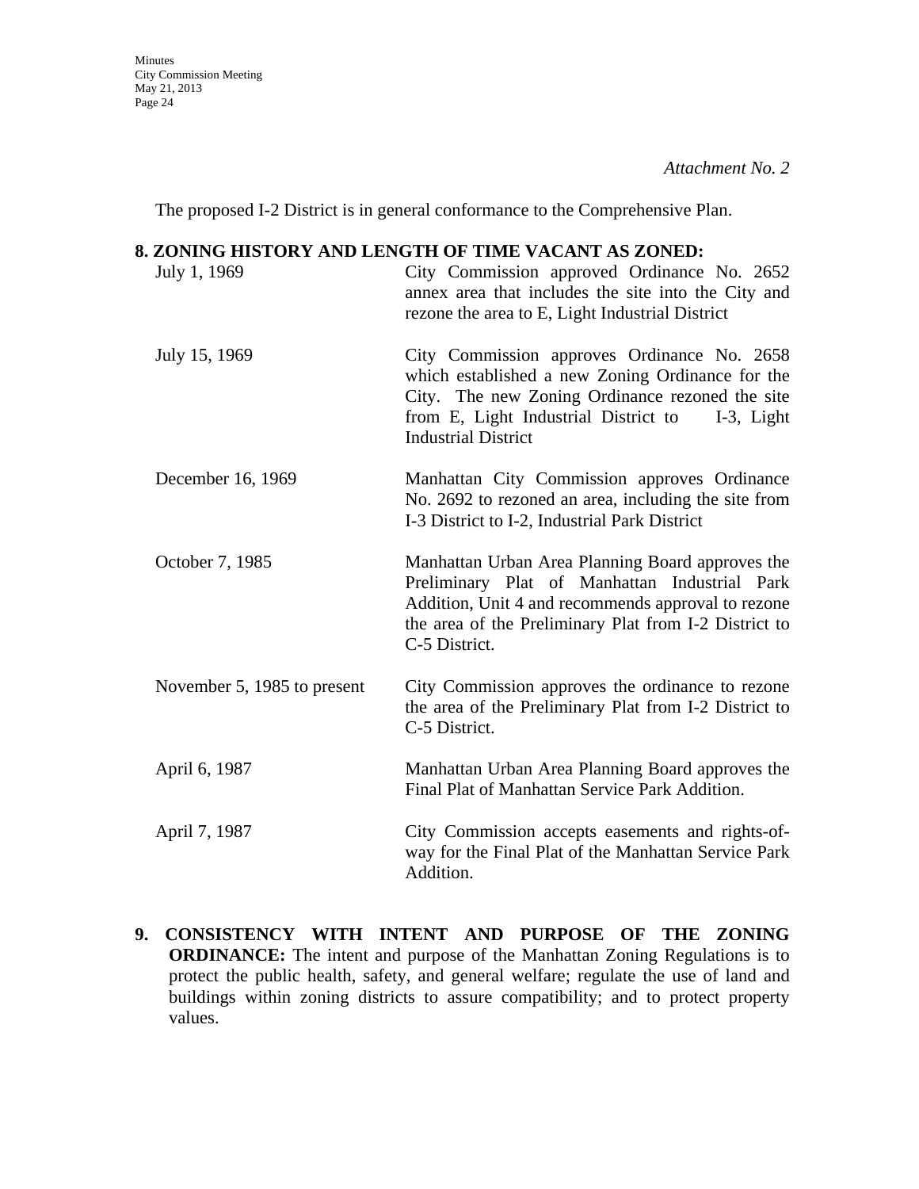*Attachment No. 2*

The proposed I-2 District is in general conformance to the Comprehensive Plan.

**8. ZONING HISTORY AND LENGTH OF TIME VACANT AS ZONED:**

| | |
|---|---|
| July 1, 1969 | City Commission approved Ordinance No. 2652 annex area that includes the site into the City and rezone the area to E, Light Industrial District |
| July 15, 1969 | City Commission approves Ordinance No. 2658 which established a new Zoning Ordinance for the City. The new Zoning Ordinance rezoned the site from E, Light Industrial District to I-3, Light Industrial District |
| December 16, 1969 | Manhattan City Commission approves Ordinance No. 2692 to rezoned an area, including the site from I-3 District to I-2, Industrial Park District |
| October 7, 1985 | Manhattan Urban Area Planning Board approves the Preliminary Plat of Manhattan Industrial Park Addition, Unit 4 and recommends approval to rezone the area of the Preliminary Plat from I-2 District to C-5 District. |
| November 5, 1985 to present | City Commission approves the ordinance to rezone the area of the Preliminary Plat from I-2 District to C-5 District. |
| April 6, 1987 | Manhattan Urban Area Planning Board approves the Final Plat of Manhattan Service Park Addition. |
| April 7, 1987 | City Commission accepts easements and rights-of-way for the Final Plat of the Manhattan Service Park Addition. |

**9. CONSISTENCY WITH INTENT AND PURPOSE OF THE ZONING ORDINANCE:** The intent and purpose of the Manhattan Zoning Regulations is to protect the public health, safety, and general welfare; regulate the use of land and buildings within zoning districts to assure compatibility; and to protect property values.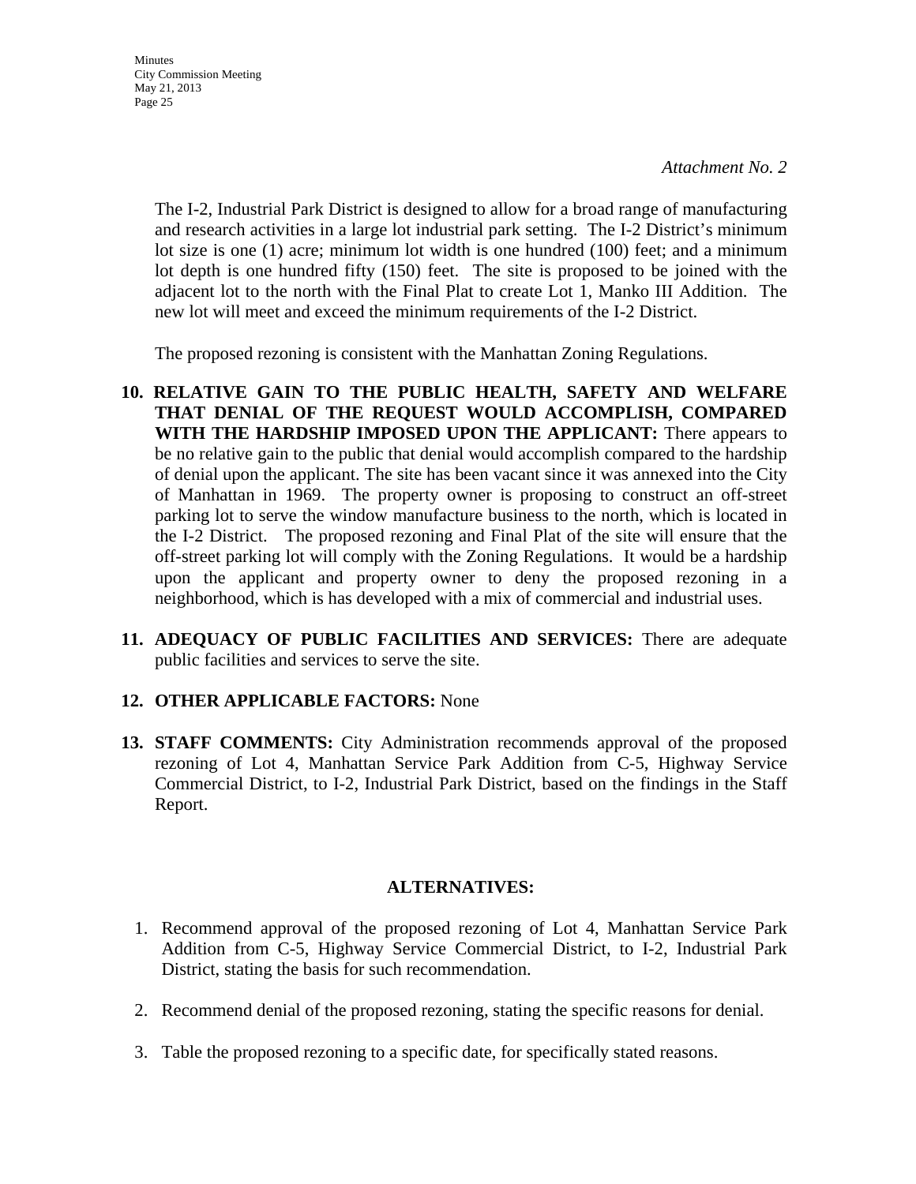*Attachment No. 2*

The I-2, Industrial Park District is designed to allow for a broad range of manufacturing and research activities in a large lot industrial park setting. The I-2 District's minimum lot size is one (1) acre; minimum lot width is one hundred (100) feet; and a minimum lot depth is one hundred fifty (150) feet. The site is proposed to be joined with the adjacent lot to the north with the Final Plat to create Lot 1, Manko III Addition. The new lot will meet and exceed the minimum requirements of the I-2 District.

The proposed rezoning is consistent with the Manhattan Zoning Regulations.

10. **RELATIVE GAIN TO THE PUBLIC HEALTH, SAFETY AND WELFARE THAT DENIAL OF THE REQUEST WOULD ACCOMPLISH, COMPARED WITH THE HARDSHIP IMPOSED UPON THE APPLICANT:** There appears to be no relative gain to the public that denial would accomplish compared to the hardship of denial upon the applicant. The site has been vacant since it was annexed into the City of Manhattan in 1969. The property owner is proposing to construct an off-street parking lot to serve the window manufacture business to the north, which is located in the I-2 District. The proposed rezoning and Final Plat of the site will ensure that the off-street parking lot will comply with the Zoning Regulations. It would be a hardship upon the applicant and property owner to deny the proposed rezoning in a neighborhood, which is has developed with a mix of commercial and industrial uses.

11. **ADEQUACY OF PUBLIC FACILITIES AND SERVICES:** There are adequate public facilities and services to serve the site.

12. **OTHER APPLICABLE FACTORS:** None

13. **STAFF COMMENTS:** City Administration recommends approval of the proposed rezoning of Lot 4, Manhattan Service Park Addition from C-5, Highway Service Commercial District, to I-2, Industrial Park District, based on the findings in the Staff Report.

## ALTERNATIVES:

1. Recommend approval of the proposed rezoning of Lot 4, Manhattan Service Park Addition from C-5, Highway Service Commercial District, to I-2, Industrial Park District, stating the basis for such recommendation.

2. Recommend denial of the proposed rezoning, stating the specific reasons for denial.

3. Table the proposed rezoning to a specific date, for specifically stated reasons.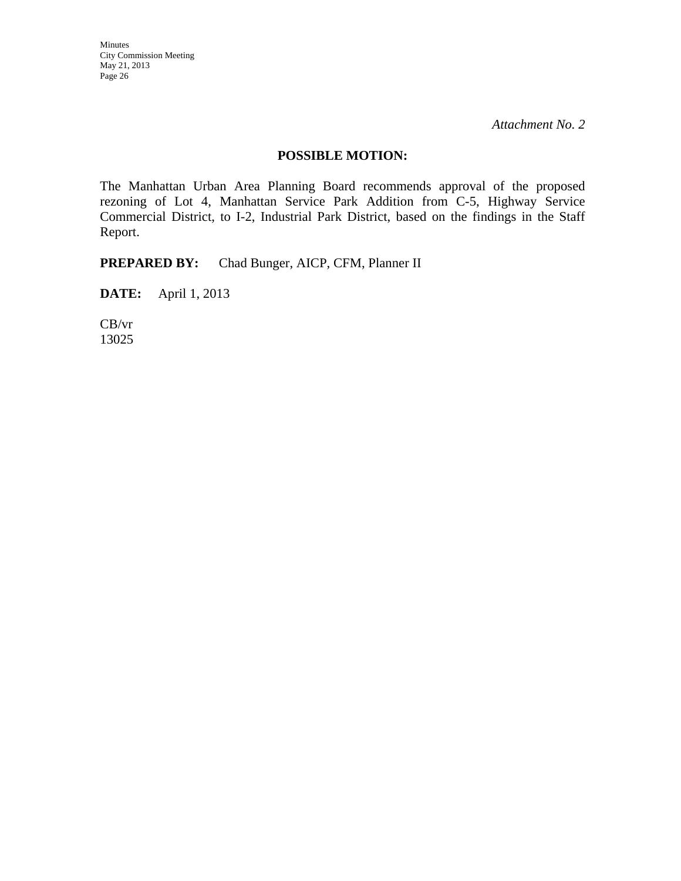*Attachment No. 2*

**POSSIBLE MOTION:**

The Manhattan Urban Area Planning Board recommends approval of the proposed rezoning of Lot 4, Manhattan Service Park Addition from C-5, Highway Service Commercial District, to I-2, Industrial Park District, based on the findings in the Staff Report.

**PREPARED BY:** Chad Bunger, AICP, CFM, Planner II

**DATE:** April 1, 2013

CB/vr
13025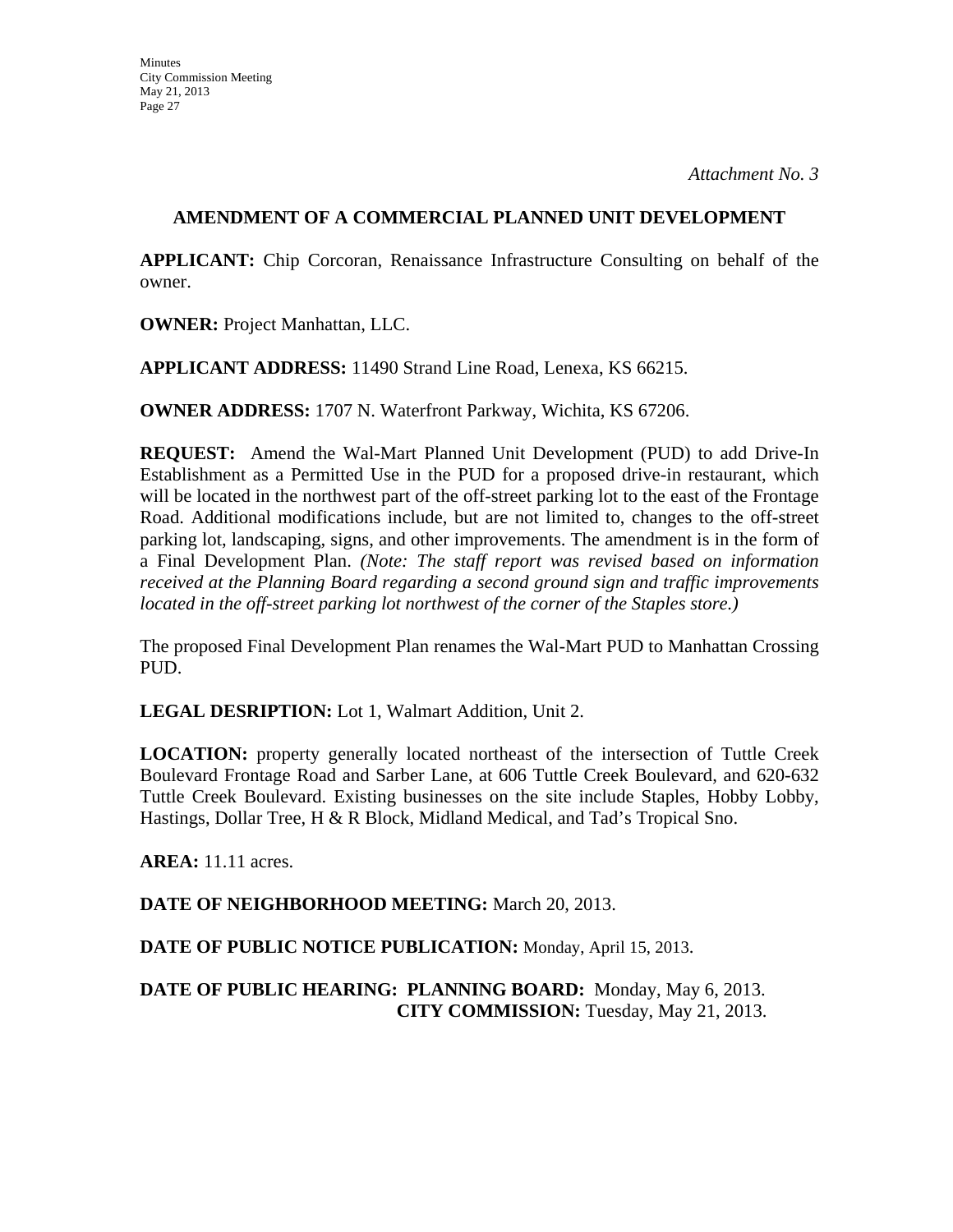*Attachment No. 3*

## AMENDMENT OF A COMMERCIAL PLANNED UNIT DEVELOPMENT

**APPLICANT:** Chip Corcoran, Renaissance Infrastructure Consulting on behalf of the owner.

**OWNER:** Project Manhattan, LLC.

**APPLICANT ADDRESS:** 11490 Strand Line Road, Lenexa, KS 66215.

**OWNER ADDRESS:** 1707 N. Waterfront Parkway, Wichita, KS 67206.

**REQUEST:** Amend the Wal-Mart Planned Unit Development (PUD) to add Drive-In Establishment as a Permitted Use in the PUD for a proposed drive-in restaurant, which will be located in the northwest part of the off-street parking lot to the east of the Frontage Road. Additional modifications include, but are not limited to, changes to the off-street parking lot, landscaping, signs, and other improvements. The amendment is in the form of a Final Development Plan. *(Note: The staff report was revised based on information received at the Planning Board regarding a second ground sign and traffic improvements located in the off-street parking lot northwest of the corner of the Staples store.)*

The proposed Final Development Plan renames the Wal-Mart PUD to Manhattan Crossing PUD.

**LEGAL DESRIPTION:** Lot 1, Walmart Addition, Unit 2.

**LOCATION:** property generally located northeast of the intersection of Tuttle Creek Boulevard Frontage Road and Sarber Lane, at 606 Tuttle Creek Boulevard, and 620-632 Tuttle Creek Boulevard. Existing businesses on the site include Staples, Hobby Lobby, Hastings, Dollar Tree, H & R Block, Midland Medical, and Tad's Tropical Sno.

**AREA:** 11.11 acres.

**DATE OF NEIGHBORHOOD MEETING:** March 20, 2013.

**DATE OF PUBLIC NOTICE PUBLICATION:** Monday, April 15, 2013.

**DATE OF PUBLIC HEARING: PLANNING BOARD:** Monday, May 6, 2013.
**CITY COMMISSION:** Tuesday, May 21, 2013.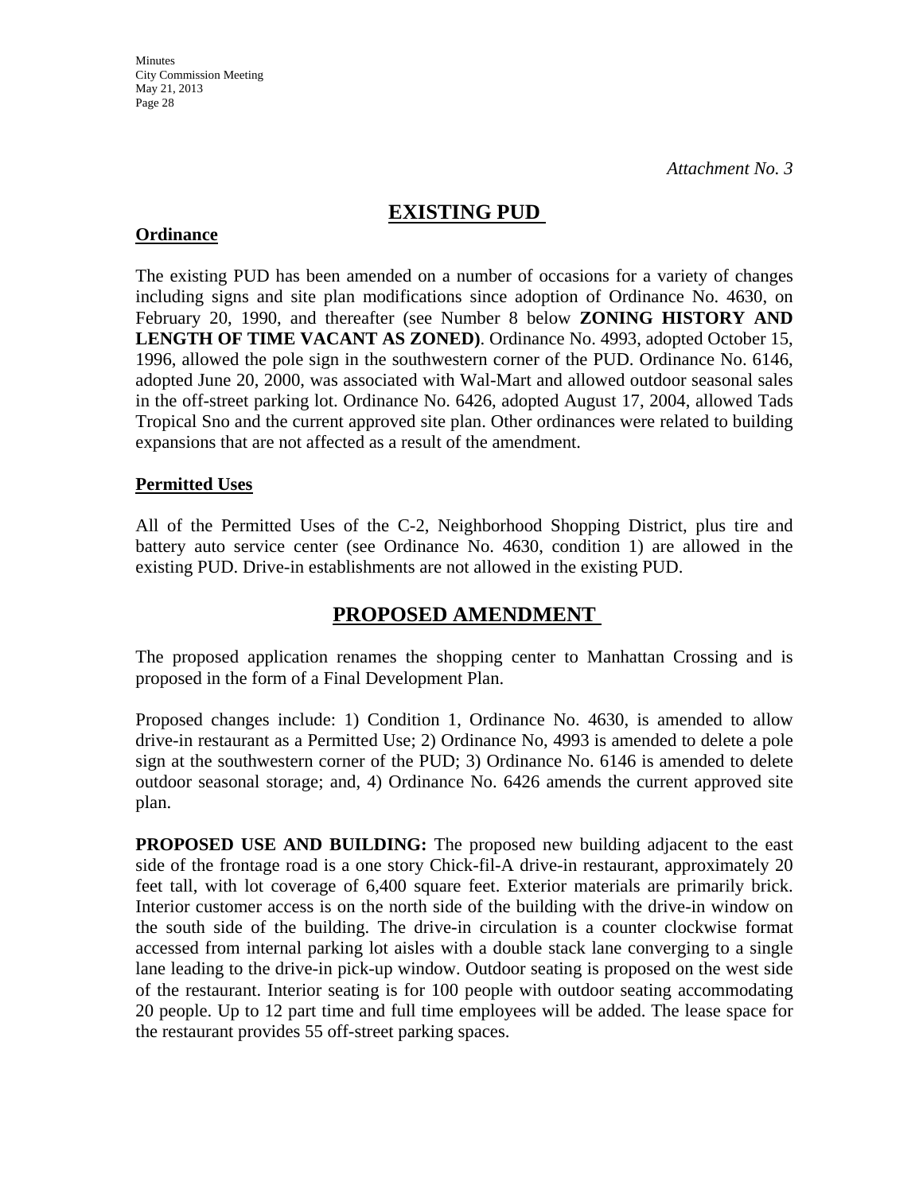*Attachment No. 3*

## EXISTING PUD

**Ordinance**

The existing PUD has been amended on a number of occasions for a variety of changes including signs and site plan modifications since adoption of Ordinance No. 4630, on February 20, 1990, and thereafter (see Number 8 below **ZONING HISTORY AND LENGTH OF TIME VACANT AS ZONED)**. Ordinance No. 4993, adopted October 15, 1996, allowed the pole sign in the southwestern corner of the PUD. Ordinance No. 6146, adopted June 20, 2000, was associated with Wal-Mart and allowed outdoor seasonal sales in the off-street parking lot. Ordinance No. 6426, adopted August 17, 2004, allowed Tads Tropical Sno and the current approved site plan. Other ordinances were related to building expansions that are not affected as a result of the amendment.

**Permitted Uses**

All of the Permitted Uses of the C-2, Neighborhood Shopping District, plus tire and battery auto service center (see Ordinance No. 4630, condition 1) are allowed in the existing PUD. Drive-in establishments are not allowed in the existing PUD.

## PROPOSED AMENDMENT

The proposed application renames the shopping center to Manhattan Crossing and is proposed in the form of a Final Development Plan.

Proposed changes include: 1) Condition 1, Ordinance No. 4630, is amended to allow drive-in restaurant as a Permitted Use; 2) Ordinance No, 4993 is amended to delete a pole sign at the southwestern corner of the PUD; 3) Ordinance No. 6146 is amended to delete outdoor seasonal storage; and, 4) Ordinance No. 6426 amends the current approved site plan.

**PROPOSED USE AND BUILDING:** The proposed new building adjacent to the east side of the frontage road is a one story Chick-fil-A drive-in restaurant, approximately 20 feet tall, with lot coverage of 6,400 square feet. Exterior materials are primarily brick. Interior customer access is on the north side of the building with the drive-in window on the south side of the building. The drive-in circulation is a counter clockwise format accessed from internal parking lot aisles with a double stack lane converging to a single lane leading to the drive-in pick-up window. Outdoor seating is proposed on the west side of the restaurant. Interior seating is for 100 people with outdoor seating accommodating 20 people. Up to 12 part time and full time employees will be added. The lease space for the restaurant provides 55 off-street parking spaces.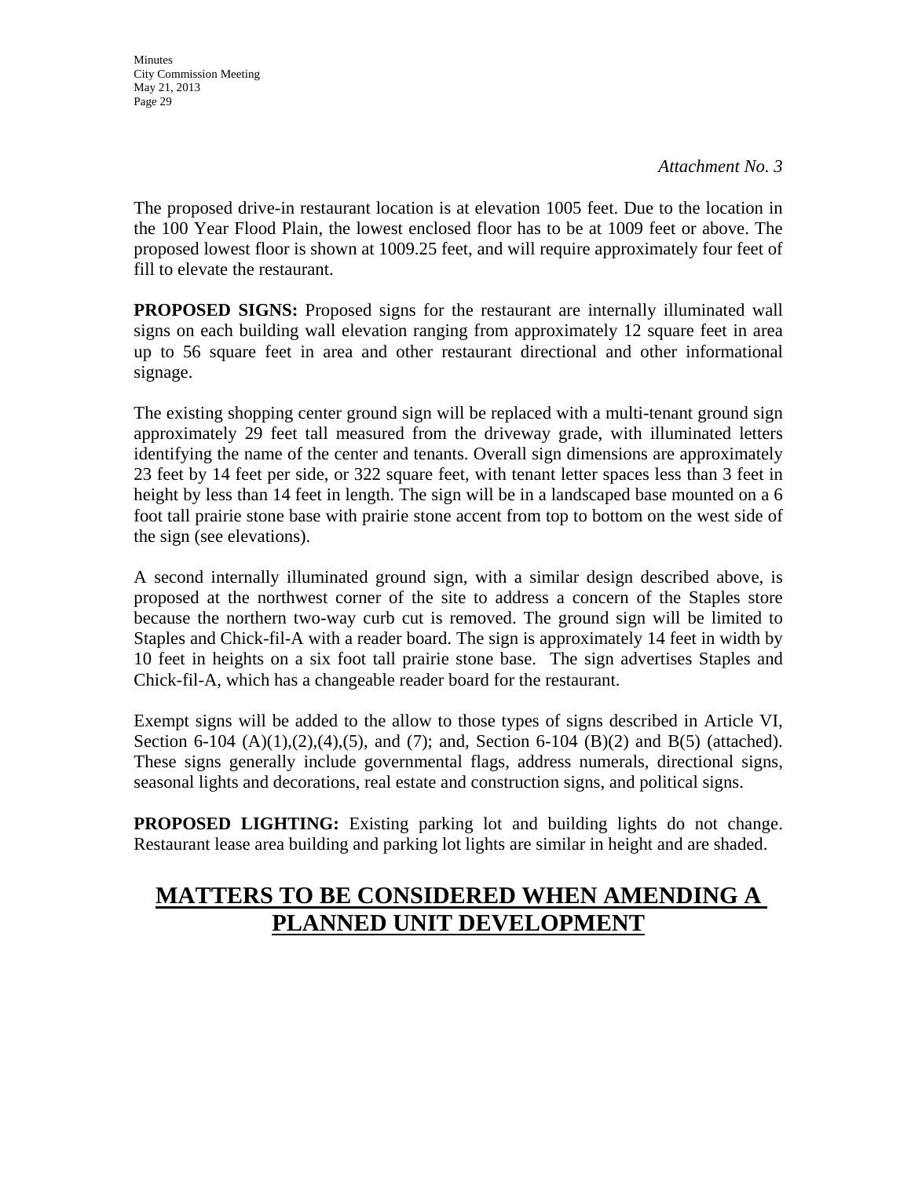*Attachment No. 3*

The proposed drive-in restaurant location is at elevation 1005 feet. Due to the location in the 100 Year Flood Plain, the lowest enclosed floor has to be at 1009 feet or above. The proposed lowest floor is shown at 1009.25 feet, and will require approximately four feet of fill to elevate the restaurant.

**PROPOSED SIGNS:** Proposed signs for the restaurant are internally illuminated wall signs on each building wall elevation ranging from approximately 12 square feet in area up to 56 square feet in area and other restaurant directional and other informational signage.

The existing shopping center ground sign will be replaced with a multi-tenant ground sign approximately 29 feet tall measured from the driveway grade, with illuminated letters identifying the name of the center and tenants. Overall sign dimensions are approximately 23 feet by 14 feet per side, or 322 square feet, with tenant letter spaces less than 3 feet in height by less than 14 feet in length. The sign will be in a landscaped base mounted on a 6 foot tall prairie stone base with prairie stone accent from top to bottom on the west side of the sign (see elevations).

A second internally illuminated ground sign, with a similar design described above, is proposed at the northwest corner of the site to address a concern of the Staples store because the northern two-way curb cut is removed. The ground sign will be limited to Staples and Chick-fil-A with a reader board. The sign is approximately 14 feet in width by 10 feet in heights on a six foot tall prairie stone base. The sign advertises Staples and Chick-fil-A, which has a changeable reader board for the restaurant.

Exempt signs will be added to the allow to those types of signs described in Article VI, Section 6-104 (A)(1),(2),(4),(5), and (7); and, Section 6-104 (B)(2) and B(5) (attached). These signs generally include governmental flags, address numerals, directional signs, seasonal lights and decorations, real estate and construction signs, and political signs.

**PROPOSED LIGHTING:** Existing parking lot and building lights do not change. Restaurant lease area building and parking lot lights are similar in height and are shaded.

## MATTERS TO BE CONSIDERED WHEN AMENDING A PLANNED UNIT DEVELOPMENT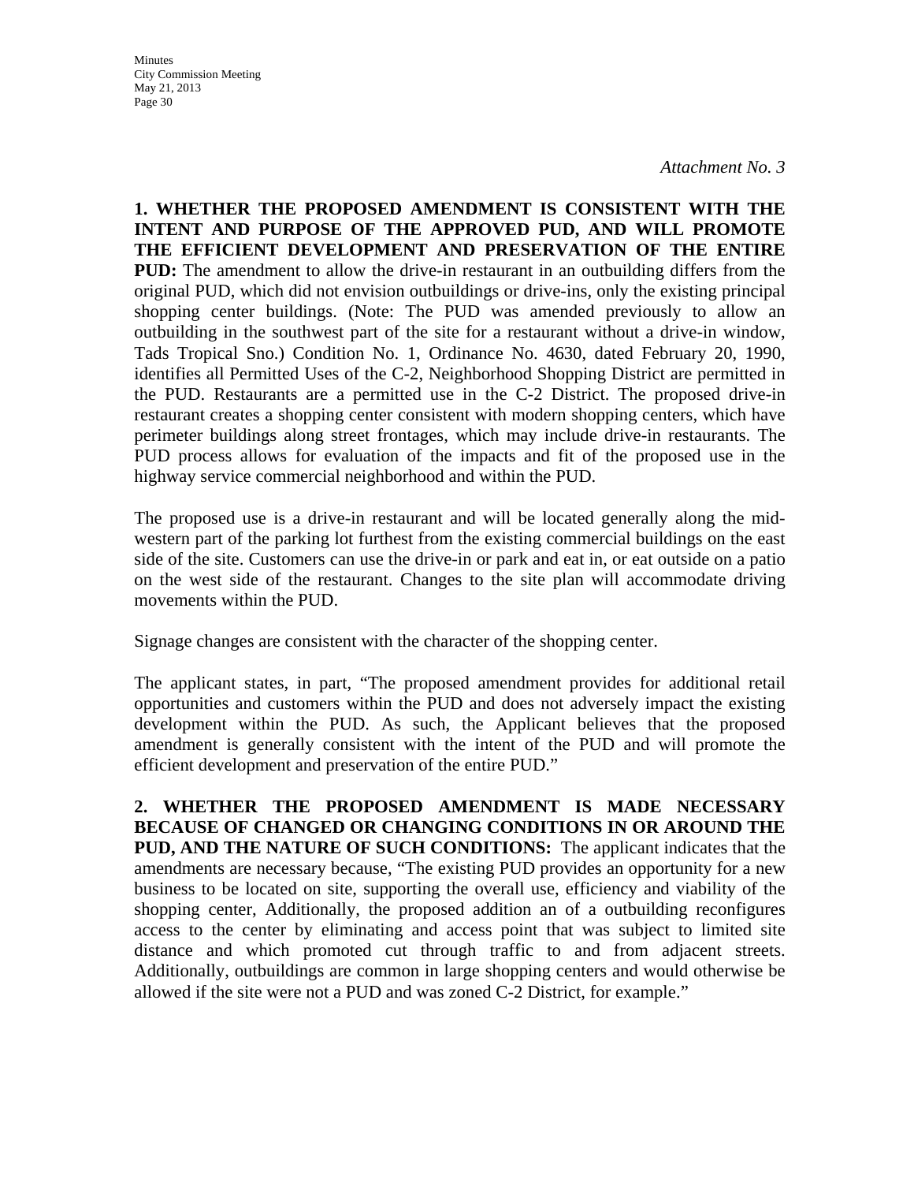*Attachment No. 3*

**1. WHETHER THE PROPOSED AMENDMENT IS CONSISTENT WITH THE INTENT AND PURPOSE OF THE APPROVED PUD, AND WILL PROMOTE THE EFFICIENT DEVELOPMENT AND PRESERVATION OF THE ENTIRE PUD:** The amendment to allow the drive-in restaurant in an outbuilding differs from the original PUD, which did not envision outbuildings or drive-ins, only the existing principal shopping center buildings. (Note: The PUD was amended previously to allow an outbuilding in the southwest part of the site for a restaurant without a drive-in window, Tads Tropical Sno.) Condition No. 1, Ordinance No. 4630, dated February 20, 1990, identifies all Permitted Uses of the C-2, Neighborhood Shopping District are permitted in the PUD. Restaurants are a permitted use in the C-2 District. The proposed drive-in restaurant creates a shopping center consistent with modern shopping centers, which have perimeter buildings along street frontages, which may include drive-in restaurants. The PUD process allows for evaluation of the impacts and fit of the proposed use in the highway service commercial neighborhood and within the PUD.

The proposed use is a drive-in restaurant and will be located generally along the mid-western part of the parking lot furthest from the existing commercial buildings on the east side of the site. Customers can use the drive-in or park and eat in, or eat outside on a patio on the west side of the restaurant. Changes to the site plan will accommodate driving movements within the PUD.

Signage changes are consistent with the character of the shopping center.

The applicant states, in part, "The proposed amendment provides for additional retail opportunities and customers within the PUD and does not adversely impact the existing development within the PUD. As such, the Applicant believes that the proposed amendment is generally consistent with the intent of the PUD and will promote the efficient development and preservation of the entire PUD."

**2. WHETHER THE PROPOSED AMENDMENT IS MADE NECESSARY BECAUSE OF CHANGED OR CHANGING CONDITIONS IN OR AROUND THE PUD, AND THE NATURE OF SUCH CONDITIONS:** The applicant indicates that the amendments are necessary because, "The existing PUD provides an opportunity for a new business to be located on site, supporting the overall use, efficiency and viability of the shopping center, Additionally, the proposed addition an of a outbuilding reconfigures access to the center by eliminating and access point that was subject to limited site distance and which promoted cut through traffic to and from adjacent streets. Additionally, outbuildings are common in large shopping centers and would otherwise be allowed if the site were not a PUD and was zoned C-2 District, for example."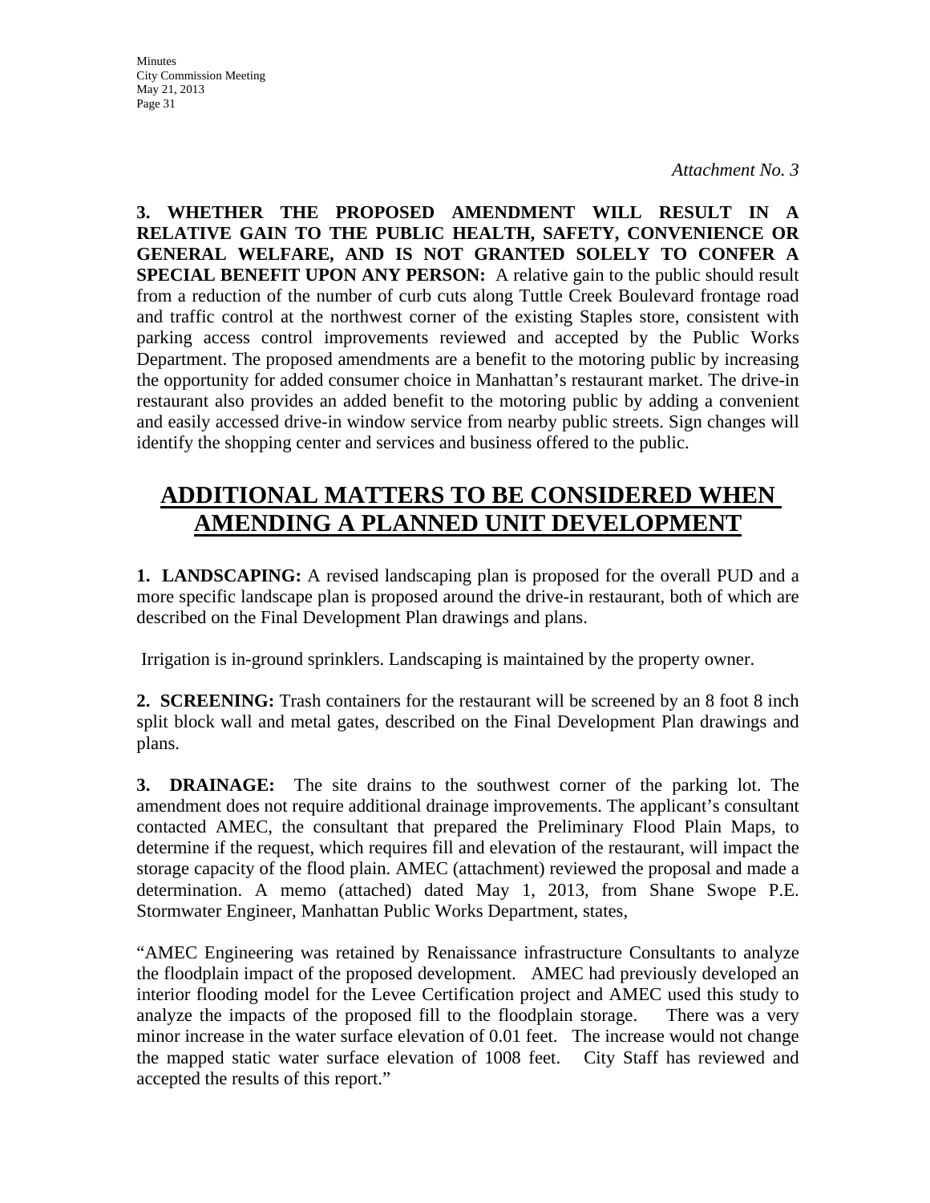*Attachment No. 3*

**3. WHETHER THE PROPOSED AMENDMENT WILL RESULT IN A RELATIVE GAIN TO THE PUBLIC HEALTH, SAFETY, CONVENIENCE OR GENERAL WELFARE, AND IS NOT GRANTED SOLELY TO CONFER A SPECIAL BENEFIT UPON ANY PERSON:** A relative gain to the public should result from a reduction of the number of curb cuts along Tuttle Creek Boulevard frontage road and traffic control at the northwest corner of the existing Staples store, consistent with parking access control improvements reviewed and accepted by the Public Works Department. The proposed amendments are a benefit to the motoring public by increasing the opportunity for added consumer choice in Manhattan's restaurant market. The drive-in restaurant also provides an added benefit to the motoring public by adding a convenient and easily accessed drive-in window service from nearby public streets. Sign changes will identify the shopping center and services and business offered to the public.

## ADDITIONAL MATTERS TO BE CONSIDERED WHEN AMENDING A PLANNED UNIT DEVELOPMENT

**1. LANDSCAPING:** A revised landscaping plan is proposed for the overall PUD and a more specific landscape plan is proposed around the drive-in restaurant, both of which are described on the Final Development Plan drawings and plans.

Irrigation is in-ground sprinklers. Landscaping is maintained by the property owner.

**2. SCREENING:** Trash containers for the restaurant will be screened by an 8 foot 8 inch split block wall and metal gates, described on the Final Development Plan drawings and plans.

**3. DRAINAGE:** The site drains to the southwest corner of the parking lot. The amendment does not require additional drainage improvements. The applicant's consultant contacted AMEC, the consultant that prepared the Preliminary Flood Plain Maps, to determine if the request, which requires fill and elevation of the restaurant, will impact the storage capacity of the flood plain. AMEC (attachment) reviewed the proposal and made a determination. A memo (attached) dated May 1, 2013, from Shane Swope P.E. Stormwater Engineer, Manhattan Public Works Department, states,

"AMEC Engineering was retained by Renaissance infrastructure Consultants to analyze the floodplain impact of the proposed development. AMEC had previously developed an interior flooding model for the Levee Certification project and AMEC used this study to analyze the impacts of the proposed fill to the floodplain storage. There was a very minor increase in the water surface elevation of 0.01 feet. The increase would not change the mapped static water surface elevation of 1008 feet. City Staff has reviewed and accepted the results of this report."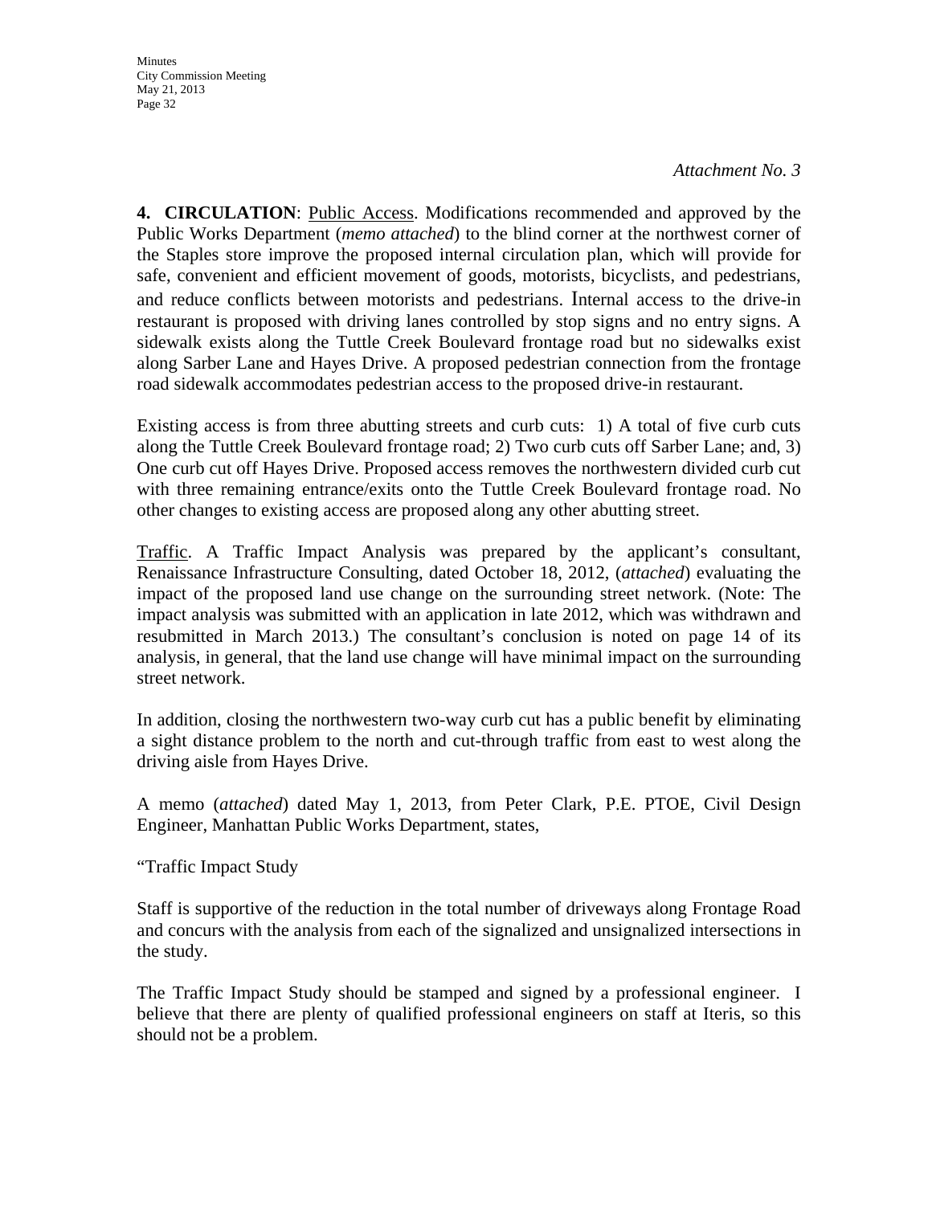*Attachment No. 3*

**4. CIRCULATION**: Public Access. Modifications recommended and approved by the Public Works Department (*memo attached*) to the blind corner at the northwest corner of the Staples store improve the proposed internal circulation plan, which will provide for safe, convenient and efficient movement of goods, motorists, bicyclists, and pedestrians, and reduce conflicts between motorists and pedestrians. Internal access to the drive-in restaurant is proposed with driving lanes controlled by stop signs and no entry signs. A sidewalk exists along the Tuttle Creek Boulevard frontage road but no sidewalks exist along Sarber Lane and Hayes Drive. A proposed pedestrian connection from the frontage road sidewalk accommodates pedestrian access to the proposed drive-in restaurant.

Existing access is from three abutting streets and curb cuts: 1) A total of five curb cuts along the Tuttle Creek Boulevard frontage road; 2) Two curb cuts off Sarber Lane; and, 3) One curb cut off Hayes Drive. Proposed access removes the northwestern divided curb cut with three remaining entrance/exits onto the Tuttle Creek Boulevard frontage road. No other changes to existing access are proposed along any other abutting street.

Traffic. A Traffic Impact Analysis was prepared by the applicant's consultant, Renaissance Infrastructure Consulting, dated October 18, 2012, (*attached*) evaluating the impact of the proposed land use change on the surrounding street network. (Note: The impact analysis was submitted with an application in late 2012, which was withdrawn and resubmitted in March 2013.) The consultant's conclusion is noted on page 14 of its analysis, in general, that the land use change will have minimal impact on the surrounding street network.

In addition, closing the northwestern two-way curb cut has a public benefit by eliminating a sight distance problem to the north and cut-through traffic from east to west along the driving aisle from Hayes Drive.

A memo (*attached*) dated May 1, 2013, from Peter Clark, P.E. PTOE, Civil Design Engineer, Manhattan Public Works Department, states,

"Traffic Impact Study

Staff is supportive of the reduction in the total number of driveways along Frontage Road and concurs with the analysis from each of the signalized and unsignalized intersections in the study.

The Traffic Impact Study should be stamped and signed by a professional engineer. I believe that there are plenty of qualified professional engineers on staff at Iteris, so this should not be a problem.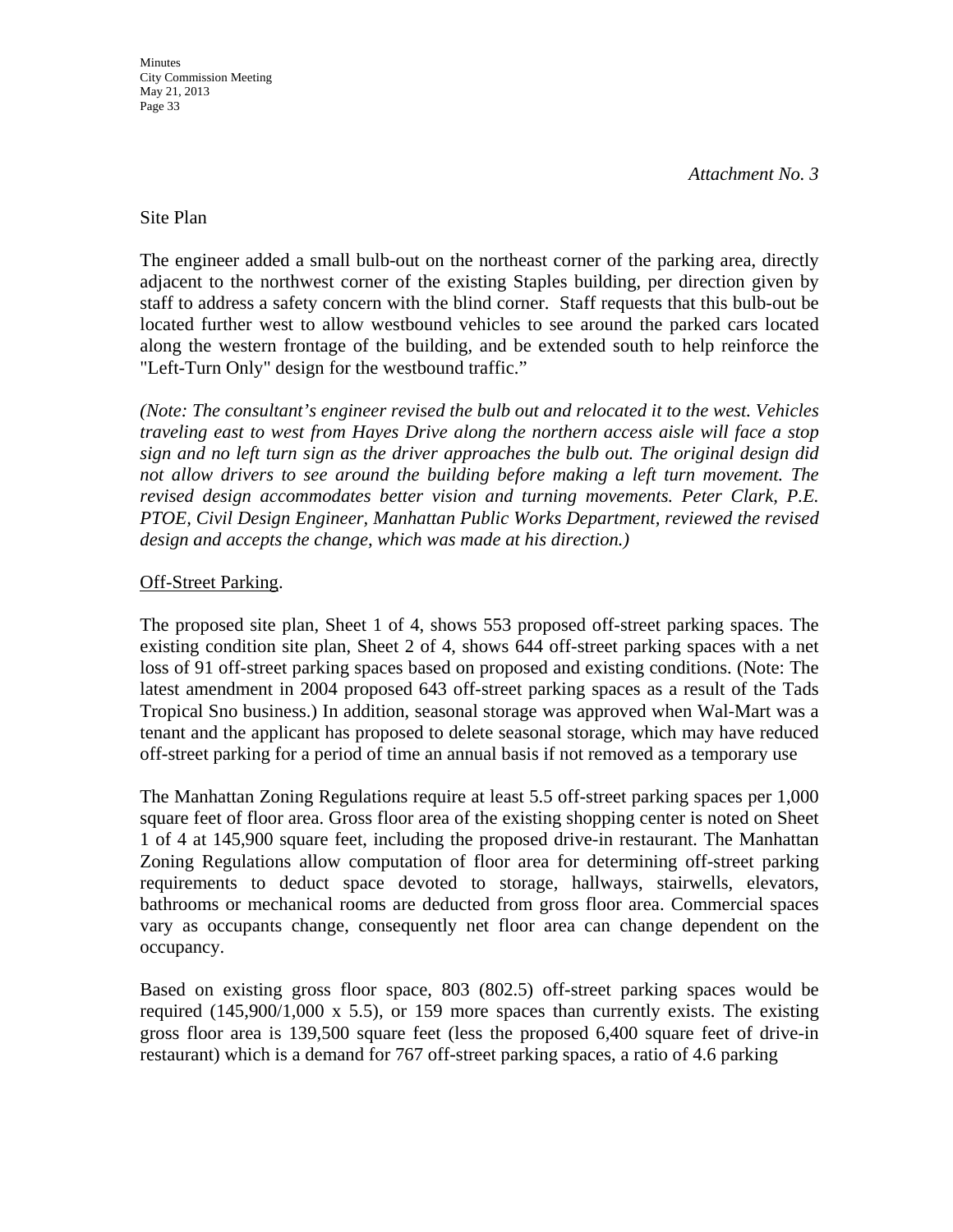*Attachment No. 3*

Site Plan

The engineer added a small bulb-out on the northeast corner of the parking area, directly adjacent to the northwest corner of the existing Staples building, per direction given by staff to address a safety concern with the blind corner. Staff requests that this bulb-out be located further west to allow westbound vehicles to see around the parked cars located along the western frontage of the building, and be extended south to help reinforce the "Left-Turn Only" design for the westbound traffic."

*(Note: The consultant's engineer revised the bulb out and relocated it to the west. Vehicles traveling east to west from Hayes Drive along the northern access aisle will face a stop sign and no left turn sign as the driver approaches the bulb out. The original design did not allow drivers to see around the building before making a left turn movement. The revised design accommodates better vision and turning movements. Peter Clark, P.E. PTOE, Civil Design Engineer, Manhattan Public Works Department, reviewed the revised design and accepts the change, which was made at his direction.)*

Off-Street Parking.

The proposed site plan, Sheet 1 of 4, shows 553 proposed off-street parking spaces. The existing condition site plan, Sheet 2 of 4, shows 644 off-street parking spaces with a net loss of 91 off-street parking spaces based on proposed and existing conditions. (Note: The latest amendment in 2004 proposed 643 off-street parking spaces as a result of the Tads Tropical Sno business.) In addition, seasonal storage was approved when Wal-Mart was a tenant and the applicant has proposed to delete seasonal storage, which may have reduced off-street parking for a period of time an annual basis if not removed as a temporary use

The Manhattan Zoning Regulations require at least 5.5 off-street parking spaces per 1,000 square feet of floor area. Gross floor area of the existing shopping center is noted on Sheet 1 of 4 at 145,900 square feet, including the proposed drive-in restaurant. The Manhattan Zoning Regulations allow computation of floor area for determining off-street parking requirements to deduct space devoted to storage, hallways, stairwells, elevators, bathrooms or mechanical rooms are deducted from gross floor area. Commercial spaces vary as occupants change, consequently net floor area can change dependent on the occupancy.

Based on existing gross floor space, 803 (802.5) off-street parking spaces would be required (145,900/1,000 x 5.5), or 159 more spaces than currently exists. The existing gross floor area is 139,500 square feet (less the proposed 6,400 square feet of drive-in restaurant) which is a demand for 767 off-street parking spaces, a ratio of 4.6 parking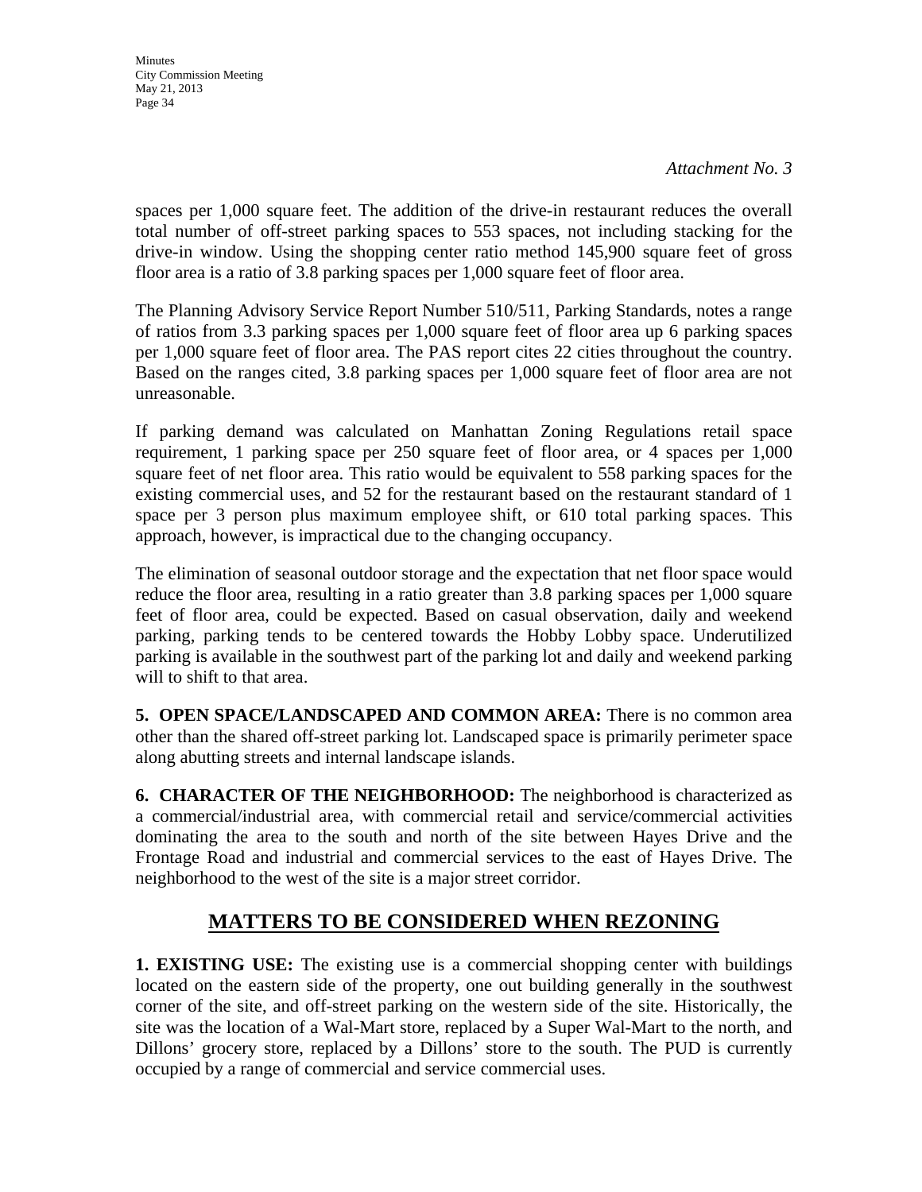*Attachment No. 3*

spaces per 1,000 square feet. The addition of the drive-in restaurant reduces the overall total number of off-street parking spaces to 553 spaces, not including stacking for the drive-in window. Using the shopping center ratio method 145,900 square feet of gross floor area is a ratio of 3.8 parking spaces per 1,000 square feet of floor area.

The Planning Advisory Service Report Number 510/511, Parking Standards, notes a range of ratios from 3.3 parking spaces per 1,000 square feet of floor area up 6 parking spaces per 1,000 square feet of floor area. The PAS report cites 22 cities throughout the country. Based on the ranges cited, 3.8 parking spaces per 1,000 square feet of floor area are not unreasonable.

If parking demand was calculated on Manhattan Zoning Regulations retail space requirement, 1 parking space per 250 square feet of floor area, or 4 spaces per 1,000 square feet of net floor area. This ratio would be equivalent to 558 parking spaces for the existing commercial uses, and 52 for the restaurant based on the restaurant standard of 1 space per 3 person plus maximum employee shift, or 610 total parking spaces. This approach, however, is impractical due to the changing occupancy.

The elimination of seasonal outdoor storage and the expectation that net floor space would reduce the floor area, resulting in a ratio greater than 3.8 parking spaces per 1,000 square feet of floor area, could be expected. Based on casual observation, daily and weekend parking, parking tends to be centered towards the Hobby Lobby space. Underutilized parking is available in the southwest part of the parking lot and daily and weekend parking will to shift to that area.

**5. OPEN SPACE/LANDSCAPED AND COMMON AREA:** There is no common area other than the shared off-street parking lot. Landscaped space is primarily perimeter space along abutting streets and internal landscape islands.

**6. CHARACTER OF THE NEIGHBORHOOD:** The neighborhood is characterized as a commercial/industrial area, with commercial retail and service/commercial activities dominating the area to the south and north of the site between Hayes Drive and the Frontage Road and industrial and commercial services to the east of Hayes Drive. The neighborhood to the west of the site is a major street corridor.

## MATTERS TO BE CONSIDERED WHEN REZONING

**1. EXISTING USE:** The existing use is a commercial shopping center with buildings located on the eastern side of the property, one out building generally in the southwest corner of the site, and off-street parking on the western side of the site. Historically, the site was the location of a Wal-Mart store, replaced by a Super Wal-Mart to the north, and Dillons' grocery store, replaced by a Dillons' store to the south. The PUD is currently occupied by a range of commercial and service commercial uses.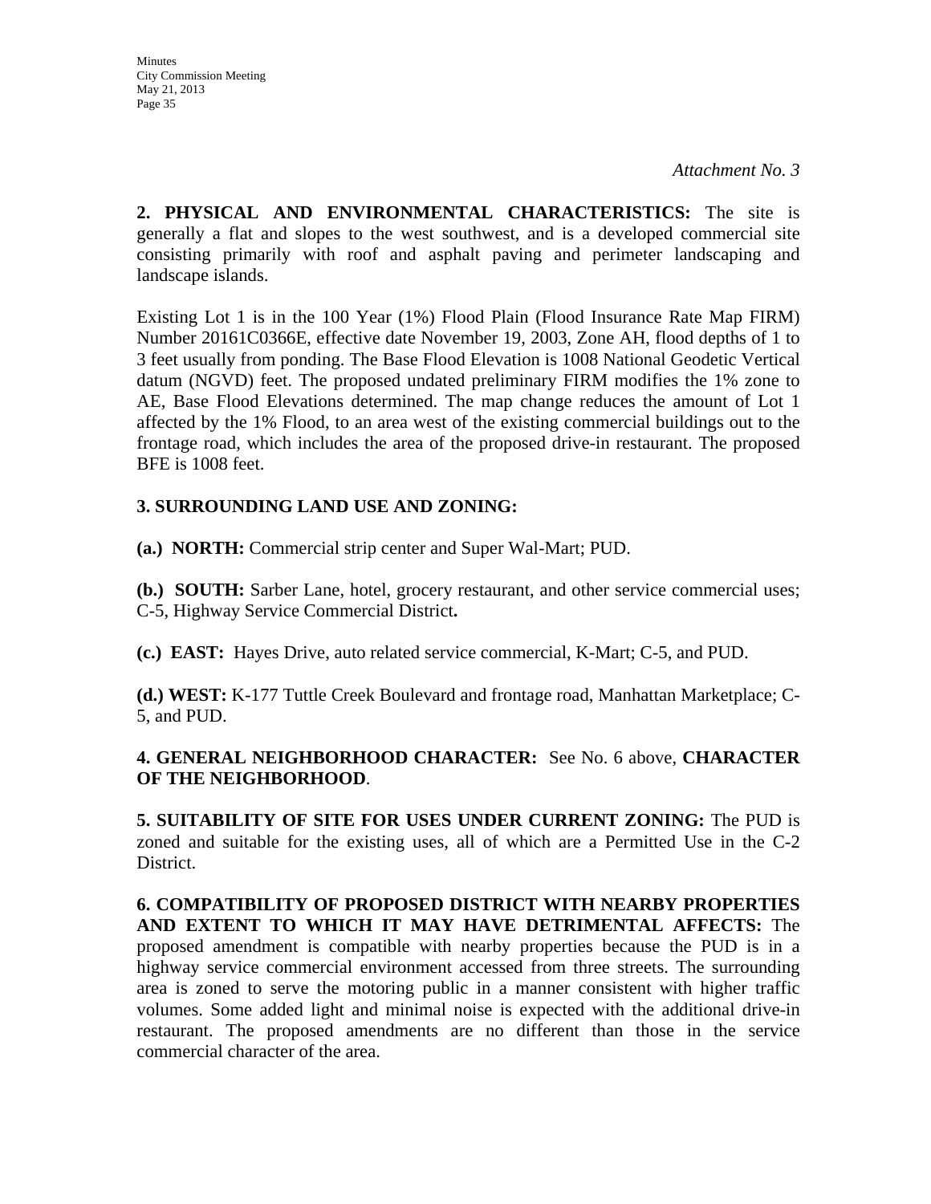*Attachment No. 3*

**2. PHYSICAL AND ENVIRONMENTAL CHARACTERISTICS:** The site is generally a flat and slopes to the west southwest, and is a developed commercial site consisting primarily with roof and asphalt paving and perimeter landscaping and landscape islands.

Existing Lot 1 is in the 100 Year (1%) Flood Plain (Flood Insurance Rate Map FIRM) Number 20161C0366E, effective date November 19, 2003, Zone AH, flood depths of 1 to 3 feet usually from ponding. The Base Flood Elevation is 1008 National Geodetic Vertical datum (NGVD) feet. The proposed undated preliminary FIRM modifies the 1% zone to AE, Base Flood Elevations determined. The map change reduces the amount of Lot 1 affected by the 1% Flood, to an area west of the existing commercial buildings out to the frontage road, which includes the area of the proposed drive-in restaurant. The proposed BFE is 1008 feet.

**3. SURROUNDING LAND USE AND ZONING:**

**(a.) NORTH:** Commercial strip center and Super Wal-Mart; PUD.

**(b.) SOUTH:** Sarber Lane, hotel, grocery restaurant, and other service commercial uses; C-5, Highway Service Commercial District**.**

**(c.) EAST:** Hayes Drive, auto related service commercial, K-Mart; C-5, and PUD.

**(d.) WEST:** K-177 Tuttle Creek Boulevard and frontage road, Manhattan Marketplace; C-5, and PUD.

**4. GENERAL NEIGHBORHOOD CHARACTER:** See No. 6 above, **CHARACTER OF THE NEIGHBORHOOD**.

**5. SUITABILITY OF SITE FOR USES UNDER CURRENT ZONING:** The PUD is zoned and suitable for the existing uses, all of which are a Permitted Use in the C-2 District.

**6. COMPATIBILITY OF PROPOSED DISTRICT WITH NEARBY PROPERTIES AND EXTENT TO WHICH IT MAY HAVE DETRIMENTAL AFFECTS:** The proposed amendment is compatible with nearby properties because the PUD is in a highway service commercial environment accessed from three streets. The surrounding area is zoned to serve the motoring public in a manner consistent with higher traffic volumes. Some added light and minimal noise is expected with the additional drive-in restaurant. The proposed amendments are no different than those in the service commercial character of the area.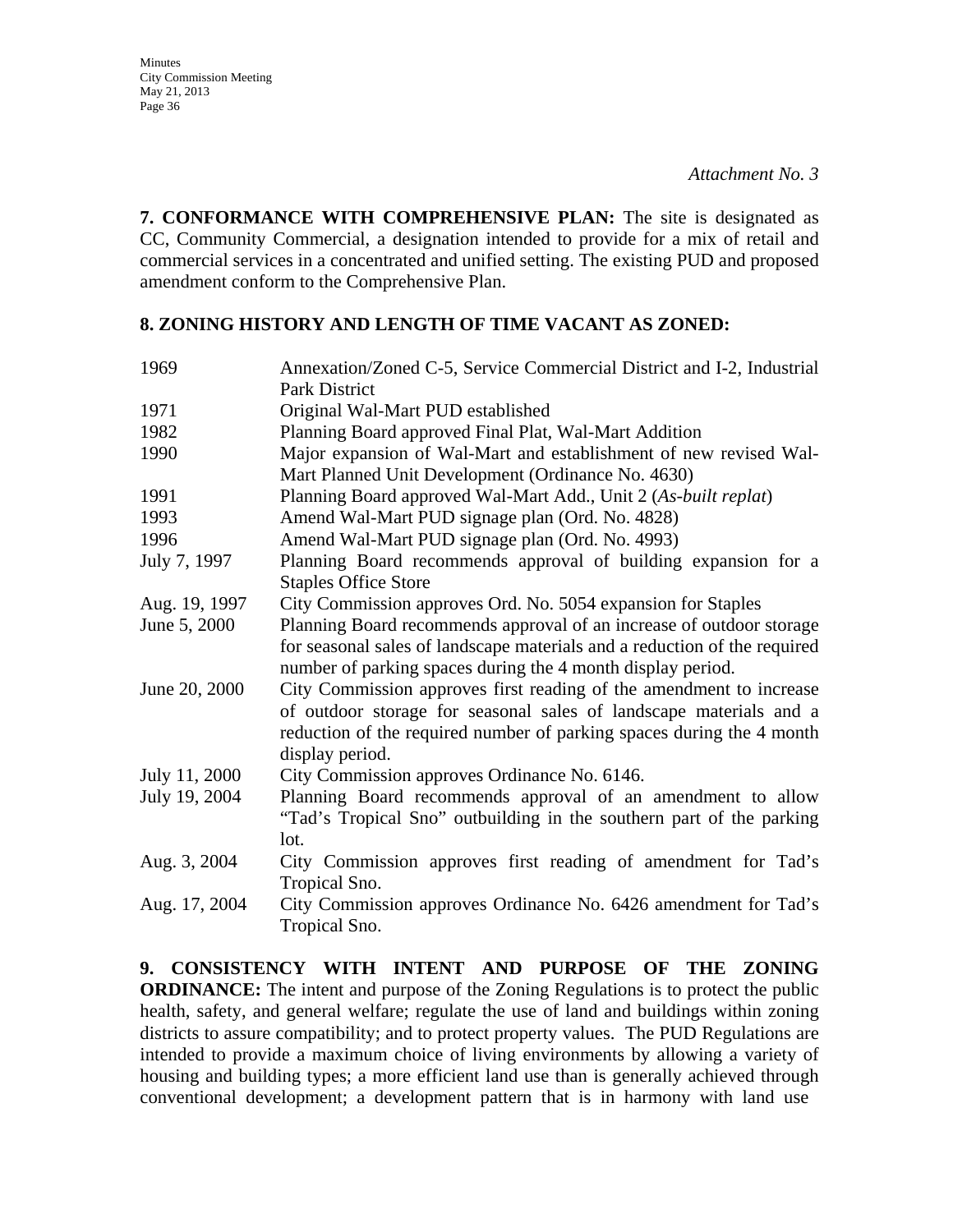*Attachment No. 3*

**7. CONFORMANCE WITH COMPREHENSIVE PLAN:** The site is designated as CC, Community Commercial, a designation intended to provide for a mix of retail and commercial services in a concentrated and unified setting. The existing PUD and proposed amendment conform to the Comprehensive Plan.

**8. ZONING HISTORY AND LENGTH OF TIME VACANT AS ZONED:**

| | |
|---|---|
| 1969 | Annexation/Zoned C-5, Service Commercial District and I-2, Industrial Park District |
| 1971 | Original Wal-Mart PUD established |
| 1982 | Planning Board approved Final Plat, Wal-Mart Addition |
| 1990 | Major expansion of Wal-Mart and establishment of new revised Wal-Mart Planned Unit Development (Ordinance No. 4630) |
| 1991 | Planning Board approved Wal-Mart Add., Unit 2 (*As-built replat*) |
| 1993 | Amend Wal-Mart PUD signage plan (Ord. No. 4828) |
| 1996 | Amend Wal-Mart PUD signage plan (Ord. No. 4993) |
| July 7, 1997 | Planning Board recommends approval of building expansion for a Staples Office Store |
| Aug. 19, 1997 | City Commission approves Ord. No. 5054 expansion for Staples |
| June 5, 2000 | Planning Board recommends approval of an increase of outdoor storage for seasonal sales of landscape materials and a reduction of the required number of parking spaces during the 4 month display period. |
| June 20, 2000 | City Commission approves first reading of the amendment to increase of outdoor storage for seasonal sales of landscape materials and a reduction of the required number of parking spaces during the 4 month display period. |
| July 11, 2000 | City Commission approves Ordinance No. 6146. |
| July 19, 2004 | Planning Board recommends approval of an amendment to allow "Tad's Tropical Sno" outbuilding in the southern part of the parking lot. |
| Aug. 3, 2004 | City Commission approves first reading of amendment for Tad's Tropical Sno. |
| Aug. 17, 2004 | City Commission approves Ordinance No. 6426 amendment for Tad's Tropical Sno. |

**9. CONSISTENCY WITH INTENT AND PURPOSE OF THE ZONING ORDINANCE:** The intent and purpose of the Zoning Regulations is to protect the public health, safety, and general welfare; regulate the use of land and buildings within zoning districts to assure compatibility; and to protect property values. The PUD Regulations are intended to provide a maximum choice of living environments by allowing a variety of housing and building types; a more efficient land use than is generally achieved through conventional development; a development pattern that is in harmony with land use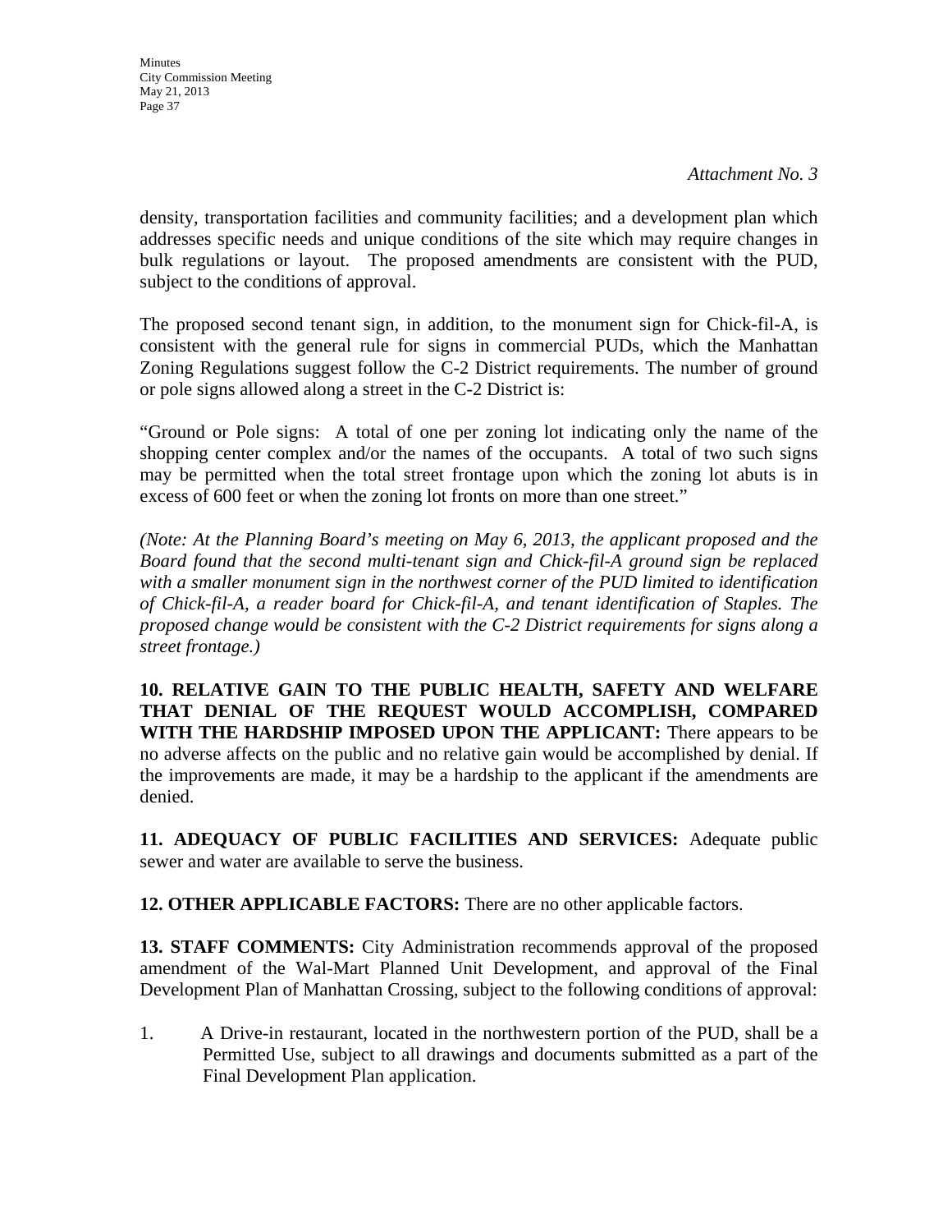*Attachment No. 3*

density, transportation facilities and community facilities; and a development plan which addresses specific needs and unique conditions of the site which may require changes in bulk regulations or layout. The proposed amendments are consistent with the PUD, subject to the conditions of approval.

The proposed second tenant sign, in addition, to the monument sign for Chick-fil-A, is consistent with the general rule for signs in commercial PUDs, which the Manhattan Zoning Regulations suggest follow the C-2 District requirements. The number of ground or pole signs allowed along a street in the C-2 District is:

"Ground or Pole signs: A total of one per zoning lot indicating only the name of the shopping center complex and/or the names of the occupants. A total of two such signs may be permitted when the total street frontage upon which the zoning lot abuts is in excess of 600 feet or when the zoning lot fronts on more than one street."

*(Note: At the Planning Board's meeting on May 6, 2013, the applicant proposed and the Board found that the second multi-tenant sign and Chick-fil-A ground sign be replaced with a smaller monument sign in the northwest corner of the PUD limited to identification of Chick-fil-A, a reader board for Chick-fil-A, and tenant identification of Staples. The proposed change would be consistent with the C-2 District requirements for signs along a street frontage.)*

**10. RELATIVE GAIN TO THE PUBLIC HEALTH, SAFETY AND WELFARE THAT DENIAL OF THE REQUEST WOULD ACCOMPLISH, COMPARED WITH THE HARDSHIP IMPOSED UPON THE APPLICANT:** There appears to be no adverse affects on the public and no relative gain would be accomplished by denial. If the improvements are made, it may be a hardship to the applicant if the amendments are denied.

**11. ADEQUACY OF PUBLIC FACILITIES AND SERVICES:** Adequate public sewer and water are available to serve the business.

**12. OTHER APPLICABLE FACTORS:** There are no other applicable factors.

**13. STAFF COMMENTS:** City Administration recommends approval of the proposed amendment of the Wal-Mart Planned Unit Development, and approval of the Final Development Plan of Manhattan Crossing, subject to the following conditions of approval:

1. A Drive-in restaurant, located in the northwestern portion of the PUD, shall be a Permitted Use, subject to all drawings and documents submitted as a part of the Final Development Plan application.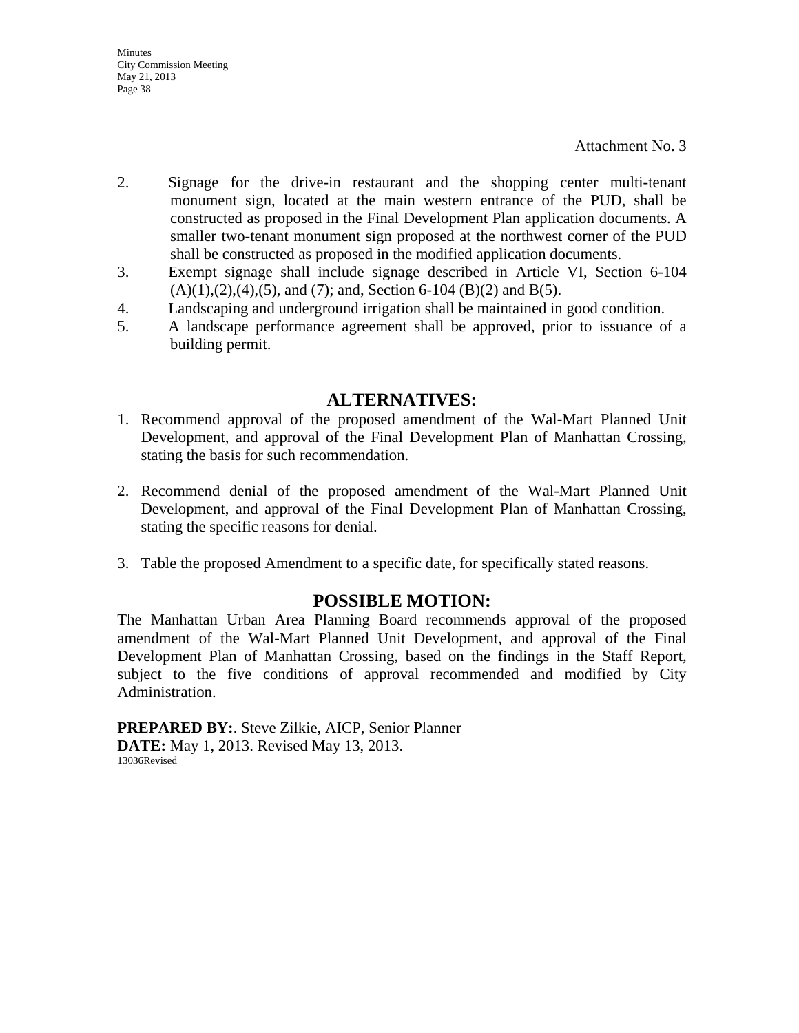Attachment No. 3

2. Signage for the drive-in restaurant and the shopping center multi-tenant monument sign, located at the main western entrance of the PUD, shall be constructed as proposed in the Final Development Plan application documents. A smaller two-tenant monument sign proposed at the northwest corner of the PUD shall be constructed as proposed in the modified application documents.
3. Exempt signage shall include signage described in Article VI, Section 6-104 (A)(1),(2),(4),(5), and (7); and, Section 6-104 (B)(2) and B(5).
4. Landscaping and underground irrigation shall be maintained in good condition.
5. A landscape performance agreement shall be approved, prior to issuance of a building permit.

## ALTERNATIVES:

1. Recommend approval of the proposed amendment of the Wal-Mart Planned Unit Development, and approval of the Final Development Plan of Manhattan Crossing, stating the basis for such recommendation.

2. Recommend denial of the proposed amendment of the Wal-Mart Planned Unit Development, and approval of the Final Development Plan of Manhattan Crossing, stating the specific reasons for denial.

3. Table the proposed Amendment to a specific date, for specifically stated reasons.

## POSSIBLE MOTION:

The Manhattan Urban Area Planning Board recommends approval of the proposed amendment of the Wal-Mart Planned Unit Development, and approval of the Final Development Plan of Manhattan Crossing, based on the findings in the Staff Report, subject to the five conditions of approval recommended and modified by City Administration.

**PREPARED BY:**. Steve Zilkie, AICP, Senior Planner
**DATE:** May 1, 2013. Revised May 13, 2013.
13036Revised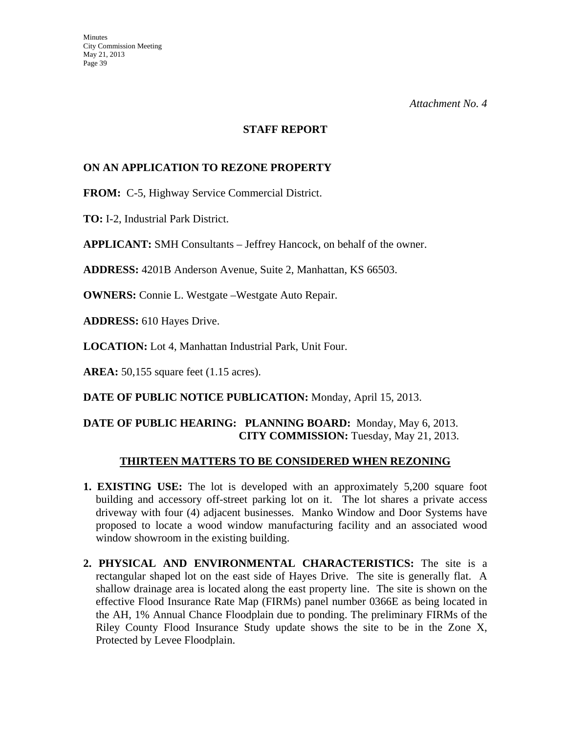*Attachment No. 4*

## STAFF REPORT

**ON AN APPLICATION TO REZONE PROPERTY**

**FROM:** C-5, Highway Service Commercial District.

**TO:** I-2, Industrial Park District.

**APPLICANT:** SMH Consultants – Jeffrey Hancock, on behalf of the owner.

**ADDRESS:** 4201B Anderson Avenue, Suite 2, Manhattan, KS 66503.

**OWNERS:** Connie L. Westgate –Westgate Auto Repair.

**ADDRESS:** 610 Hayes Drive.

**LOCATION:** Lot 4, Manhattan Industrial Park, Unit Four.

**AREA:** 50,155 square feet (1.15 acres).

**DATE OF PUBLIC NOTICE PUBLICATION:** Monday, April 15, 2013.

**DATE OF PUBLIC HEARING:** **PLANNING BOARD:** Monday, May 6, 2013.
**CITY COMMISSION:** Tuesday, May 21, 2013.

**THIRTEEN MATTERS TO BE CONSIDERED WHEN REZONING**

1. **EXISTING USE:** The lot is developed with an approximately 5,200 square foot building and accessory off-street parking lot on it. The lot shares a private access driveway with four (4) adjacent businesses. Manko Window and Door Systems have proposed to locate a wood window manufacturing facility and an associated wood window showroom in the existing building.

2. **PHYSICAL AND ENVIRONMENTAL CHARACTERISTICS:** The site is a rectangular shaped lot on the east side of Hayes Drive. The site is generally flat. A shallow drainage area is located along the east property line. The site is shown on the effective Flood Insurance Rate Map (FIRMs) panel number 0366E as being located in the AH, 1% Annual Chance Floodplain due to ponding. The preliminary FIRMs of the Riley County Flood Insurance Study update shows the site to be in the Zone X, Protected by Levee Floodplain.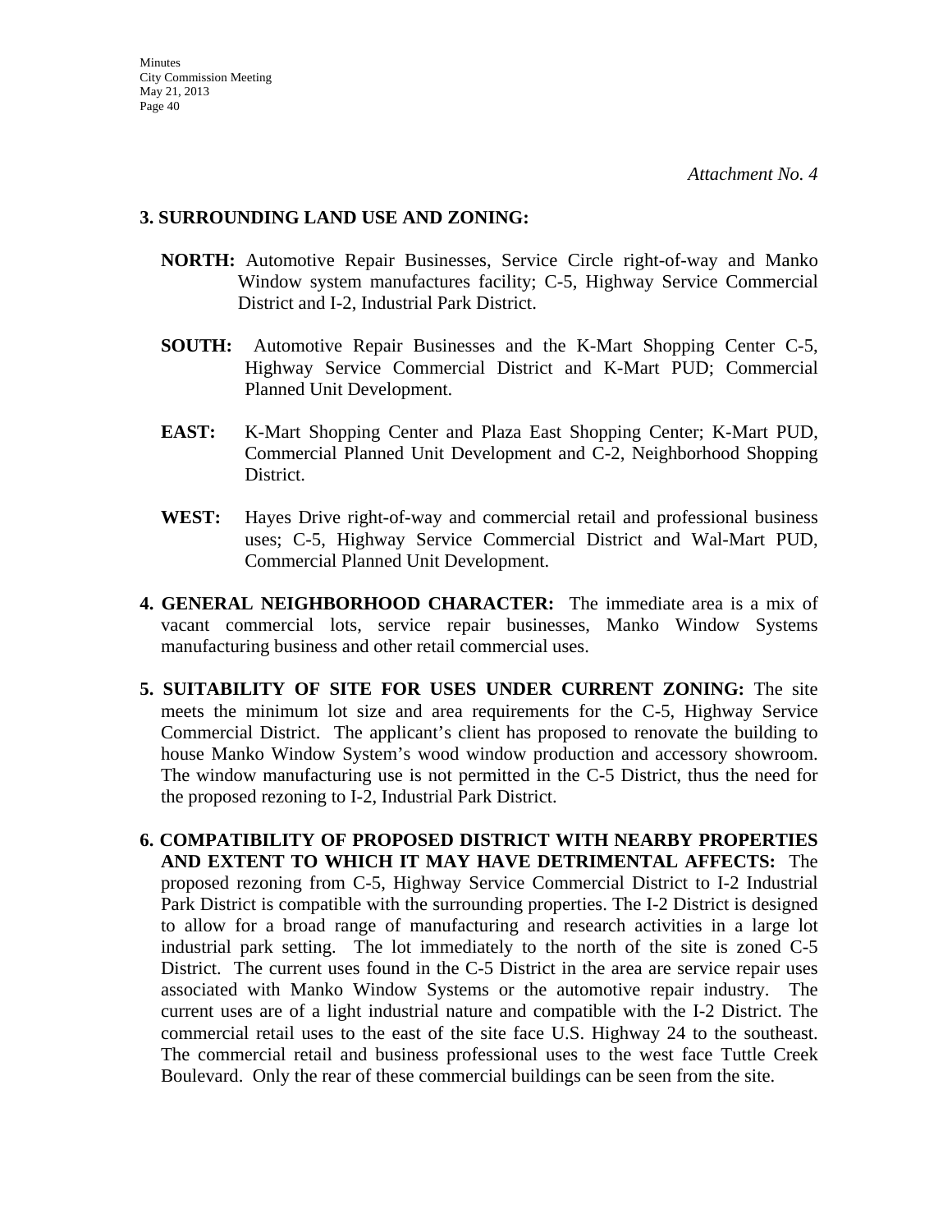*Attachment No. 4*

**3. SURROUNDING LAND USE AND ZONING:**

**NORTH:** Automotive Repair Businesses, Service Circle right-of-way and Manko Window system manufactures facility; C-5, Highway Service Commercial District and I-2, Industrial Park District.

**SOUTH:** Automotive Repair Businesses and the K-Mart Shopping Center C-5, Highway Service Commercial District and K-Mart PUD; Commercial Planned Unit Development.

**EAST:** K-Mart Shopping Center and Plaza East Shopping Center; K-Mart PUD, Commercial Planned Unit Development and C-2, Neighborhood Shopping District.

**WEST:** Hayes Drive right-of-way and commercial retail and professional business uses; C-5, Highway Service Commercial District and Wal-Mart PUD, Commercial Planned Unit Development.

**4. GENERAL NEIGHBORHOOD CHARACTER:** The immediate area is a mix of vacant commercial lots, service repair businesses, Manko Window Systems manufacturing business and other retail commercial uses.

**5. SUITABILITY OF SITE FOR USES UNDER CURRENT ZONING:** The site meets the minimum lot size and area requirements for the C-5, Highway Service Commercial District. The applicant's client has proposed to renovate the building to house Manko Window System's wood window production and accessory showroom. The window manufacturing use is not permitted in the C-5 District, thus the need for the proposed rezoning to I-2, Industrial Park District.

**6. COMPATIBILITY OF PROPOSED DISTRICT WITH NEARBY PROPERTIES AND EXTENT TO WHICH IT MAY HAVE DETRIMENTAL AFFECTS:** The proposed rezoning from C-5, Highway Service Commercial District to I-2 Industrial Park District is compatible with the surrounding properties. The I-2 District is designed to allow for a broad range of manufacturing and research activities in a large lot industrial park setting. The lot immediately to the north of the site is zoned C-5 District. The current uses found in the C-5 District in the area are service repair uses associated with Manko Window Systems or the automotive repair industry. The current uses are of a light industrial nature and compatible with the I-2 District. The commercial retail uses to the east of the site face U.S. Highway 24 to the southeast. The commercial retail and business professional uses to the west face Tuttle Creek Boulevard. Only the rear of these commercial buildings can be seen from the site.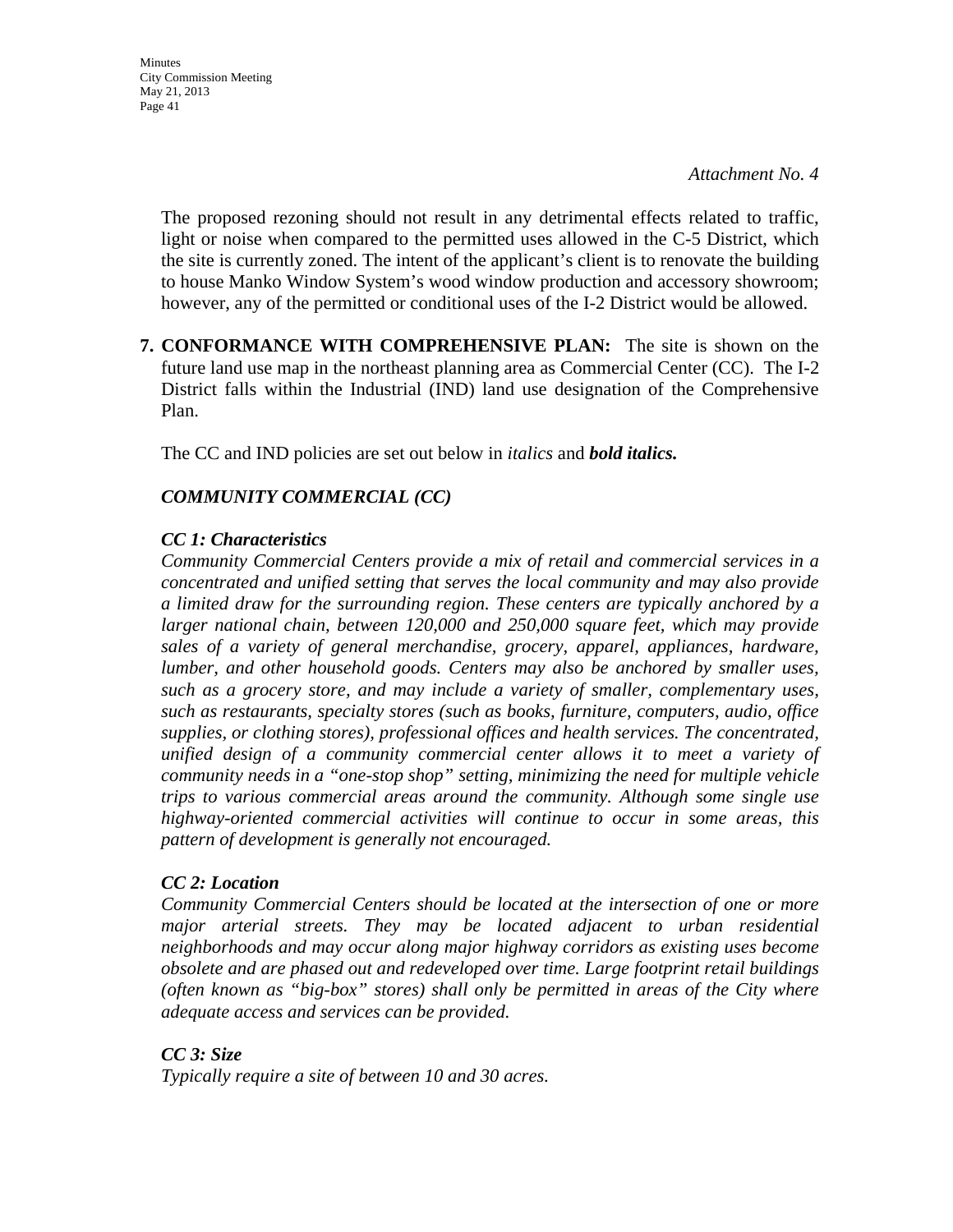*Attachment No. 4*

The proposed rezoning should not result in any detrimental effects related to traffic, light or noise when compared to the permitted uses allowed in the C-5 District, which the site is currently zoned. The intent of the applicant's client is to renovate the building to house Manko Window System's wood window production and accessory showroom; however, any of the permitted or conditional uses of the I-2 District would be allowed.

**7. CONFORMANCE WITH COMPREHENSIVE PLAN:** The site is shown on the future land use map in the northeast planning area as Commercial Center (CC). The I-2 District falls within the Industrial (IND) land use designation of the Comprehensive Plan.

The CC and IND policies are set out below in *italics* and ***bold italics.***

***COMMUNITY COMMERCIAL (CC)***

***CC 1: Characteristics***
*Community Commercial Centers provide a mix of retail and commercial services in a concentrated and unified setting that serves the local community and may also provide a limited draw for the surrounding region. These centers are typically anchored by a larger national chain, between 120,000 and 250,000 square feet, which may provide sales of a variety of general merchandise, grocery, apparel, appliances, hardware, lumber, and other household goods. Centers may also be anchored by smaller uses, such as a grocery store, and may include a variety of smaller, complementary uses, such as restaurants, specialty stores (such as books, furniture, computers, audio, office supplies, or clothing stores), professional offices and health services. The concentrated, unified design of a community commercial center allows it to meet a variety of community needs in a "one-stop shop" setting, minimizing the need for multiple vehicle trips to various commercial areas around the community. Although some single use highway-oriented commercial activities will continue to occur in some areas, this pattern of development is generally not encouraged.*

***CC 2: Location***
*Community Commercial Centers should be located at the intersection of one or more major arterial streets. They may be located adjacent to urban residential neighborhoods and may occur along major highway corridors as existing uses become obsolete and are phased out and redeveloped over time. Large footprint retail buildings (often known as "big-box" stores) shall only be permitted in areas of the City where adequate access and services can be provided.*

***CC 3: Size***
*Typically require a site of between 10 and 30 acres.*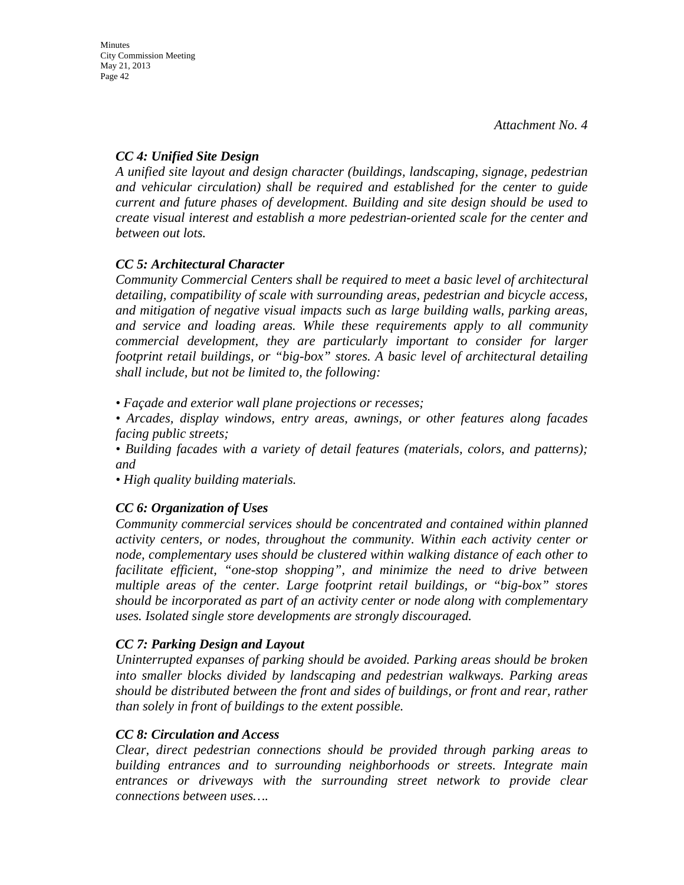*Attachment No. 4*

***CC 4: Unified Site Design***
*A unified site layout and design character (buildings, landscaping, signage, pedestrian and vehicular circulation) shall be required and established for the center to guide current and future phases of development. Building and site design should be used to create visual interest and establish a more pedestrian-oriented scale for the center and between out lots.*

***CC 5: Architectural Character***
*Community Commercial Centers shall be required to meet a basic level of architectural detailing, compatibility of scale with surrounding areas, pedestrian and bicycle access, and mitigation of negative visual impacts such as large building walls, parking areas, and service and loading areas. While these requirements apply to all community commercial development, they are particularly important to consider for larger footprint retail buildings, or "big-box" stores. A basic level of architectural detailing shall include, but not be limited to, the following:*

- *Façade and exterior wall plane projections or recesses;*
- *Arcades, display windows, entry areas, awnings, or other features along facades facing public streets;*
- *Building facades with a variety of detail features (materials, colors, and patterns); and*
- *High quality building materials.*

***CC 6: Organization of Uses***
*Community commercial services should be concentrated and contained within planned activity centers, or nodes, throughout the community. Within each activity center or node, complementary uses should be clustered within walking distance of each other to facilitate efficient, "one-stop shopping", and minimize the need to drive between multiple areas of the center. Large footprint retail buildings, or "big-box" stores should be incorporated as part of an activity center or node along with complementary uses. Isolated single store developments are strongly discouraged.*

***CC 7: Parking Design and Layout***
*Uninterrupted expanses of parking should be avoided. Parking areas should be broken into smaller blocks divided by landscaping and pedestrian walkways. Parking areas should be distributed between the front and sides of buildings, or front and rear, rather than solely in front of buildings to the extent possible.*

***CC 8: Circulation and Access***
*Clear, direct pedestrian connections should be provided through parking areas to building entrances and to surrounding neighborhoods or streets. Integrate main entrances or driveways with the surrounding street network to provide clear connections between uses….*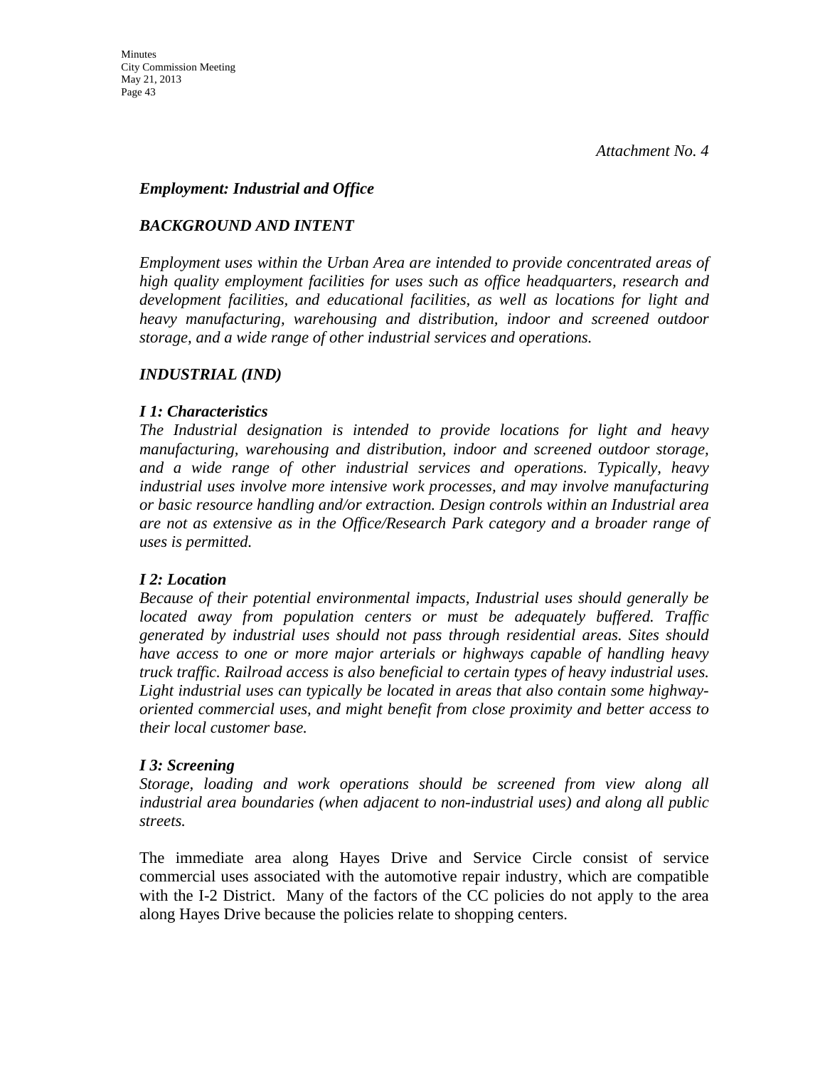*Attachment No. 4*

***Employment: Industrial and Office***

***BACKGROUND AND INTENT***

*Employment uses within the Urban Area are intended to provide concentrated areas of high quality employment facilities for uses such as office headquarters, research and development facilities, and educational facilities, as well as locations for light and heavy manufacturing, warehousing and distribution, indoor and screened outdoor storage, and a wide range of other industrial services and operations.*

***INDUSTRIAL (IND)***

***I 1: Characteristics***
*The Industrial designation is intended to provide locations for light and heavy manufacturing, warehousing and distribution, indoor and screened outdoor storage, and a wide range of other industrial services and operations. Typically, heavy industrial uses involve more intensive work processes, and may involve manufacturing or basic resource handling and/or extraction. Design controls within an Industrial area are not as extensive as in the Office/Research Park category and a broader range of uses is permitted.*

***I 2: Location***
*Because of their potential environmental impacts, Industrial uses should generally be located away from population centers or must be adequately buffered. Traffic generated by industrial uses should not pass through residential areas. Sites should have access to one or more major arterials or highways capable of handling heavy truck traffic. Railroad access is also beneficial to certain types of heavy industrial uses. Light industrial uses can typically be located in areas that also contain some highway-oriented commercial uses, and might benefit from close proximity and better access to their local customer base.*

***I 3: Screening***
*Storage, loading and work operations should be screened from view along all industrial area boundaries (when adjacent to non-industrial uses) and along all public streets.*

The immediate area along Hayes Drive and Service Circle consist of service commercial uses associated with the automotive repair industry, which are compatible with the I-2 District. Many of the factors of the CC policies do not apply to the area along Hayes Drive because the policies relate to shopping centers.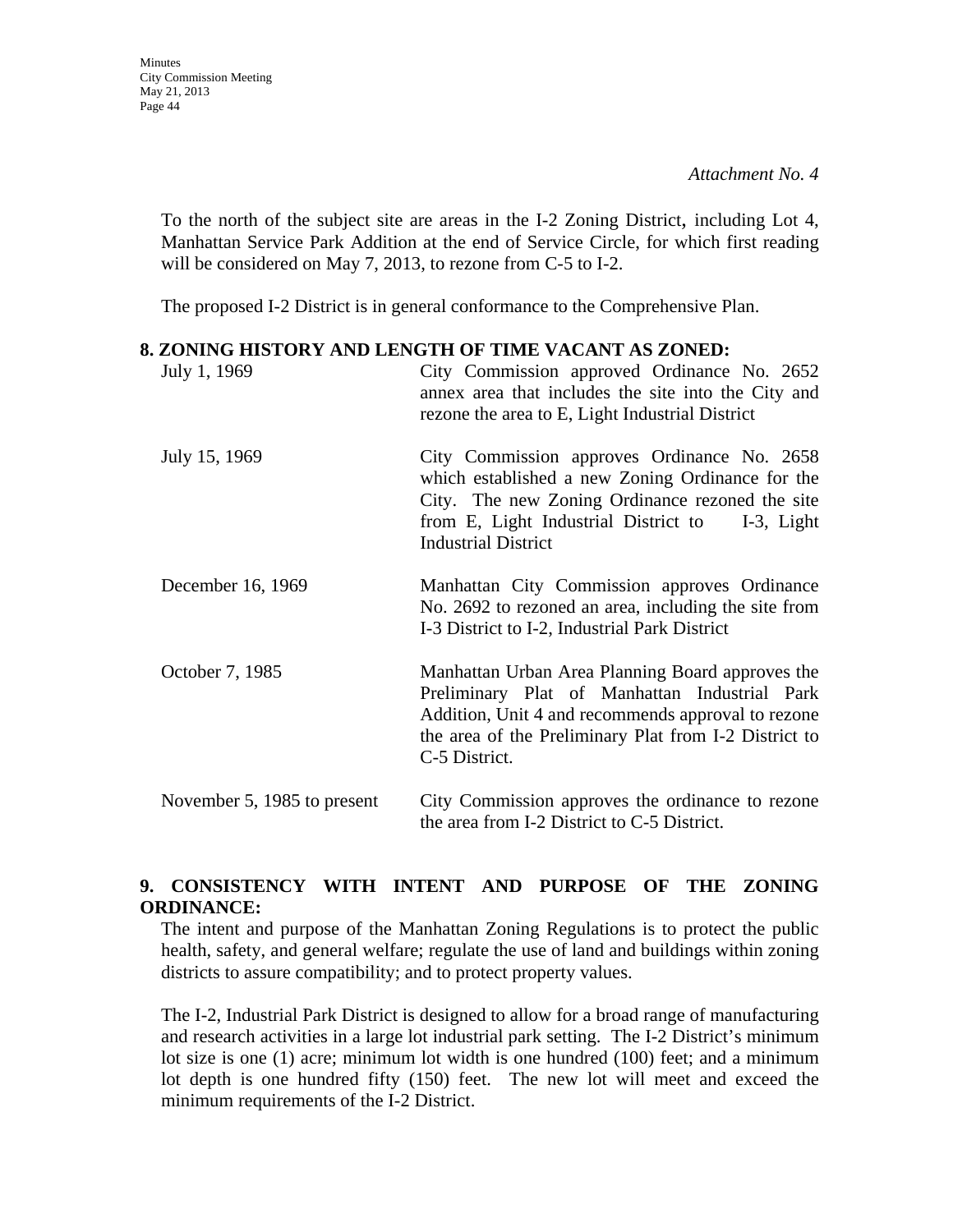*Attachment No. 4*

To the north of the subject site are areas in the I-2 Zoning District, including Lot 4, Manhattan Service Park Addition at the end of Service Circle, for which first reading will be considered on May 7, 2013, to rezone from C-5 to I-2.

The proposed I-2 District is in general conformance to the Comprehensive Plan.

**8. ZONING HISTORY AND LENGTH OF TIME VACANT AS ZONED:**

| | |
|---|---|
| July 1, 1969 | City Commission approved Ordinance No. 2652 annex area that includes the site into the City and rezone the area to E, Light Industrial District |
| July 15, 1969 | City Commission approves Ordinance No. 2658 which established a new Zoning Ordinance for the City. The new Zoning Ordinance rezoned the site from E, Light Industrial District to I-3, Light Industrial District |
| December 16, 1969 | Manhattan City Commission approves Ordinance No. 2692 to rezoned an area, including the site from I-3 District to I-2, Industrial Park District |
| October 7, 1985 | Manhattan Urban Area Planning Board approves the Preliminary Plat of Manhattan Industrial Park Addition, Unit 4 and recommends approval to rezone the area of the Preliminary Plat from I-2 District to C-5 District. |
| November 5, 1985 to present | City Commission approves the ordinance to rezone the area from I-2 District to C-5 District. |

**9. CONSISTENCY WITH INTENT AND PURPOSE OF THE ZONING ORDINANCE:**

The intent and purpose of the Manhattan Zoning Regulations is to protect the public health, safety, and general welfare; regulate the use of land and buildings within zoning districts to assure compatibility; and to protect property values.

The I-2, Industrial Park District is designed to allow for a broad range of manufacturing and research activities in a large lot industrial park setting. The I-2 District's minimum lot size is one (1) acre; minimum lot width is one hundred (100) feet; and a minimum lot depth is one hundred fifty (150) feet. The new lot will meet and exceed the minimum requirements of the I-2 District.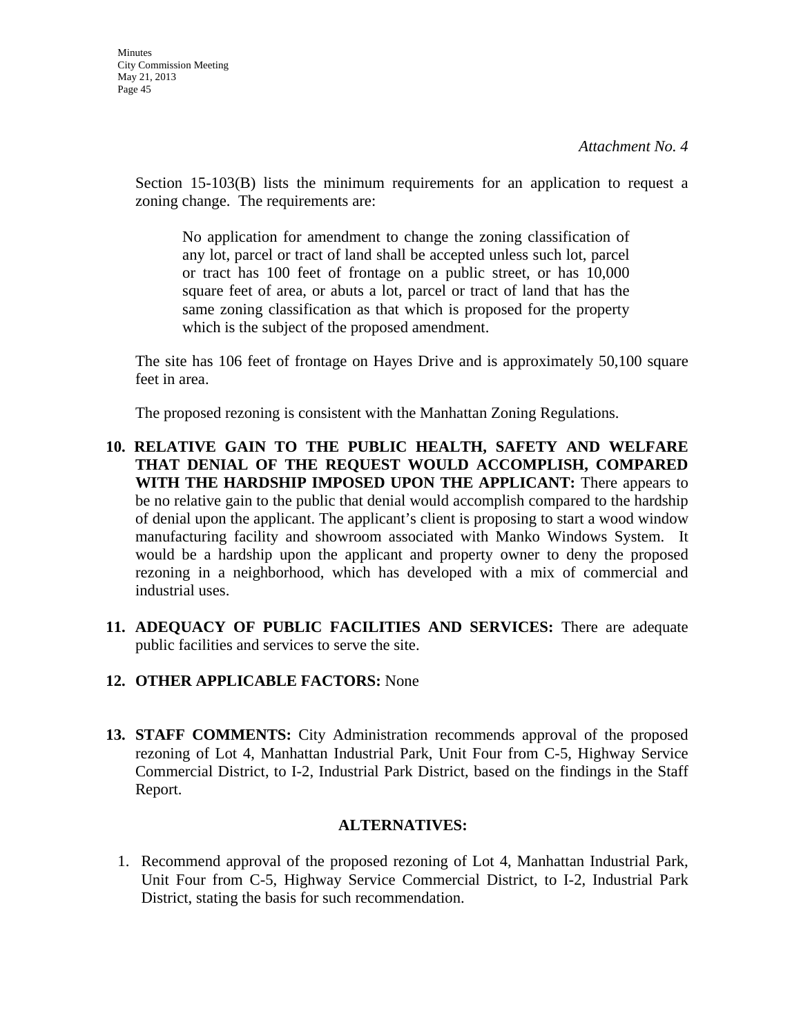*Attachment No. 4*

Section 15-103(B) lists the minimum requirements for an application to request a zoning change. The requirements are:

> No application for amendment to change the zoning classification of any lot, parcel or tract of land shall be accepted unless such lot, parcel or tract has 100 feet of frontage on a public street, or has 10,000 square feet of area, or abuts a lot, parcel or tract of land that has the same zoning classification as that which is proposed for the property which is the subject of the proposed amendment.

The site has 106 feet of frontage on Hayes Drive and is approximately 50,100 square feet in area.

The proposed rezoning is consistent with the Manhattan Zoning Regulations.

10. **RELATIVE GAIN TO THE PUBLIC HEALTH, SAFETY AND WELFARE THAT DENIAL OF THE REQUEST WOULD ACCOMPLISH, COMPARED WITH THE HARDSHIP IMPOSED UPON THE APPLICANT:** There appears to be no relative gain to the public that denial would accomplish compared to the hardship of denial upon the applicant. The applicant's client is proposing to start a wood window manufacturing facility and showroom associated with Manko Windows System. It would be a hardship upon the applicant and property owner to deny the proposed rezoning in a neighborhood, which has developed with a mix of commercial and industrial uses.

11. **ADEQUACY OF PUBLIC FACILITIES AND SERVICES:** There are adequate public facilities and services to serve the site.

12. **OTHER APPLICABLE FACTORS:** None

13. **STAFF COMMENTS:** City Administration recommends approval of the proposed rezoning of Lot 4, Manhattan Industrial Park, Unit Four from C-5, Highway Service Commercial District, to I-2, Industrial Park District, based on the findings in the Staff Report.

**ALTERNATIVES:**

1. Recommend approval of the proposed rezoning of Lot 4, Manhattan Industrial Park, Unit Four from C-5, Highway Service Commercial District, to I-2, Industrial Park District, stating the basis for such recommendation.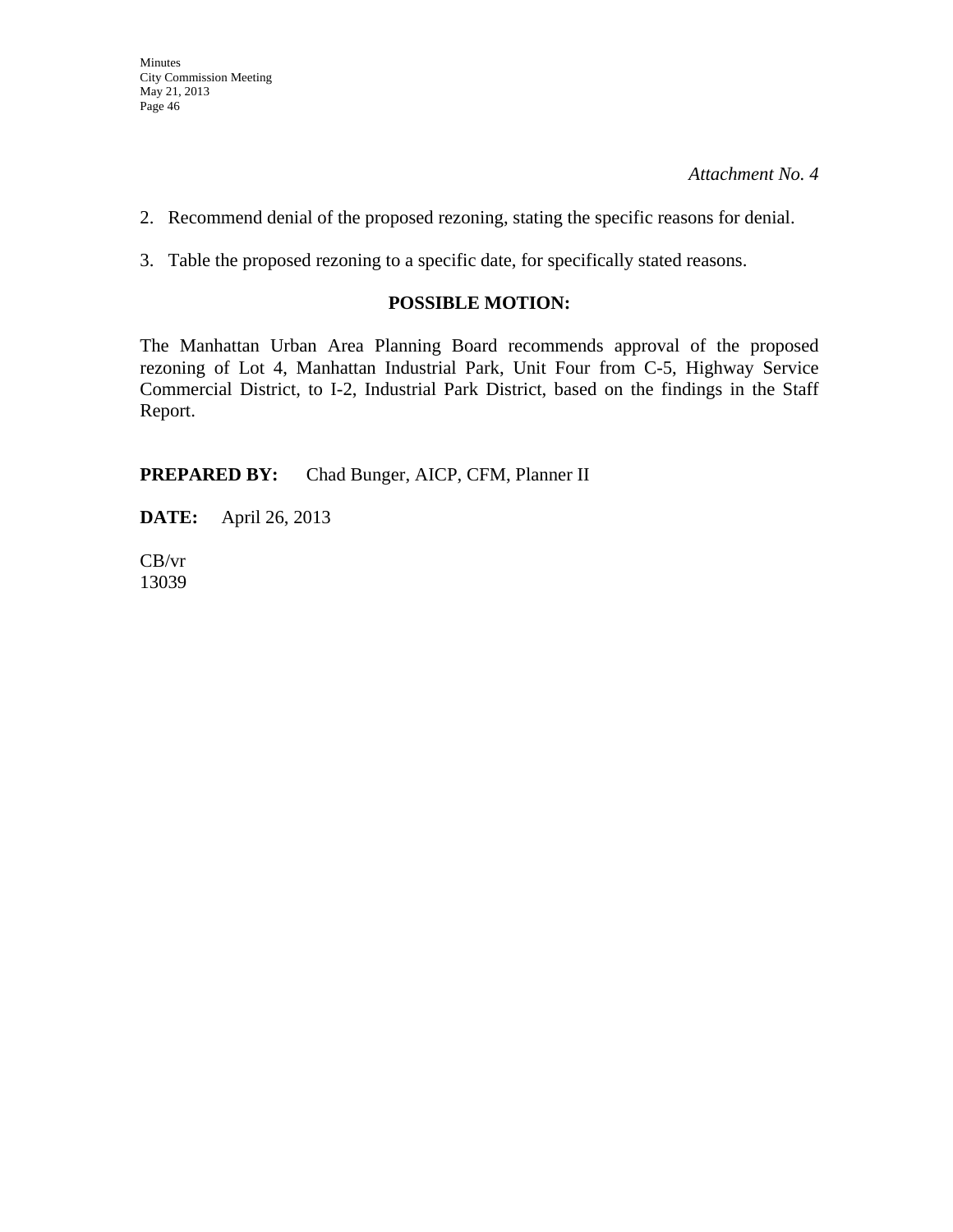*Attachment No. 4*

2. Recommend denial of the proposed rezoning, stating the specific reasons for denial.

3. Table the proposed rezoning to a specific date, for specifically stated reasons.

**POSSIBLE MOTION:**

The Manhattan Urban Area Planning Board recommends approval of the proposed rezoning of Lot 4, Manhattan Industrial Park, Unit Four from C-5, Highway Service Commercial District, to I-2, Industrial Park District, based on the findings in the Staff Report.

**PREPARED BY:** Chad Bunger, AICP, CFM, Planner II

**DATE:** April 26, 2013

CB/vr
13039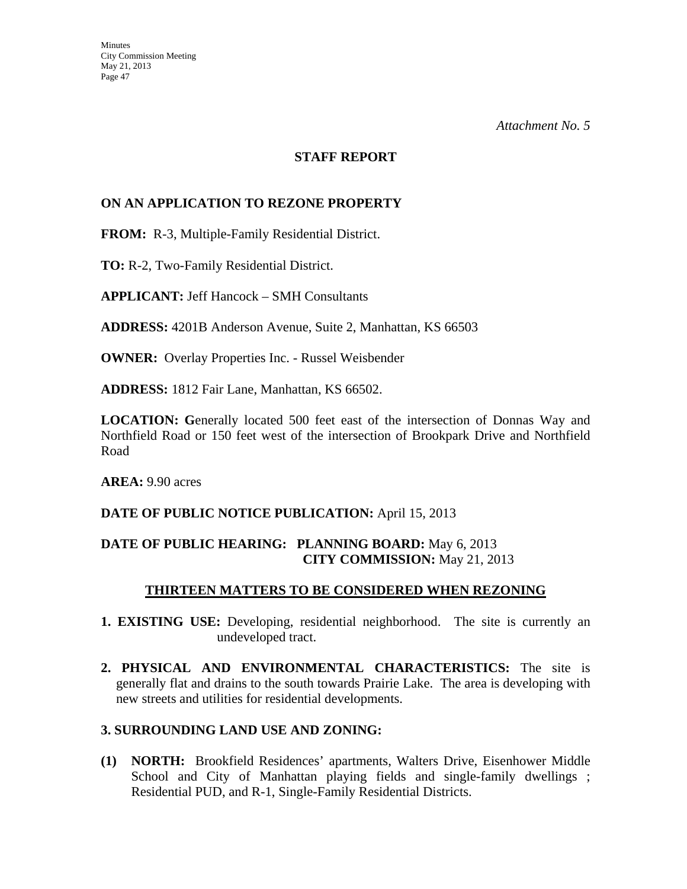*Attachment No. 5*

## STAFF REPORT

**ON AN APPLICATION TO REZONE PROPERTY**

**FROM:** R-3, Multiple-Family Residential District.

**TO:** R-2, Two-Family Residential District.

**APPLICANT:** Jeff Hancock – SMH Consultants

**ADDRESS:** 4201B Anderson Avenue, Suite 2, Manhattan, KS 66503

**OWNER:** Overlay Properties Inc. - Russel Weisbender

**ADDRESS:** 1812 Fair Lane, Manhattan, KS 66502.

**LOCATION: G**enerally located 500 feet east of the intersection of Donnas Way and Northfield Road or 150 feet west of the intersection of Brookpark Drive and Northfield Road

**AREA:** 9.90 acres

**DATE OF PUBLIC NOTICE PUBLICATION:** April 15, 2013

**DATE OF PUBLIC HEARING: PLANNING BOARD:** May 6, 2013
**CITY COMMISSION:** May 21, 2013

**THIRTEEN MATTERS TO BE CONSIDERED WHEN REZONING**

**1. EXISTING USE:** Developing, residential neighborhood. The site is currently an undeveloped tract.

**2. PHYSICAL AND ENVIRONMENTAL CHARACTERISTICS:** The site is generally flat and drains to the south towards Prairie Lake. The area is developing with new streets and utilities for residential developments.

**3. SURROUNDING LAND USE AND ZONING:**

**(1) NORTH:** Brookfield Residences' apartments, Walters Drive, Eisenhower Middle School and City of Manhattan playing fields and single-family dwellings ; Residential PUD, and R-1, Single-Family Residential Districts.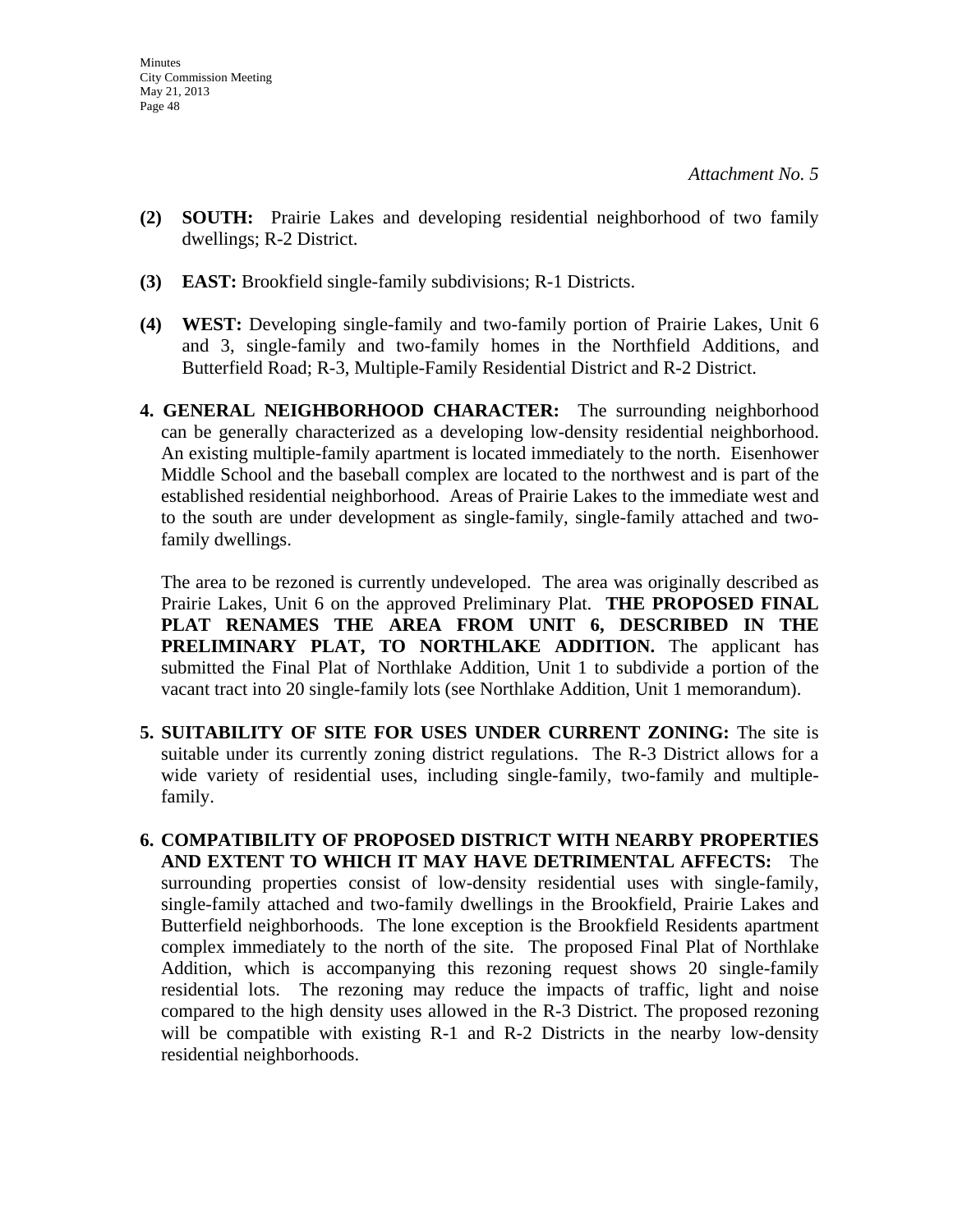*Attachment No. 5*

**(2) SOUTH:** Prairie Lakes and developing residential neighborhood of two family dwellings; R-2 District.

**(3) EAST:** Brookfield single-family subdivisions; R-1 Districts.

**(4) WEST:** Developing single-family and two-family portion of Prairie Lakes, Unit 6 and 3, single-family and two-family homes in the Northfield Additions, and Butterfield Road; R-3, Multiple-Family Residential District and R-2 District.

**4. GENERAL NEIGHBORHOOD CHARACTER:** The surrounding neighborhood can be generally characterized as a developing low-density residential neighborhood. An existing multiple-family apartment is located immediately to the north. Eisenhower Middle School and the baseball complex are located to the northwest and is part of the established residential neighborhood. Areas of Prairie Lakes to the immediate west and to the south are under development as single-family, single-family attached and two-family dwellings.

The area to be rezoned is currently undeveloped. The area was originally described as Prairie Lakes, Unit 6 on the approved Preliminary Plat. **THE PROPOSED FINAL PLAT RENAMES THE AREA FROM UNIT 6, DESCRIBED IN THE PRELIMINARY PLAT, TO NORTHLAKE ADDITION.** The applicant has submitted the Final Plat of Northlake Addition, Unit 1 to subdivide a portion of the vacant tract into 20 single-family lots (see Northlake Addition, Unit 1 memorandum).

**5. SUITABILITY OF SITE FOR USES UNDER CURRENT ZONING:** The site is suitable under its currently zoning district regulations. The R-3 District allows for a wide variety of residential uses, including single-family, two-family and multiple-family.

**6. COMPATIBILITY OF PROPOSED DISTRICT WITH NEARBY PROPERTIES AND EXTENT TO WHICH IT MAY HAVE DETRIMENTAL AFFECTS:** The surrounding properties consist of low-density residential uses with single-family, single-family attached and two-family dwellings in the Brookfield, Prairie Lakes and Butterfield neighborhoods. The lone exception is the Brookfield Residents apartment complex immediately to the north of the site. The proposed Final Plat of Northlake Addition, which is accompanying this rezoning request shows 20 single-family residential lots. The rezoning may reduce the impacts of traffic, light and noise compared to the high density uses allowed in the R-3 District. The proposed rezoning will be compatible with existing R-1 and R-2 Districts in the nearby low-density residential neighborhoods.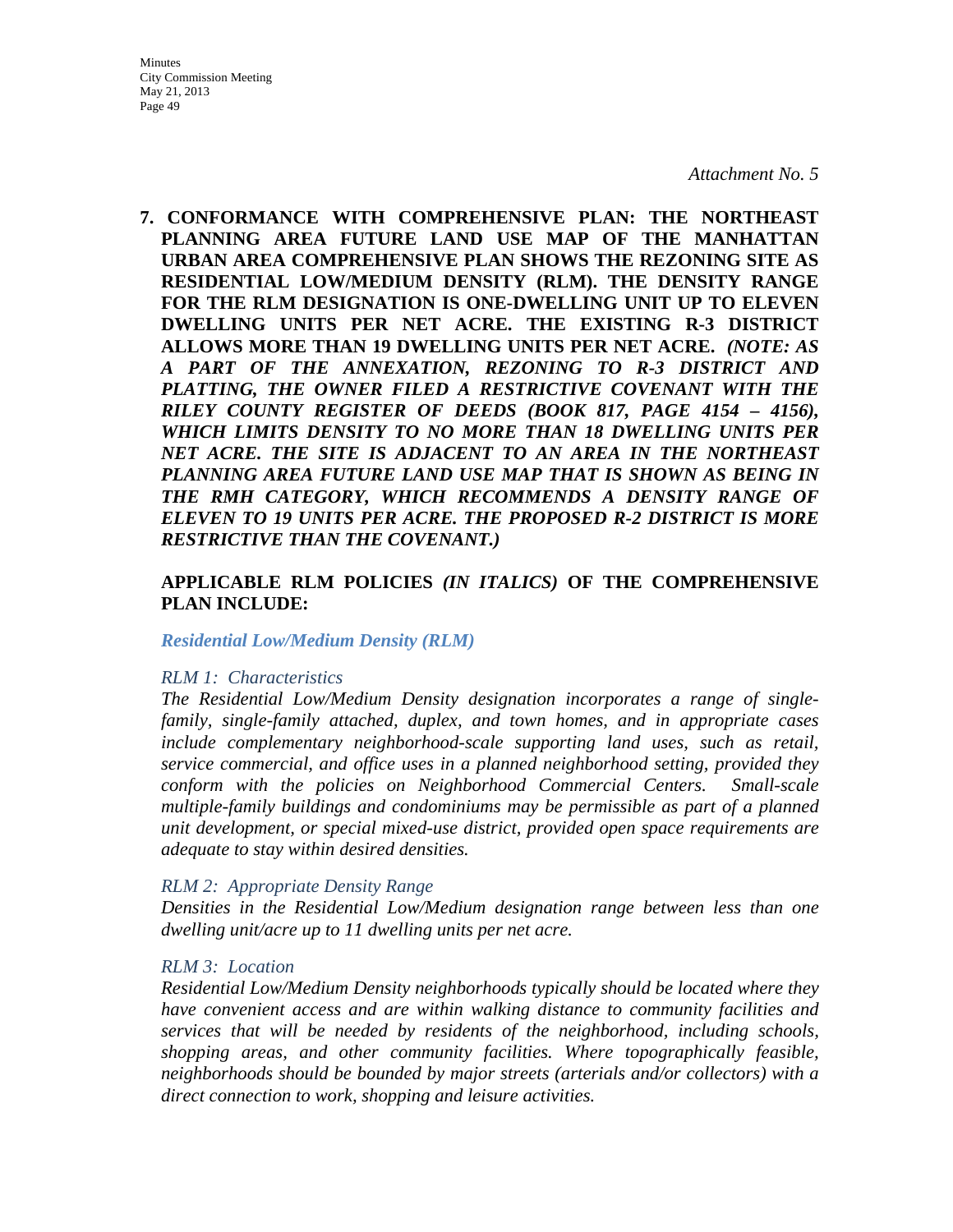*Attachment No. 5*

**7. CONFORMANCE WITH COMPREHENSIVE PLAN: THE NORTHEAST PLANNING AREA FUTURE LAND USE MAP OF THE MANHATTAN URBAN AREA COMPREHENSIVE PLAN SHOWS THE REZONING SITE AS RESIDENTIAL LOW/MEDIUM DENSITY (RLM). THE DENSITY RANGE FOR THE RLM DESIGNATION IS ONE-DWELLING UNIT UP TO ELEVEN DWELLING UNITS PER NET ACRE. THE EXISTING R-3 DISTRICT ALLOWS MORE THAN 19 DWELLING UNITS PER NET ACRE.** ***(NOTE: AS A PART OF THE ANNEXATION, REZONING TO R-3 DISTRICT AND PLATTING, THE OWNER FILED A RESTRICTIVE COVENANT WITH THE RILEY COUNTY REGISTER OF DEEDS (BOOK 817, PAGE 4154 – 4156), WHICH LIMITS DENSITY TO NO MORE THAN 18 DWELLING UNITS PER NET ACRE. THE SITE IS ADJACENT TO AN AREA IN THE NORTHEAST PLANNING AREA FUTURE LAND USE MAP THAT IS SHOWN AS BEING IN THE RMH CATEGORY, WHICH RECOMMENDS A DENSITY RANGE OF ELEVEN TO 19 UNITS PER ACRE. THE PROPOSED R-2 DISTRICT IS MORE RESTRICTIVE THAN THE COVENANT.)***

**APPLICABLE RLM POLICIES** ***(IN ITALICS)*** **OF THE COMPREHENSIVE PLAN INCLUDE:**

***Residential Low/Medium Density (RLM)***

*RLM 1: Characteristics*

*The Residential Low/Medium Density designation incorporates a range of single-family, single-family attached, duplex, and town homes, and in appropriate cases include complementary neighborhood-scale supporting land uses, such as retail, service commercial, and office uses in a planned neighborhood setting, provided they conform with the policies on Neighborhood Commercial Centers. Small-scale multiple-family buildings and condominiums may be permissible as part of a planned unit development, or special mixed-use district, provided open space requirements are adequate to stay within desired densities.*

*RLM 2: Appropriate Density Range*

*Densities in the Residential Low/Medium designation range between less than one dwelling unit/acre up to 11 dwelling units per net acre.*

*RLM 3: Location*

*Residential Low/Medium Density neighborhoods typically should be located where they have convenient access and are within walking distance to community facilities and services that will be needed by residents of the neighborhood, including schools, shopping areas, and other community facilities. Where topographically feasible, neighborhoods should be bounded by major streets (arterials and/or collectors) with a direct connection to work, shopping and leisure activities.*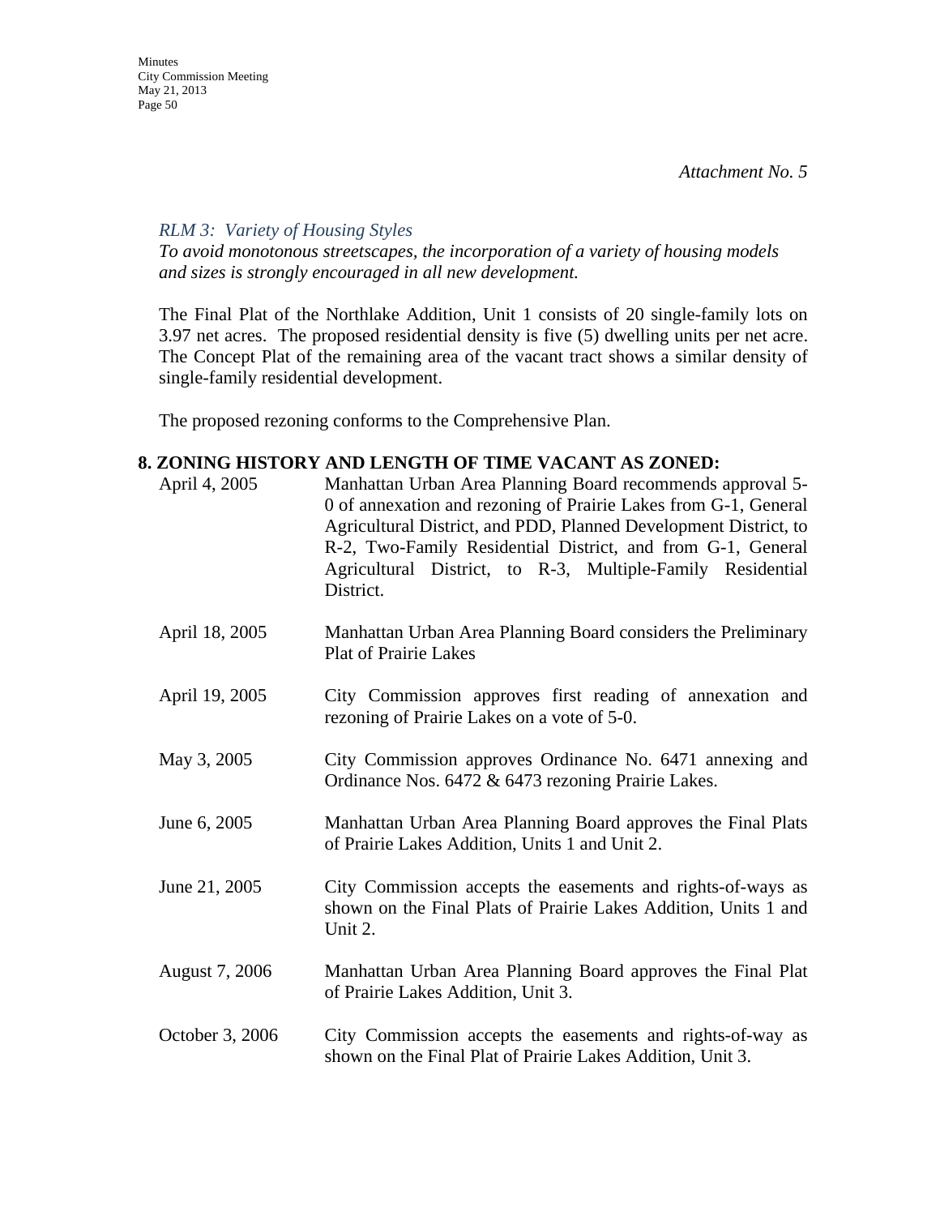*Attachment No. 5*

*RLM 3: Variety of Housing Styles*
*To avoid monotonous streetscapes, the incorporation of a variety of housing models and sizes is strongly encouraged in all new development.*

The Final Plat of the Northlake Addition, Unit 1 consists of 20 single-family lots on 3.97 net acres. The proposed residential density is five (5) dwelling units per net acre. The Concept Plat of the remaining area of the vacant tract shows a similar density of single-family residential development.

The proposed rezoning conforms to the Comprehensive Plan.

**8. ZONING HISTORY AND LENGTH OF TIME VACANT AS ZONED:**

| | |
|---|---|
| April 4, 2005 | Manhattan Urban Area Planning Board recommends approval 5-0 of annexation and rezoning of Prairie Lakes from G-1, General Agricultural District, and PDD, Planned Development District, to R-2, Two-Family Residential District, and from G-1, General Agricultural District, to R-3, Multiple-Family Residential District. |
| April 18, 2005 | Manhattan Urban Area Planning Board considers the Preliminary Plat of Prairie Lakes |
| April 19, 2005 | City Commission approves first reading of annexation and rezoning of Prairie Lakes on a vote of 5-0. |
| May 3, 2005 | City Commission approves Ordinance No. 6471 annexing and Ordinance Nos. 6472 & 6473 rezoning Prairie Lakes. |
| June 6, 2005 | Manhattan Urban Area Planning Board approves the Final Plats of Prairie Lakes Addition, Units 1 and Unit 2. |
| June 21, 2005 | City Commission accepts the easements and rights-of-ways as shown on the Final Plats of Prairie Lakes Addition, Units 1 and Unit 2. |
| August 7, 2006 | Manhattan Urban Area Planning Board approves the Final Plat of Prairie Lakes Addition, Unit 3. |
| October 3, 2006 | City Commission accepts the easements and rights-of-way as shown on the Final Plat of Prairie Lakes Addition, Unit 3. |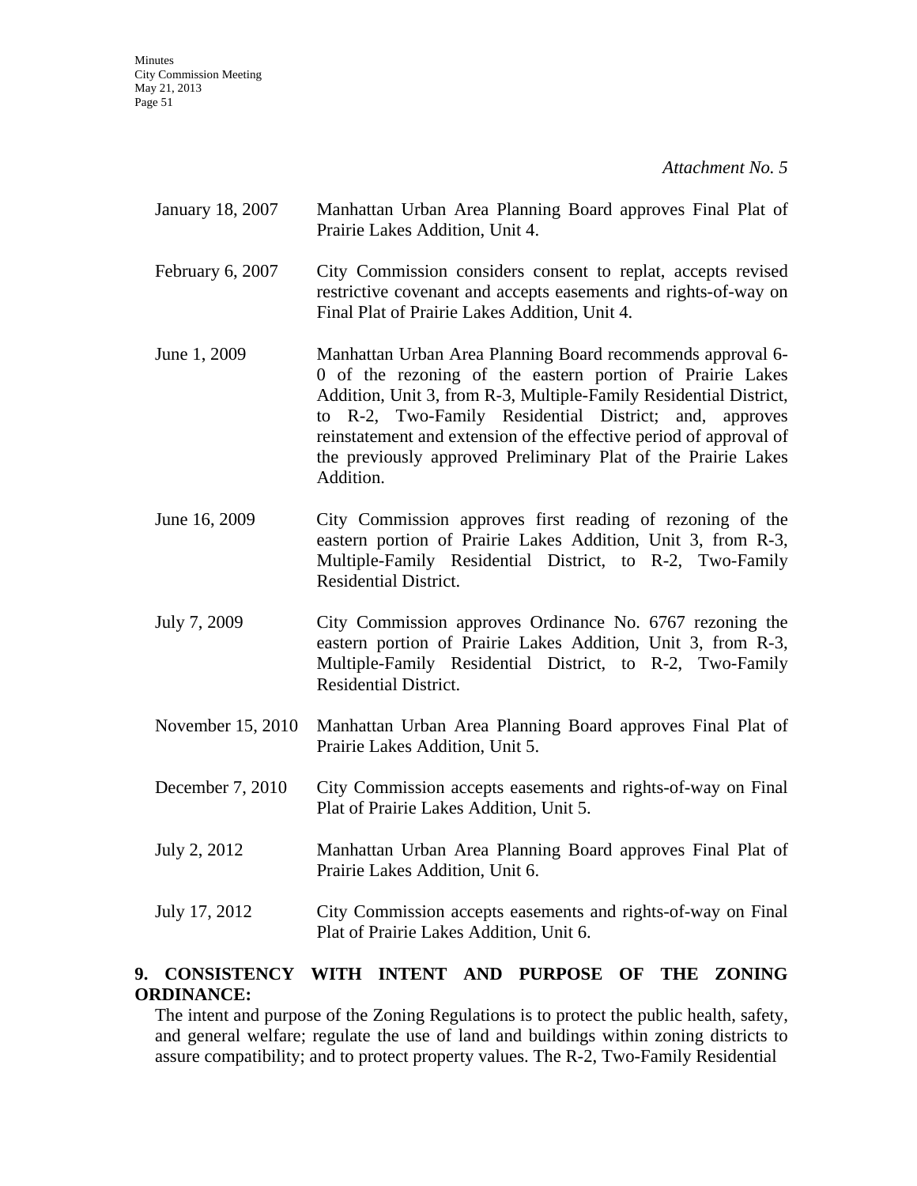*Attachment No. 5*

January 18, 2007 Manhattan Urban Area Planning Board approves Final Plat of Prairie Lakes Addition, Unit 4.

February 6, 2007 City Commission considers consent to replat, accepts revised restrictive covenant and accepts easements and rights-of-way on Final Plat of Prairie Lakes Addition, Unit 4.

June 1, 2009 Manhattan Urban Area Planning Board recommends approval 6-0 of the rezoning of the eastern portion of Prairie Lakes Addition, Unit 3, from R-3, Multiple-Family Residential District, to R-2, Two-Family Residential District; and, approves reinstatement and extension of the effective period of approval of the previously approved Preliminary Plat of the Prairie Lakes Addition.

June 16, 2009 City Commission approves first reading of rezoning of the eastern portion of Prairie Lakes Addition, Unit 3, from R-3, Multiple-Family Residential District, to R-2, Two-Family Residential District.

July 7, 2009 City Commission approves Ordinance No. 6767 rezoning the eastern portion of Prairie Lakes Addition, Unit 3, from R-3, Multiple-Family Residential District, to R-2, Two-Family Residential District.

November 15, 2010 Manhattan Urban Area Planning Board approves Final Plat of Prairie Lakes Addition, Unit 5.

December 7, 2010 City Commission accepts easements and rights-of-way on Final Plat of Prairie Lakes Addition, Unit 5.

July 2, 2012 Manhattan Urban Area Planning Board approves Final Plat of Prairie Lakes Addition, Unit 6.

July 17, 2012 City Commission accepts easements and rights-of-way on Final Plat of Prairie Lakes Addition, Unit 6.

**9. CONSISTENCY WITH INTENT AND PURPOSE OF THE ZONING ORDINANCE:**

The intent and purpose of the Zoning Regulations is to protect the public health, safety, and general welfare; regulate the use of land and buildings within zoning districts to assure compatibility; and to protect property values. The R-2, Two-Family Residential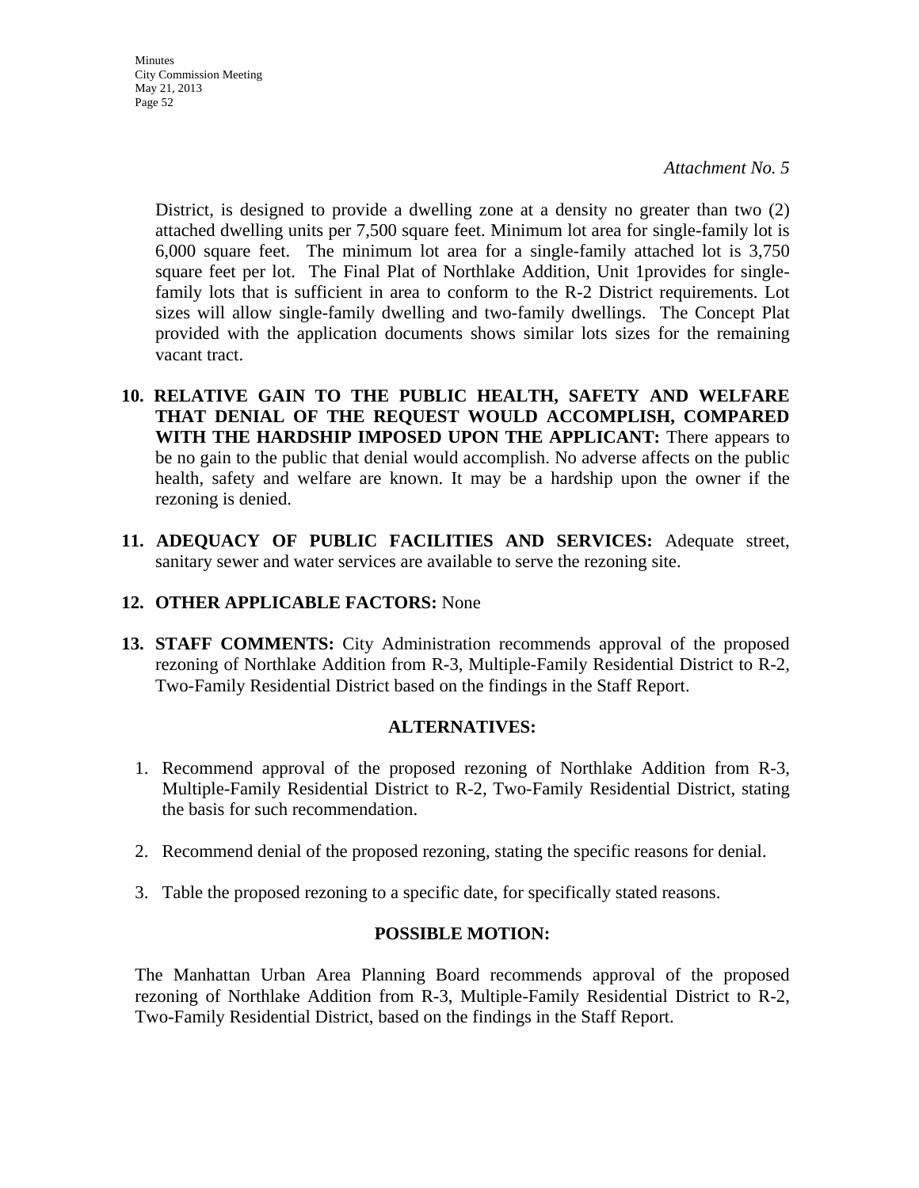*Attachment No. 5*

District, is designed to provide a dwelling zone at a density no greater than two (2) attached dwelling units per 7,500 square feet. Minimum lot area for single-family lot is 6,000 square feet. The minimum lot area for a single-family attached lot is 3,750 square feet per lot. The Final Plat of Northlake Addition, Unit 1provides for single-family lots that is sufficient in area to conform to the R-2 District requirements. Lot sizes will allow single-family dwelling and two-family dwellings. The Concept Plat provided with the application documents shows similar lots sizes for the remaining vacant tract.

10. **RELATIVE GAIN TO THE PUBLIC HEALTH, SAFETY AND WELFARE THAT DENIAL OF THE REQUEST WOULD ACCOMPLISH, COMPARED WITH THE HARDSHIP IMPOSED UPON THE APPLICANT:** There appears to be no gain to the public that denial would accomplish. No adverse affects on the public health, safety and welfare are known. It may be a hardship upon the owner if the rezoning is denied.

11. **ADEQUACY OF PUBLIC FACILITIES AND SERVICES:** Adequate street, sanitary sewer and water services are available to serve the rezoning site.

12. **OTHER APPLICABLE FACTORS:** None

13. **STAFF COMMENTS:** City Administration recommends approval of the proposed rezoning of Northlake Addition from R-3, Multiple-Family Residential District to R-2, Two-Family Residential District based on the findings in the Staff Report.

**ALTERNATIVES:**

1. Recommend approval of the proposed rezoning of Northlake Addition from R-3, Multiple-Family Residential District to R-2, Two-Family Residential District, stating the basis for such recommendation.

2. Recommend denial of the proposed rezoning, stating the specific reasons for denial.

3. Table the proposed rezoning to a specific date, for specifically stated reasons.

**POSSIBLE MOTION:**

The Manhattan Urban Area Planning Board recommends approval of the proposed rezoning of Northlake Addition from R-3, Multiple-Family Residential District to R-2, Two-Family Residential District, based on the findings in the Staff Report.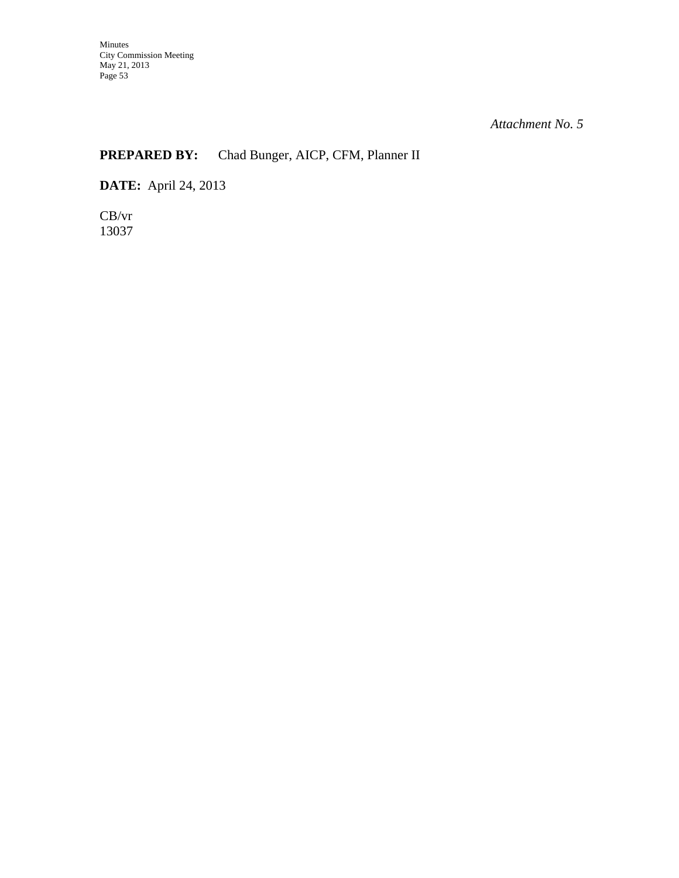*Attachment No. 5*

**PREPARED BY:** Chad Bunger, AICP, CFM, Planner II

**DATE:** April 24, 2013

CB/vr
13037